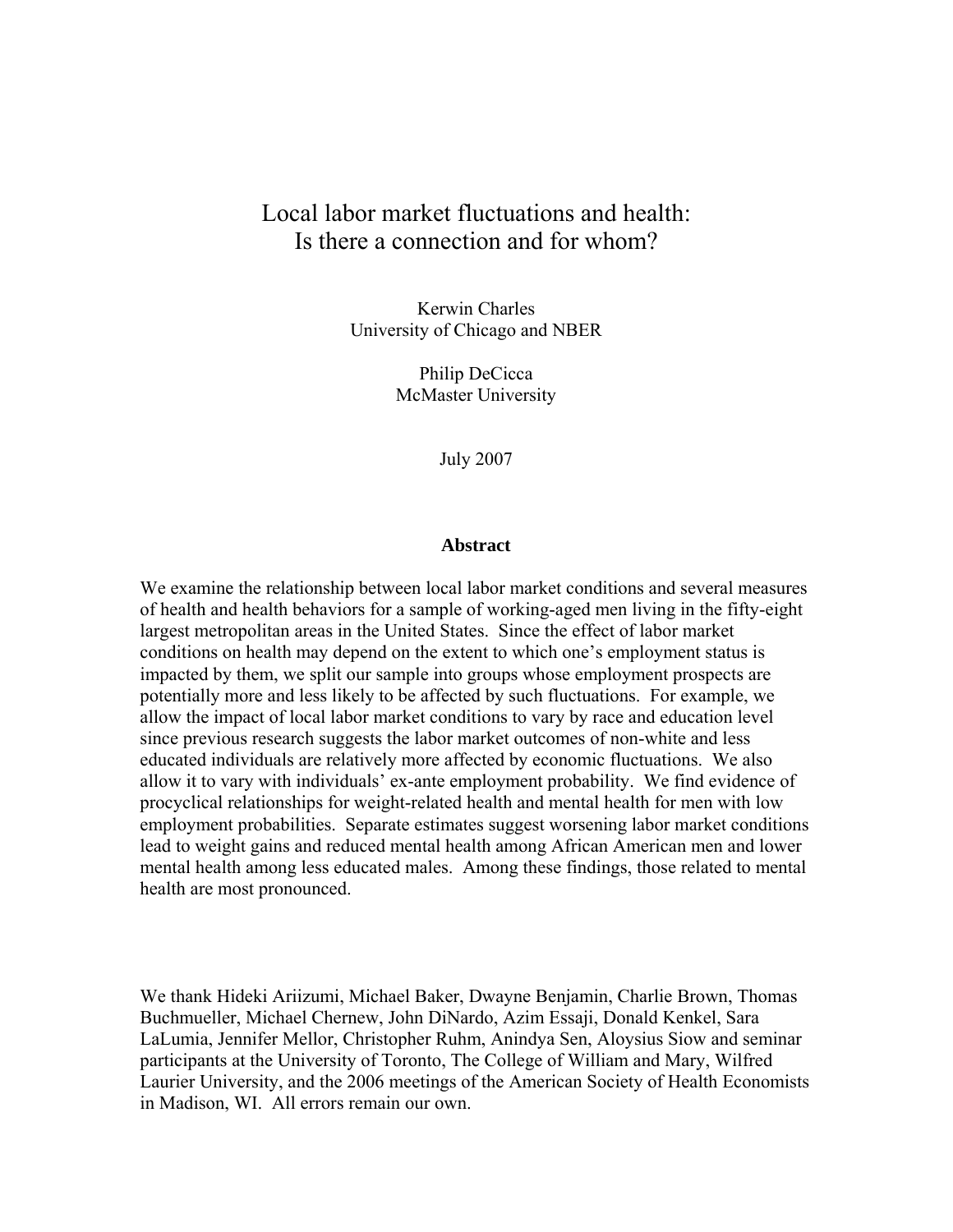# Local labor market fluctuations and health: Is there a connection and for whom?

Kerwin Charles
University of Chicago and NBER

Philip DeCicca
McMaster University

July 2007

**Abstract**

We examine the relationship between local labor market conditions and several measures of health and health behaviors for a sample of working-aged men living in the fifty-eight largest metropolitan areas in the United States. Since the effect of labor market conditions on health may depend on the extent to which one's employment status is impacted by them, we split our sample into groups whose employment prospects are potentially more and less likely to be affected by such fluctuations. For example, we allow the impact of local labor market conditions to vary by race and education level since previous research suggests the labor market outcomes of non-white and less educated individuals are relatively more affected by economic fluctuations. We also allow it to vary with individuals' ex-ante employment probability. We find evidence of procyclical relationships for weight-related health and mental health for men with low employment probabilities. Separate estimates suggest worsening labor market conditions lead to weight gains and reduced mental health among African American men and lower mental health among less educated males. Among these findings, those related to mental health are most pronounced.

We thank Hideki Ariizumi, Michael Baker, Dwayne Benjamin, Charlie Brown, Thomas Buchmueller, Michael Chernew, John DiNardo, Azim Essaji, Donald Kenkel, Sara LaLumia, Jennifer Mellor, Christopher Ruhm, Anindya Sen, Aloysius Siow and seminar participants at the University of Toronto, The College of William and Mary, Wilfred Laurier University, and the 2006 meetings of the American Society of Health Economists in Madison, WI. All errors remain our own.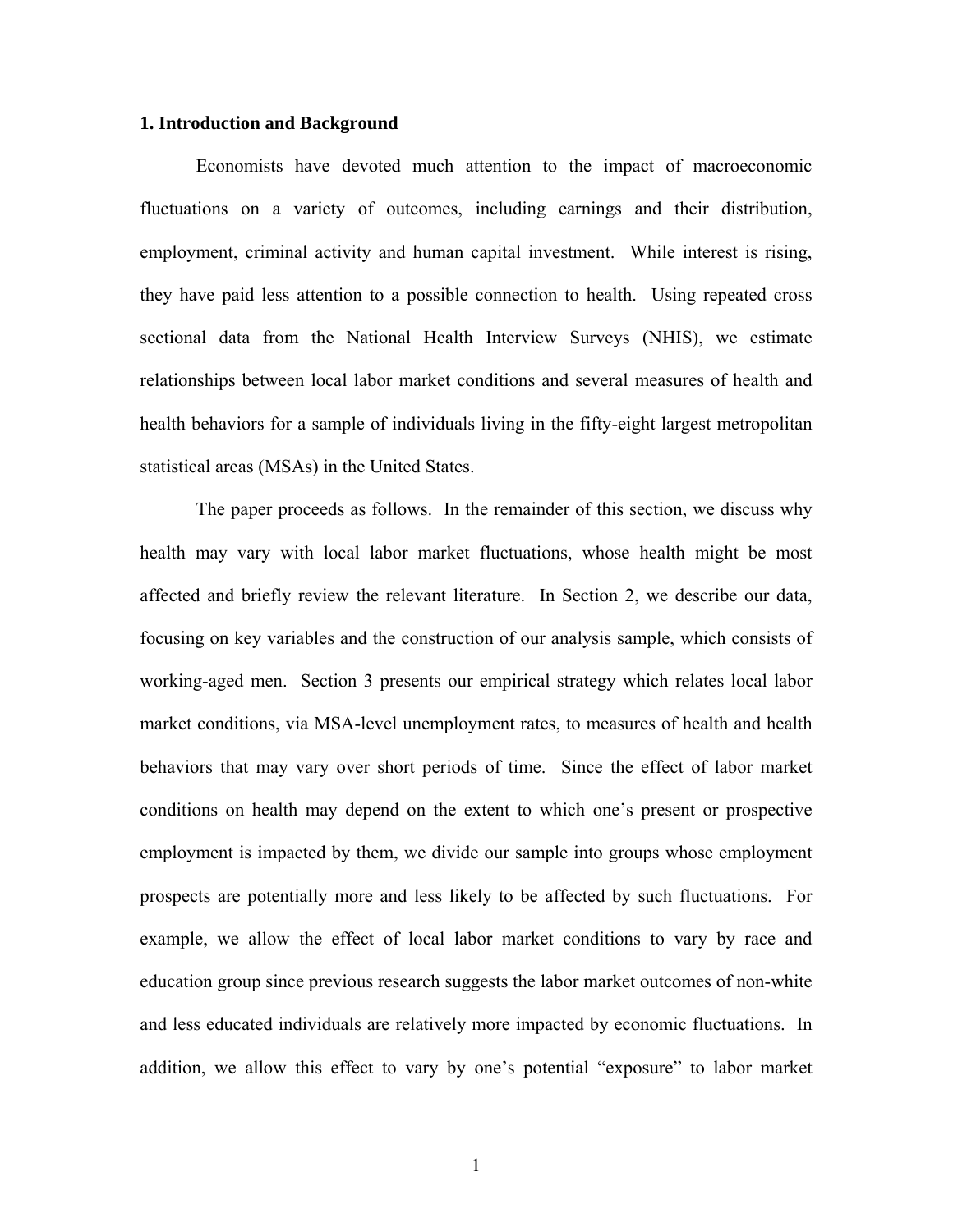## 1. Introduction and Background

Economists have devoted much attention to the impact of macroeconomic fluctuations on a variety of outcomes, including earnings and their distribution, employment, criminal activity and human capital investment. While interest is rising, they have paid less attention to a possible connection to health. Using repeated cross sectional data from the National Health Interview Surveys (NHIS), we estimate relationships between local labor market conditions and several measures of health and health behaviors for a sample of individuals living in the fifty-eight largest metropolitan statistical areas (MSAs) in the United States.

The paper proceeds as follows. In the remainder of this section, we discuss why health may vary with local labor market fluctuations, whose health might be most affected and briefly review the relevant literature. In Section 2, we describe our data, focusing on key variables and the construction of our analysis sample, which consists of working-aged men. Section 3 presents our empirical strategy which relates local labor market conditions, via MSA-level unemployment rates, to measures of health and health behaviors that may vary over short periods of time. Since the effect of labor market conditions on health may depend on the extent to which one's present or prospective employment is impacted by them, we divide our sample into groups whose employment prospects are potentially more and less likely to be affected by such fluctuations. For example, we allow the effect of local labor market conditions to vary by race and education group since previous research suggests the labor market outcomes of non-white and less educated individuals are relatively more impacted by economic fluctuations. In addition, we allow this effect to vary by one's potential "exposure" to labor market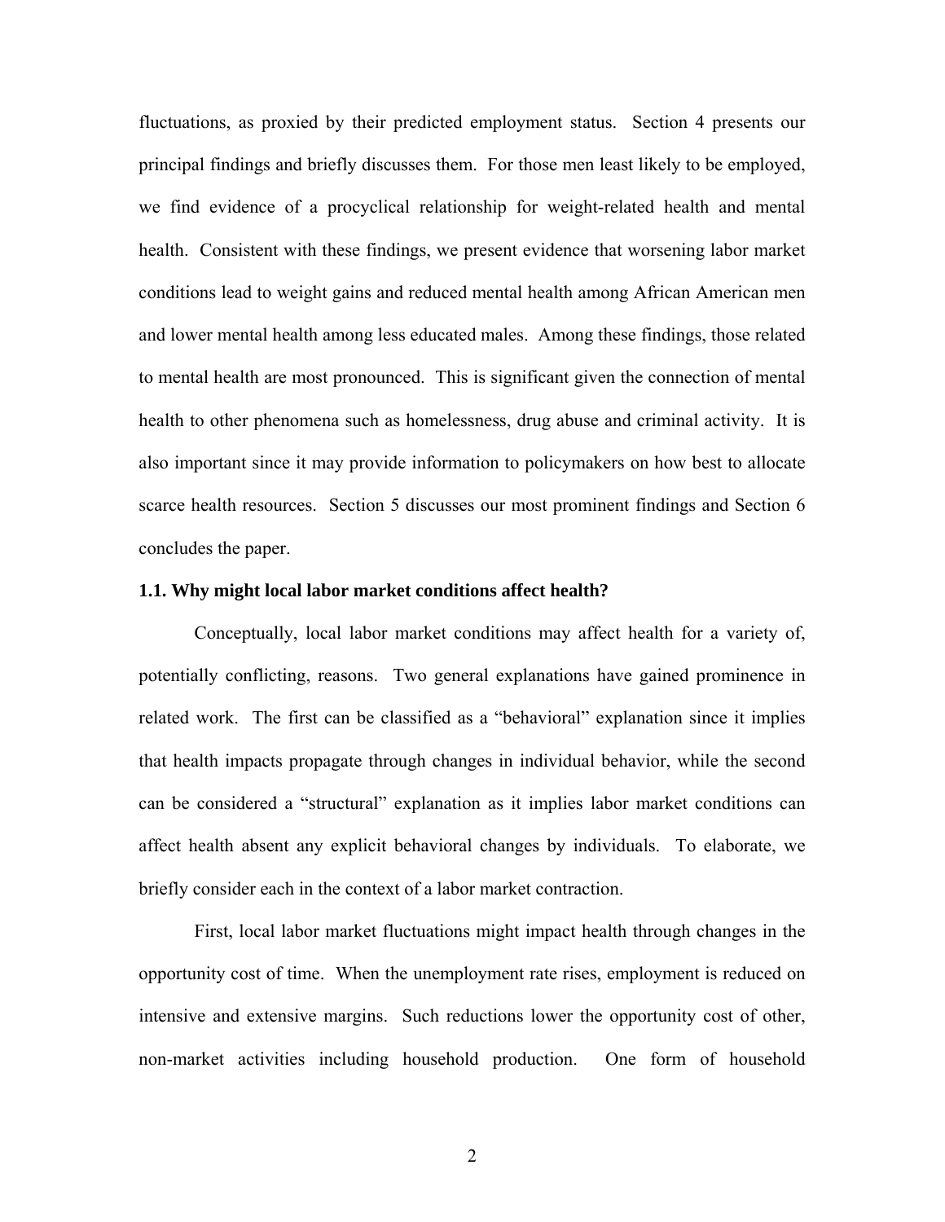fluctuations, as proxied by their predicted employment status. Section 4 presents our principal findings and briefly discusses them. For those men least likely to be employed, we find evidence of a procyclical relationship for weight-related health and mental health. Consistent with these findings, we present evidence that worsening labor market conditions lead to weight gains and reduced mental health among African American men and lower mental health among less educated males. Among these findings, those related to mental health are most pronounced. This is significant given the connection of mental health to other phenomena such as homelessness, drug abuse and criminal activity. It is also important since it may provide information to policymakers on how best to allocate scarce health resources. Section 5 discusses our most prominent findings and Section 6 concludes the paper.

### 1.1. Why might local labor market conditions affect health?

Conceptually, local labor market conditions may affect health for a variety of, potentially conflicting, reasons. Two general explanations have gained prominence in related work. The first can be classified as a "behavioral" explanation since it implies that health impacts propagate through changes in individual behavior, while the second can be considered a "structural" explanation as it implies labor market conditions can affect health absent any explicit behavioral changes by individuals. To elaborate, we briefly consider each in the context of a labor market contraction.

First, local labor market fluctuations might impact health through changes in the opportunity cost of time. When the unemployment rate rises, employment is reduced on intensive and extensive margins. Such reductions lower the opportunity cost of other, non-market activities including household production. One form of household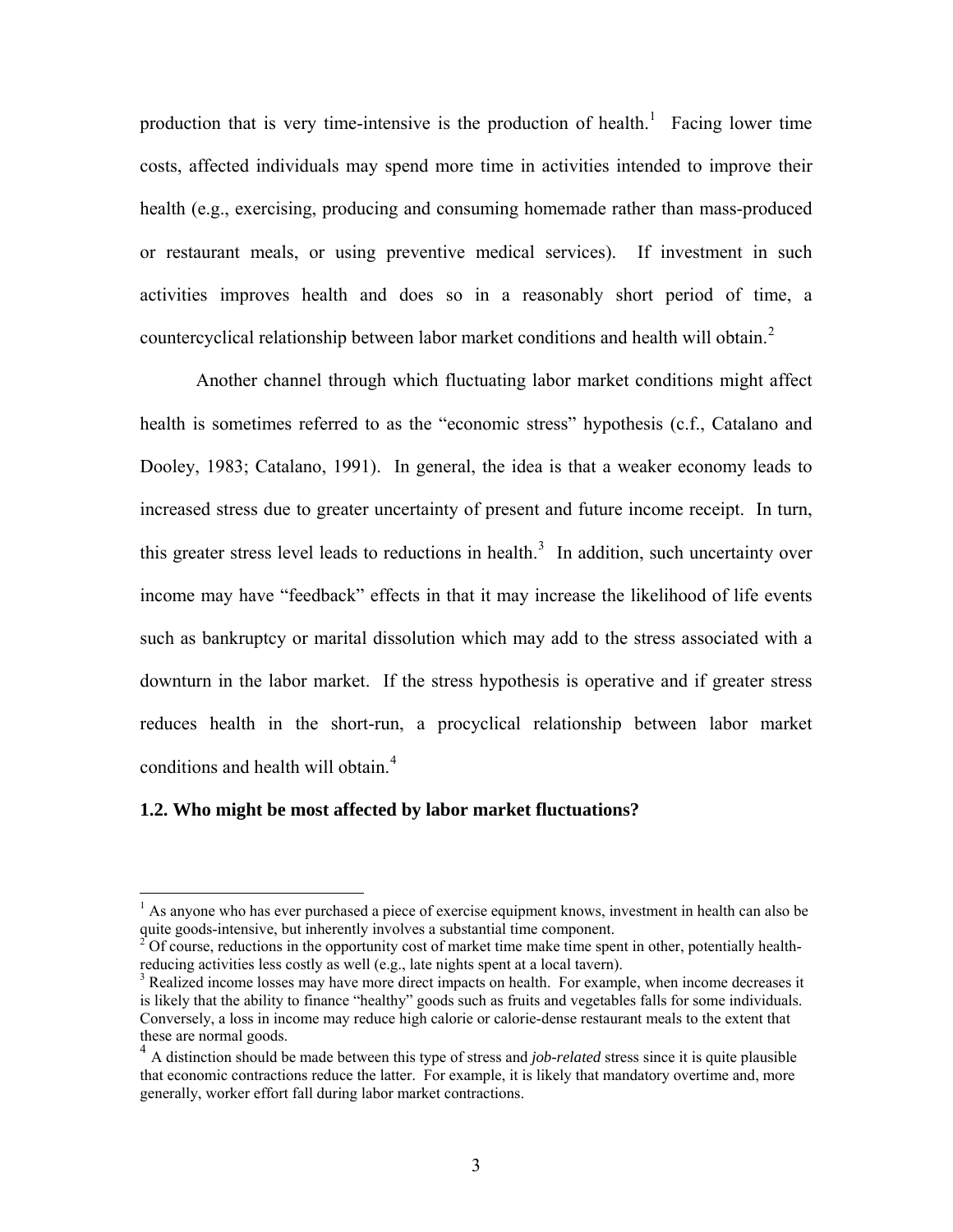production that is very time-intensive is the production of health.[1] Facing lower time costs, affected individuals may spend more time in activities intended to improve their health (e.g., exercising, producing and consuming homemade rather than mass-produced or restaurant meals, or using preventive medical services). If investment in such activities improves health and does so in a reasonably short period of time, a countercyclical relationship between labor market conditions and health will obtain.[2]

Another channel through which fluctuating labor market conditions might affect health is sometimes referred to as the "economic stress" hypothesis (c.f., Catalano and Dooley, 1983; Catalano, 1991). In general, the idea is that a weaker economy leads to increased stress due to greater uncertainty of present and future income receipt. In turn, this greater stress level leads to reductions in health.[3] In addition, such uncertainty over income may have "feedback" effects in that it may increase the likelihood of life events such as bankruptcy or marital dissolution which may add to the stress associated with a downturn in the labor market. If the stress hypothesis is operative and if greater stress reduces health in the short-run, a procyclical relationship between labor market conditions and health will obtain.[4]

### 1.2. Who might be most affected by labor market fluctuations?

---

[1] As anyone who has ever purchased a piece of exercise equipment knows, investment in health can also be quite goods-intensive, but inherently involves a substantial time component.

[2] Of course, reductions in the opportunity cost of market time make time spent in other, potentially health-reducing activities less costly as well (e.g., late nights spent at a local tavern).

[3] Realized income losses may have more direct impacts on health. For example, when income decreases it is likely that the ability to finance "healthy" goods such as fruits and vegetables falls for some individuals. Conversely, a loss in income may reduce high calorie or calorie-dense restaurant meals to the extent that these are normal goods.

[4] A distinction should be made between this type of stress and *job-related* stress since it is quite plausible that economic contractions reduce the latter. For example, it is likely that mandatory overtime and, more generally, worker effort fall during labor market contractions.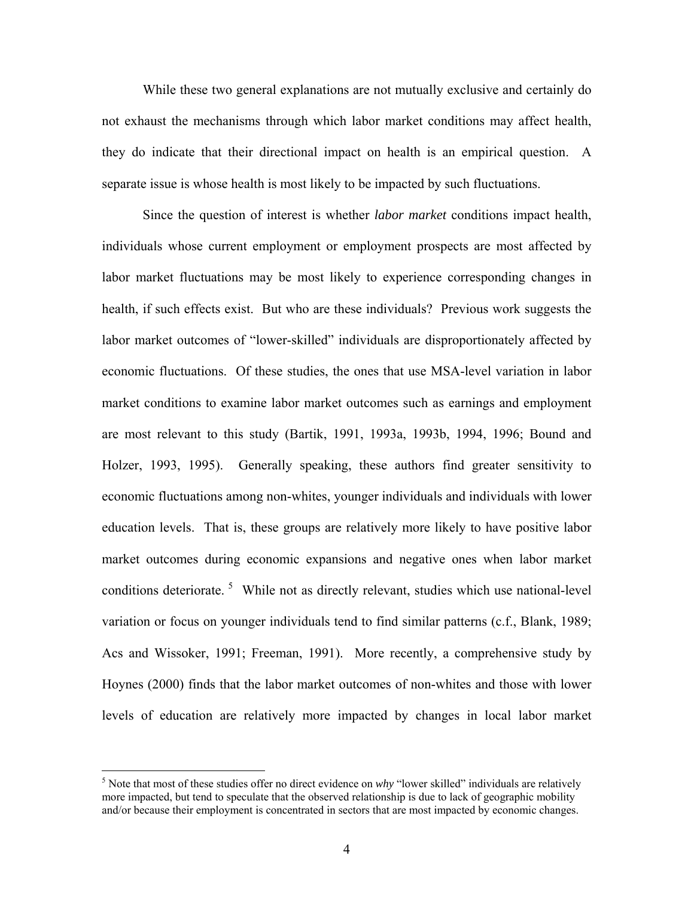While these two general explanations are not mutually exclusive and certainly do not exhaust the mechanisms through which labor market conditions may affect health, they do indicate that their directional impact on health is an empirical question. A separate issue is whose health is most likely to be impacted by such fluctuations.

Since the question of interest is whether *labor market* conditions impact health, individuals whose current employment or employment prospects are most affected by labor market fluctuations may be most likely to experience corresponding changes in health, if such effects exist. But who are these individuals? Previous work suggests the labor market outcomes of "lower-skilled" individuals are disproportionately affected by economic fluctuations. Of these studies, the ones that use MSA-level variation in labor market conditions to examine labor market outcomes such as earnings and employment are most relevant to this study (Bartik, 1991, 1993a, 1993b, 1994, 1996; Bound and Holzer, 1993, 1995). Generally speaking, these authors find greater sensitivity to economic fluctuations among non-whites, younger individuals and individuals with lower education levels. That is, these groups are relatively more likely to have positive labor market outcomes during economic expansions and negative ones when labor market conditions deteriorate. [5] While not as directly relevant, studies which use national-level variation or focus on younger individuals tend to find similar patterns (c.f., Blank, 1989; Acs and Wissoker, 1991; Freeman, 1991). More recently, a comprehensive study by Hoynes (2000) finds that the labor market outcomes of non-whites and those with lower levels of education are relatively more impacted by changes in local labor market

[5] Note that most of these studies offer no direct evidence on *why* "lower skilled" individuals are relatively more impacted, but tend to speculate that the observed relationship is due to lack of geographic mobility and/or because their employment is concentrated in sectors that are most impacted by economic changes.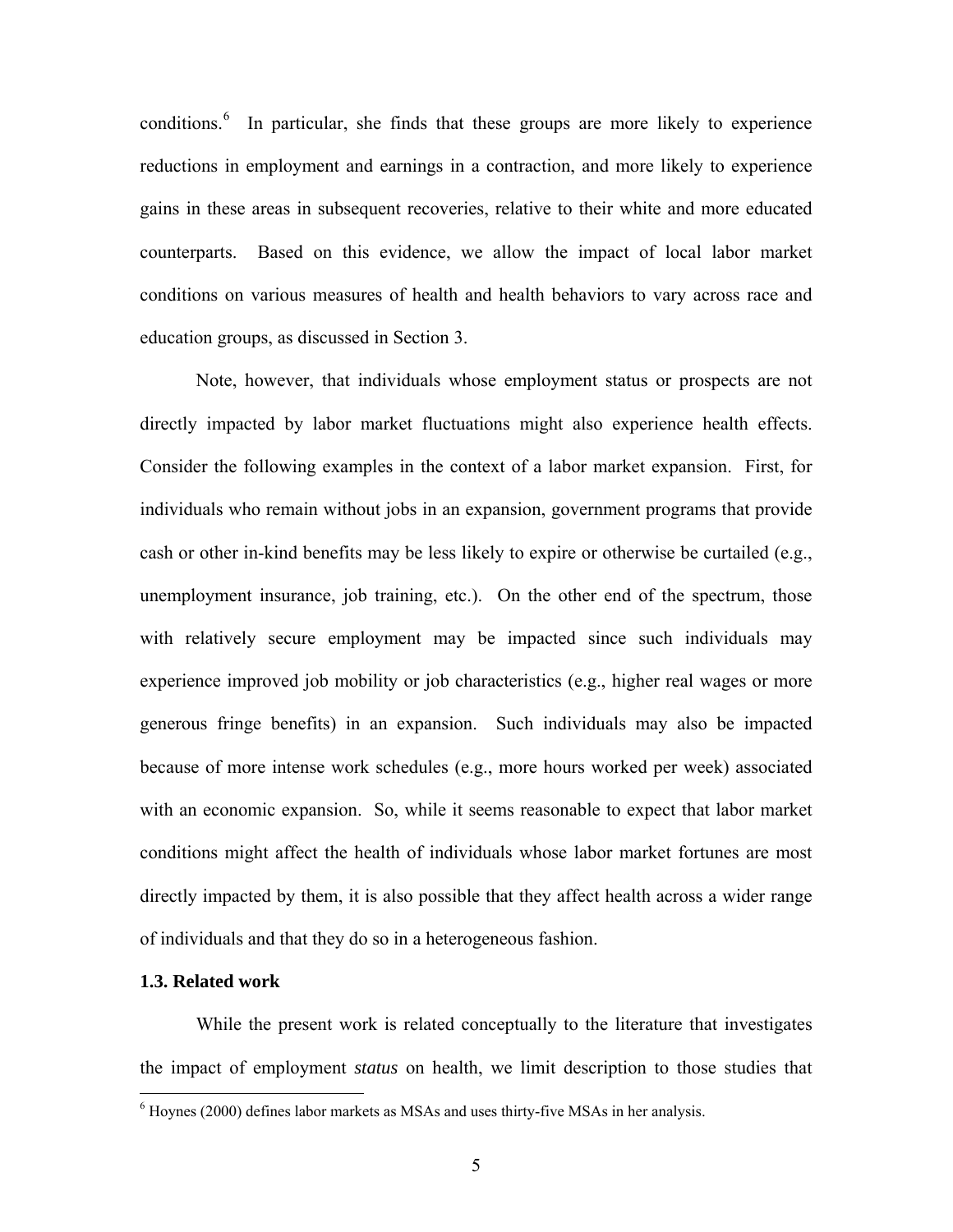conditions.[6] In particular, she finds that these groups are more likely to experience reductions in employment and earnings in a contraction, and more likely to experience gains in these areas in subsequent recoveries, relative to their white and more educated counterparts. Based on this evidence, we allow the impact of local labor market conditions on various measures of health and health behaviors to vary across race and education groups, as discussed in Section 3.

Note, however, that individuals whose employment status or prospects are not directly impacted by labor market fluctuations might also experience health effects. Consider the following examples in the context of a labor market expansion. First, for individuals who remain without jobs in an expansion, government programs that provide cash or other in-kind benefits may be less likely to expire or otherwise be curtailed (e.g., unemployment insurance, job training, etc.). On the other end of the spectrum, those with relatively secure employment may be impacted since such individuals may experience improved job mobility or job characteristics (e.g., higher real wages or more generous fringe benefits) in an expansion. Such individuals may also be impacted because of more intense work schedules (e.g., more hours worked per week) associated with an economic expansion. So, while it seems reasonable to expect that labor market conditions might affect the health of individuals whose labor market fortunes are most directly impacted by them, it is also possible that they affect health across a wider range of individuals and that they do so in a heterogeneous fashion.

### 1.3. Related work

While the present work is related conceptually to the literature that investigates the impact of employment *status* on health, we limit description to those studies that

[6] Hoynes (2000) defines labor markets as MSAs and uses thirty-five MSAs in her analysis.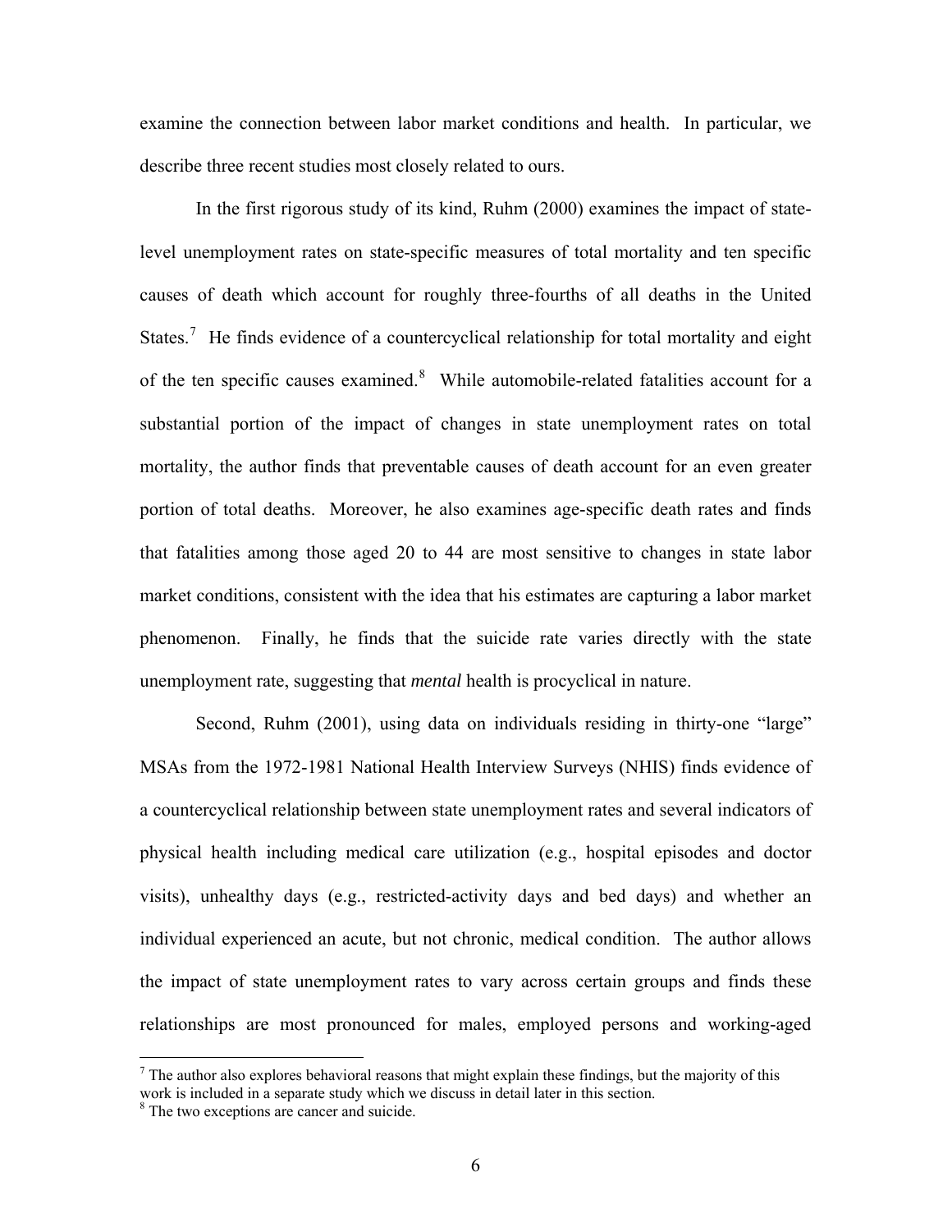examine the connection between labor market conditions and health. In particular, we describe three recent studies most closely related to ours.

In the first rigorous study of its kind, Ruhm (2000) examines the impact of state-level unemployment rates on state-specific measures of total mortality and ten specific causes of death which account for roughly three-fourths of all deaths in the United States.[7] He finds evidence of a countercyclical relationship for total mortality and eight of the ten specific causes examined.[8] While automobile-related fatalities account for a substantial portion of the impact of changes in state unemployment rates on total mortality, the author finds that preventable causes of death account for an even greater portion of total deaths. Moreover, he also examines age-specific death rates and finds that fatalities among those aged 20 to 44 are most sensitive to changes in state labor market conditions, consistent with the idea that his estimates are capturing a labor market phenomenon. Finally, he finds that the suicide rate varies directly with the state unemployment rate, suggesting that *mental* health is procyclical in nature.

Second, Ruhm (2001), using data on individuals residing in thirty-one "large" MSAs from the 1972-1981 National Health Interview Surveys (NHIS) finds evidence of a countercyclical relationship between state unemployment rates and several indicators of physical health including medical care utilization (e.g., hospital episodes and doctor visits), unhealthy days (e.g., restricted-activity days and bed days) and whether an individual experienced an acute, but not chronic, medical condition. The author allows the impact of state unemployment rates to vary across certain groups and finds these relationships are most pronounced for males, employed persons and working-aged

[7] The author also explores behavioral reasons that might explain these findings, but the majority of this work is included in a separate study which we discuss in detail later in this section.

[8] The two exceptions are cancer and suicide.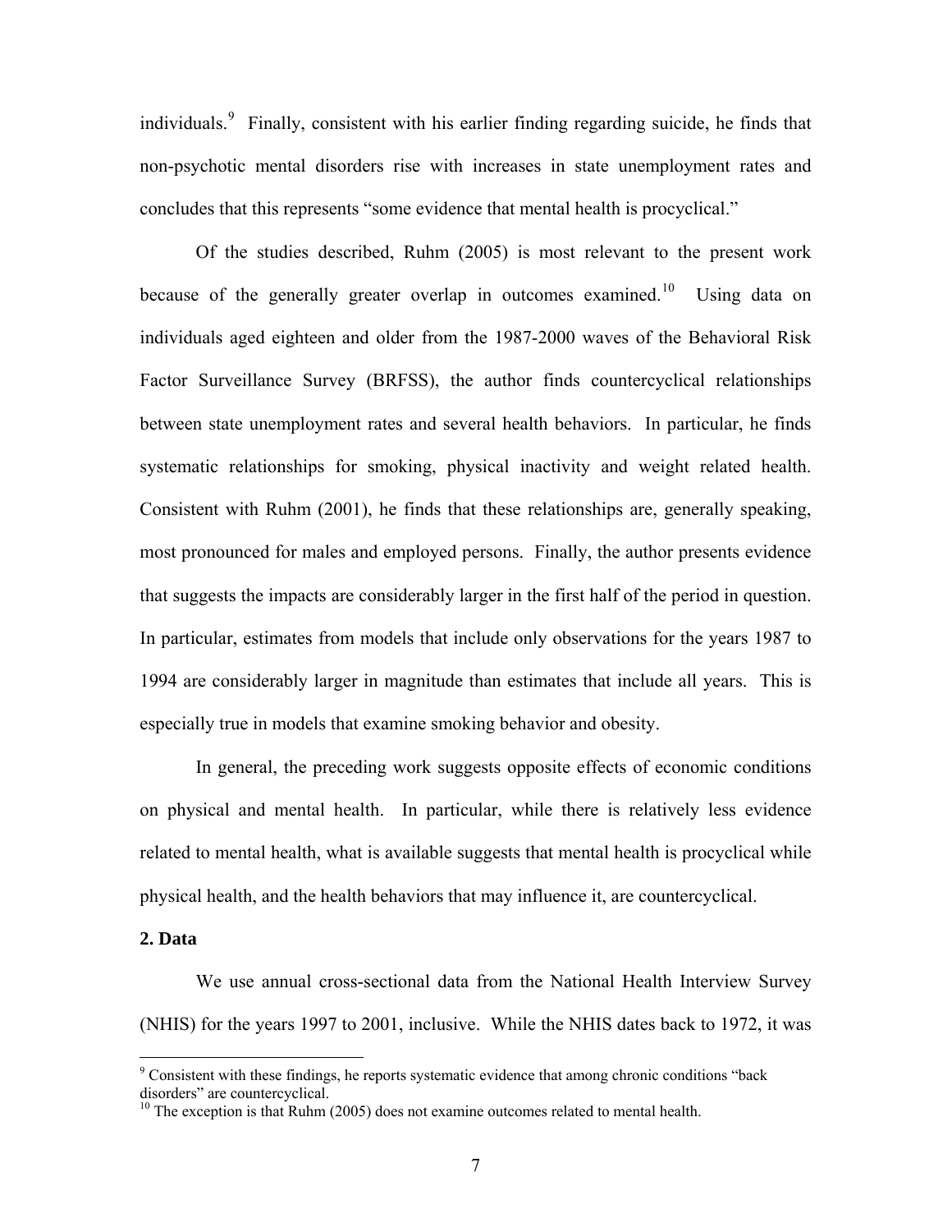individuals.[9] Finally, consistent with his earlier finding regarding suicide, he finds that non-psychotic mental disorders rise with increases in state unemployment rates and concludes that this represents "some evidence that mental health is procyclical."

Of the studies described, Ruhm (2005) is most relevant to the present work because of the generally greater overlap in outcomes examined.[10] Using data on individuals aged eighteen and older from the 1987-2000 waves of the Behavioral Risk Factor Surveillance Survey (BRFSS), the author finds countercyclical relationships between state unemployment rates and several health behaviors. In particular, he finds systematic relationships for smoking, physical inactivity and weight related health. Consistent with Ruhm (2001), he finds that these relationships are, generally speaking, most pronounced for males and employed persons. Finally, the author presents evidence that suggests the impacts are considerably larger in the first half of the period in question. In particular, estimates from models that include only observations for the years 1987 to 1994 are considerably larger in magnitude than estimates that include all years. This is especially true in models that examine smoking behavior and obesity.

In general, the preceding work suggests opposite effects of economic conditions on physical and mental health. In particular, while there is relatively less evidence related to mental health, what is available suggests that mental health is procyclical while physical health, and the health behaviors that may influence it, are countercyclical.

## 2. Data

We use annual cross-sectional data from the National Health Interview Survey (NHIS) for the years 1997 to 2001, inclusive. While the NHIS dates back to 1972, it was

[9] Consistent with these findings, he reports systematic evidence that among chronic conditions "back disorders" are countercyclical.

[10] The exception is that Ruhm (2005) does not examine outcomes related to mental health.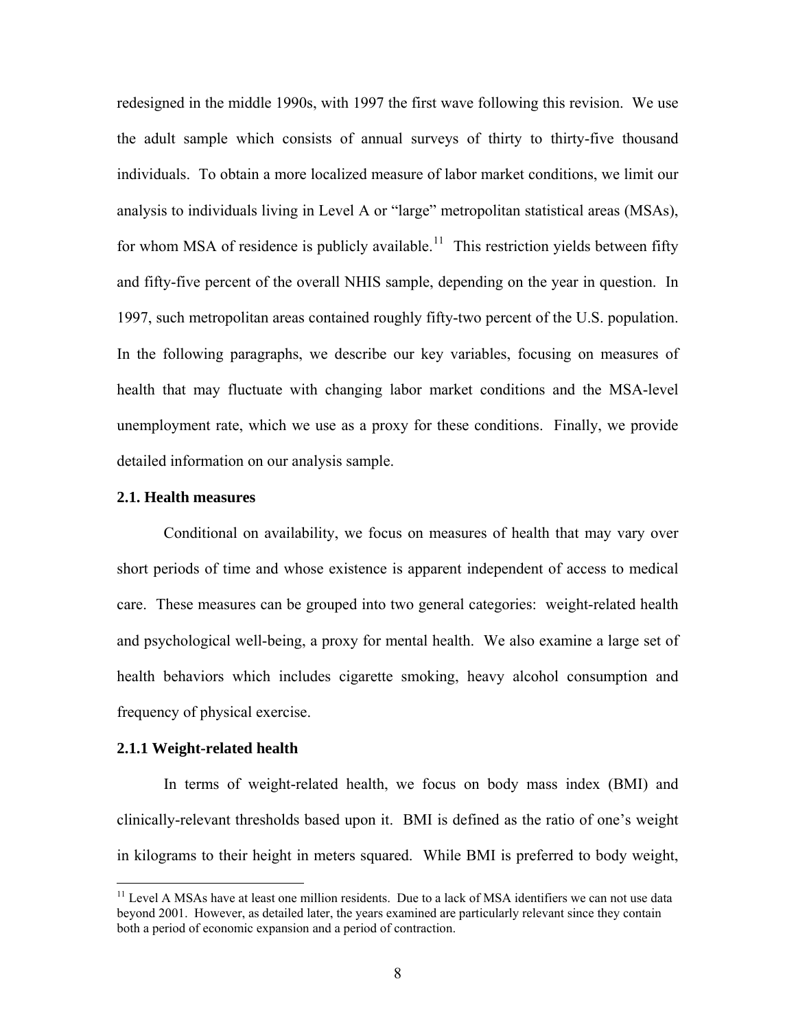redesigned in the middle 1990s, with 1997 the first wave following this revision. We use the adult sample which consists of annual surveys of thirty to thirty-five thousand individuals. To obtain a more localized measure of labor market conditions, we limit our analysis to individuals living in Level A or "large" metropolitan statistical areas (MSAs), for whom MSA of residence is publicly available.[11] This restriction yields between fifty and fifty-five percent of the overall NHIS sample, depending on the year in question. In 1997, such metropolitan areas contained roughly fifty-two percent of the U.S. population. In the following paragraphs, we describe our key variables, focusing on measures of health that may fluctuate with changing labor market conditions and the MSA-level unemployment rate, which we use as a proxy for these conditions. Finally, we provide detailed information on our analysis sample.

### 2.1. Health measures

Conditional on availability, we focus on measures of health that may vary over short periods of time and whose existence is apparent independent of access to medical care. These measures can be grouped into two general categories: weight-related health and psychological well-being, a proxy for mental health. We also examine a large set of health behaviors which includes cigarette smoking, heavy alcohol consumption and frequency of physical exercise.

#### 2.1.1 Weight-related health

In terms of weight-related health, we focus on body mass index (BMI) and clinically-relevant thresholds based upon it. BMI is defined as the ratio of one's weight in kilograms to their height in meters squared. While BMI is preferred to body weight,

[11] Level A MSAs have at least one million residents. Due to a lack of MSA identifiers we can not use data beyond 2001. However, as detailed later, the years examined are particularly relevant since they contain both a period of economic expansion and a period of contraction.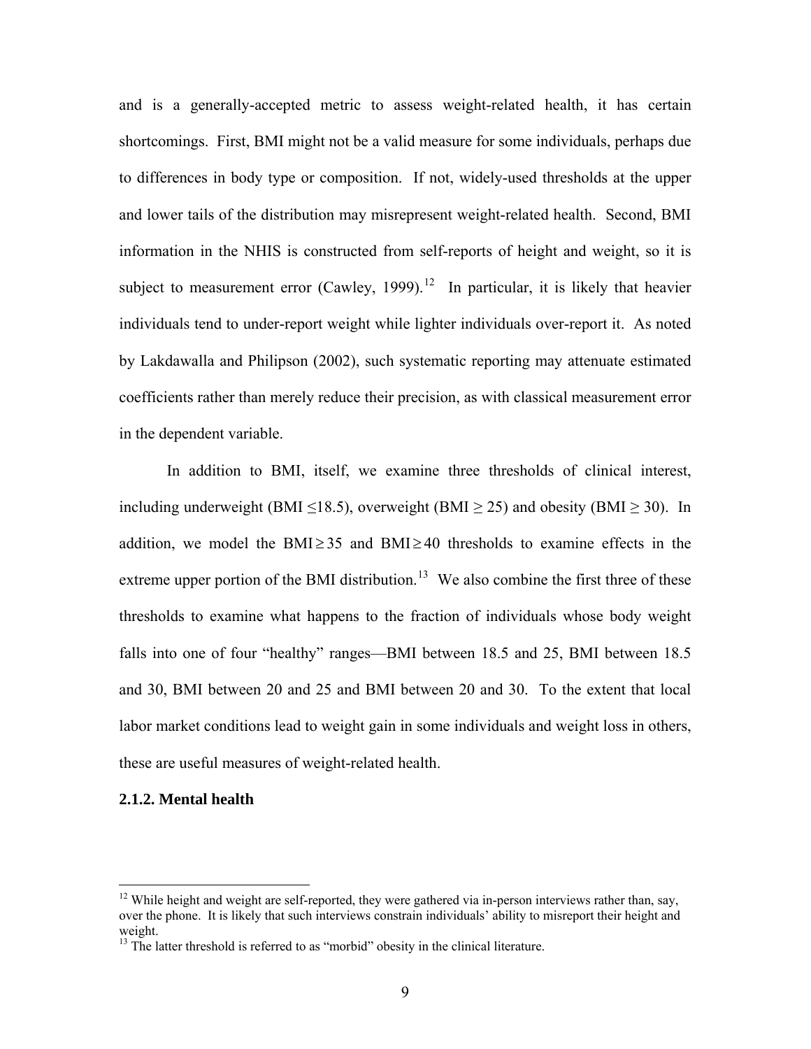and is a generally-accepted metric to assess weight-related health, it has certain shortcomings. First, BMI might not be a valid measure for some individuals, perhaps due to differences in body type or composition. If not, widely-used thresholds at the upper and lower tails of the distribution may misrepresent weight-related health. Second, BMI information in the NHIS is constructed from self-reports of height and weight, so it is subject to measurement error (Cawley, 1999).[12] In particular, it is likely that heavier individuals tend to under-report weight while lighter individuals over-report it. As noted by Lakdawalla and Philipson (2002), such systematic reporting may attenuate estimated coefficients rather than merely reduce their precision, as with classical measurement error in the dependent variable.

In addition to BMI, itself, we examine three thresholds of clinical interest, including underweight (BMI $\leq$18.5), overweight (BMI $\geq$ 25) and obesity (BMI $\geq$ 30). In addition, we model the BMI$\geq$35 and BMI$\geq$40 thresholds to examine effects in the extreme upper portion of the BMI distribution.[13] We also combine the first three of these thresholds to examine what happens to the fraction of individuals whose body weight falls into one of four "healthy" ranges—BMI between 18.5 and 25, BMI between 18.5 and 30, BMI between 20 and 25 and BMI between 20 and 30. To the extent that local labor market conditions lead to weight gain in some individuals and weight loss in others, these are useful measures of weight-related health.

### 2.1.2. Mental health

---

[12] While height and weight are self-reported, they were gathered via in-person interviews rather than, say, over the phone. It is likely that such interviews constrain individuals' ability to misreport their height and weight.

[13] The latter threshold is referred to as "morbid" obesity in the clinical literature.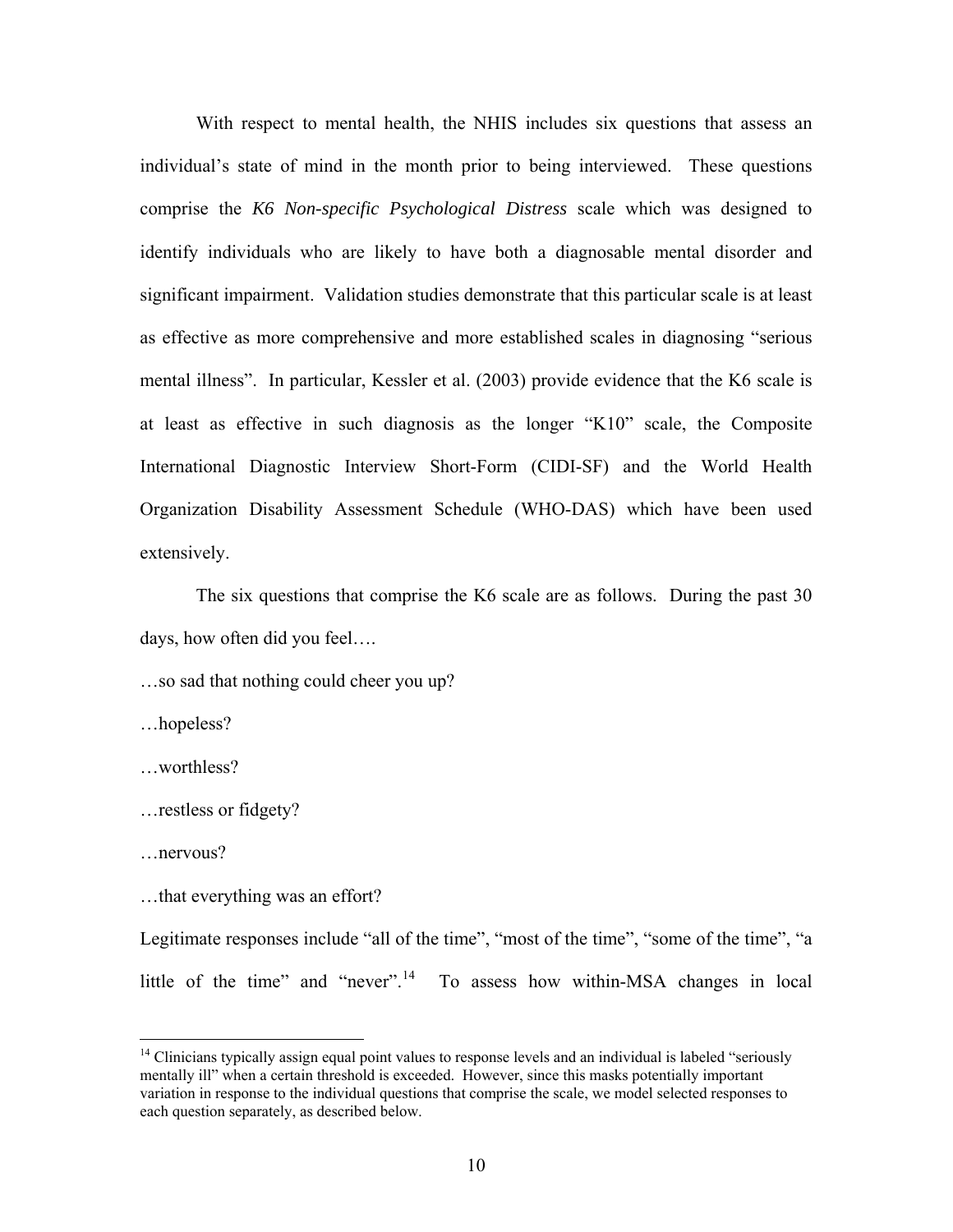With respect to mental health, the NHIS includes six questions that assess an individual's state of mind in the month prior to being interviewed. These questions comprise the *K6 Non-specific Psychological Distress* scale which was designed to identify individuals who are likely to have both a diagnosable mental disorder and significant impairment. Validation studies demonstrate that this particular scale is at least as effective as more comprehensive and more established scales in diagnosing "serious mental illness". In particular, Kessler et al. (2003) provide evidence that the K6 scale is at least as effective in such diagnosis as the longer "K10" scale, the Composite International Diagnostic Interview Short-Form (CIDI-SF) and the World Health Organization Disability Assessment Schedule (WHO-DAS) which have been used extensively.

The six questions that comprise the K6 scale are as follows. During the past 30 days, how often did you feel….

…so sad that nothing could cheer you up?

…hopeless?

…worthless?

…restless or fidgety?

…nervous?

…that everything was an effort?

Legitimate responses include "all of the time", "most of the time", "some of the time", "a little of the time" and "never".[14] To assess how within-MSA changes in local

[14] Clinicians typically assign equal point values to response levels and an individual is labeled "seriously mentally ill" when a certain threshold is exceeded. However, since this masks potentially important variation in response to the individual questions that comprise the scale, we model selected responses to each question separately, as described below.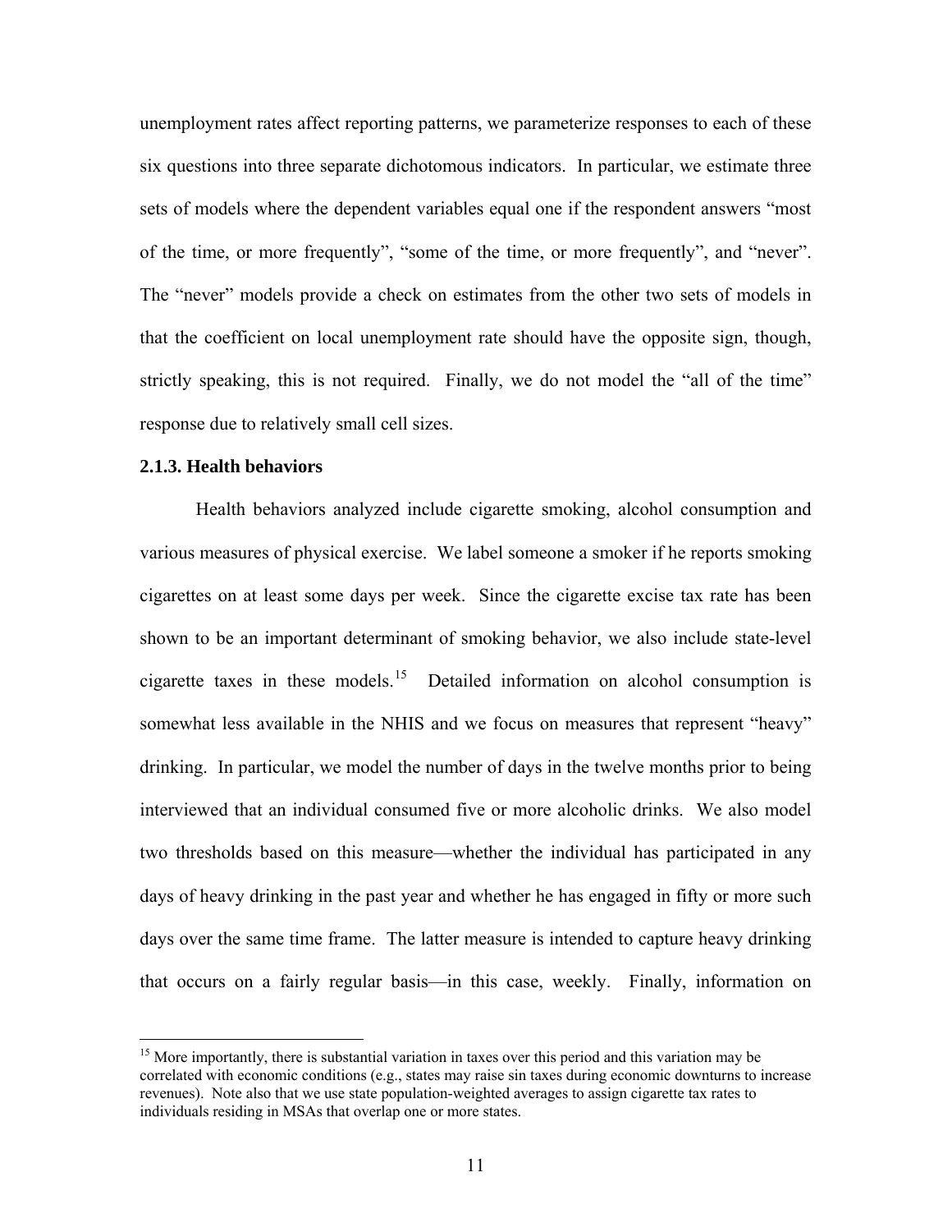unemployment rates affect reporting patterns, we parameterize responses to each of these six questions into three separate dichotomous indicators. In particular, we estimate three sets of models where the dependent variables equal one if the respondent answers "most of the time, or more frequently", "some of the time, or more frequently", and "never". The "never" models provide a check on estimates from the other two sets of models in that the coefficient on local unemployment rate should have the opposite sign, though, strictly speaking, this is not required. Finally, we do not model the "all of the time" response due to relatively small cell sizes.

### 2.1.3. Health behaviors

Health behaviors analyzed include cigarette smoking, alcohol consumption and various measures of physical exercise. We label someone a smoker if he reports smoking cigarettes on at least some days per week. Since the cigarette excise tax rate has been shown to be an important determinant of smoking behavior, we also include state-level cigarette taxes in these models.[15] Detailed information on alcohol consumption is somewhat less available in the NHIS and we focus on measures that represent "heavy" drinking. In particular, we model the number of days in the twelve months prior to being interviewed that an individual consumed five or more alcoholic drinks. We also model two thresholds based on this measure—whether the individual has participated in any days of heavy drinking in the past year and whether he has engaged in fifty or more such days over the same time frame. The latter measure is intended to capture heavy drinking that occurs on a fairly regular basis—in this case, weekly. Finally, information on

[15] More importantly, there is substantial variation in taxes over this period and this variation may be correlated with economic conditions (e.g., states may raise sin taxes during economic downturns to increase revenues). Note also that we use state population-weighted averages to assign cigarette tax rates to individuals residing in MSAs that overlap one or more states.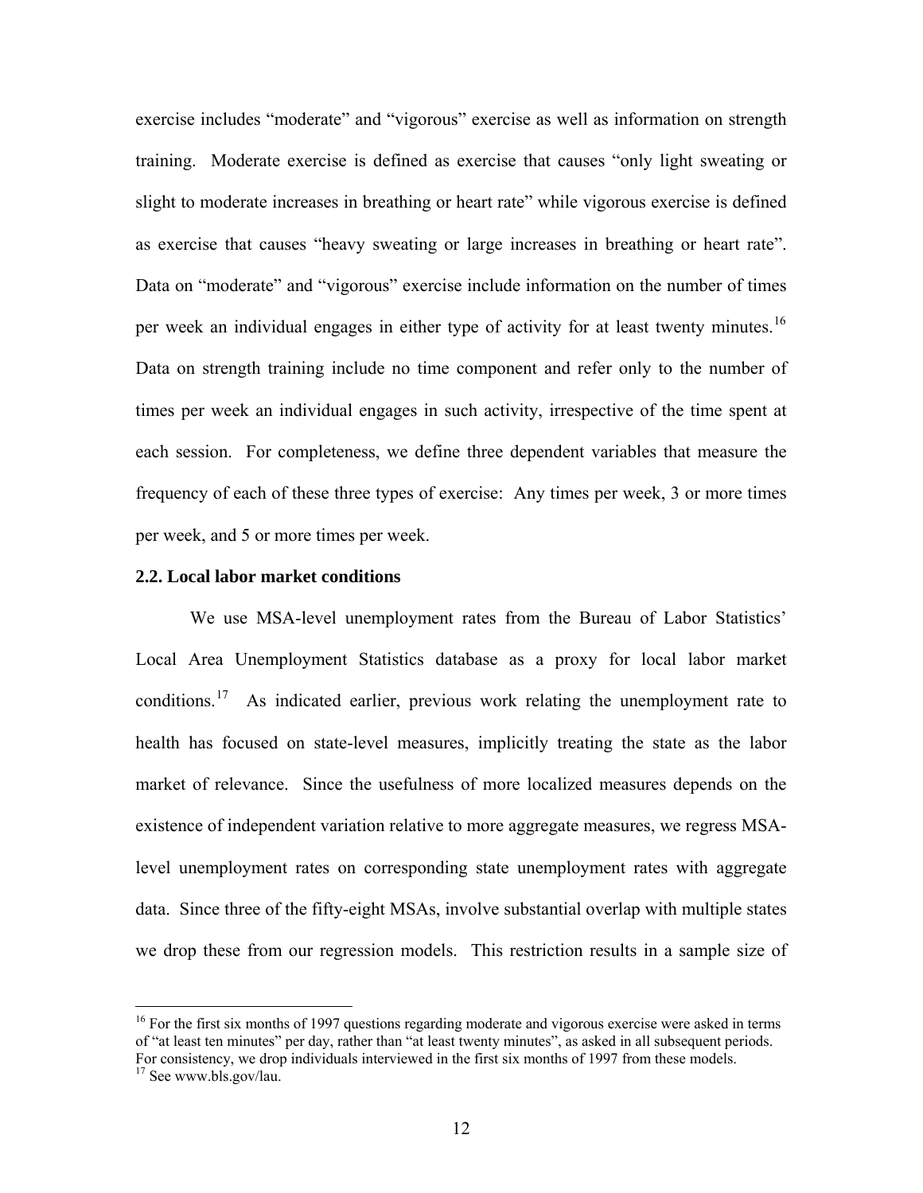exercise includes "moderate" and "vigorous" exercise as well as information on strength training. Moderate exercise is defined as exercise that causes "only light sweating or slight to moderate increases in breathing or heart rate" while vigorous exercise is defined as exercise that causes "heavy sweating or large increases in breathing or heart rate". Data on "moderate" and "vigorous" exercise include information on the number of times per week an individual engages in either type of activity for at least twenty minutes.[16] Data on strength training include no time component and refer only to the number of times per week an individual engages in such activity, irrespective of the time spent at each session. For completeness, we define three dependent variables that measure the frequency of each of these three types of exercise: Any times per week, 3 or more times per week, and 5 or more times per week.

### 2.2. Local labor market conditions

We use MSA-level unemployment rates from the Bureau of Labor Statistics' Local Area Unemployment Statistics database as a proxy for local labor market conditions.[17] As indicated earlier, previous work relating the unemployment rate to health has focused on state-level measures, implicitly treating the state as the labor market of relevance. Since the usefulness of more localized measures depends on the existence of independent variation relative to more aggregate measures, we regress MSA-level unemployment rates on corresponding state unemployment rates with aggregate data. Since three of the fifty-eight MSAs, involve substantial overlap with multiple states we drop these from our regression models. This restriction results in a sample size of

---

[16] For the first six months of 1997 questions regarding moderate and vigorous exercise were asked in terms of "at least ten minutes" per day, rather than "at least twenty minutes", as asked in all subsequent periods. For consistency, we drop individuals interviewed in the first six months of 1997 from these models.

[17] See www.bls.gov/lau.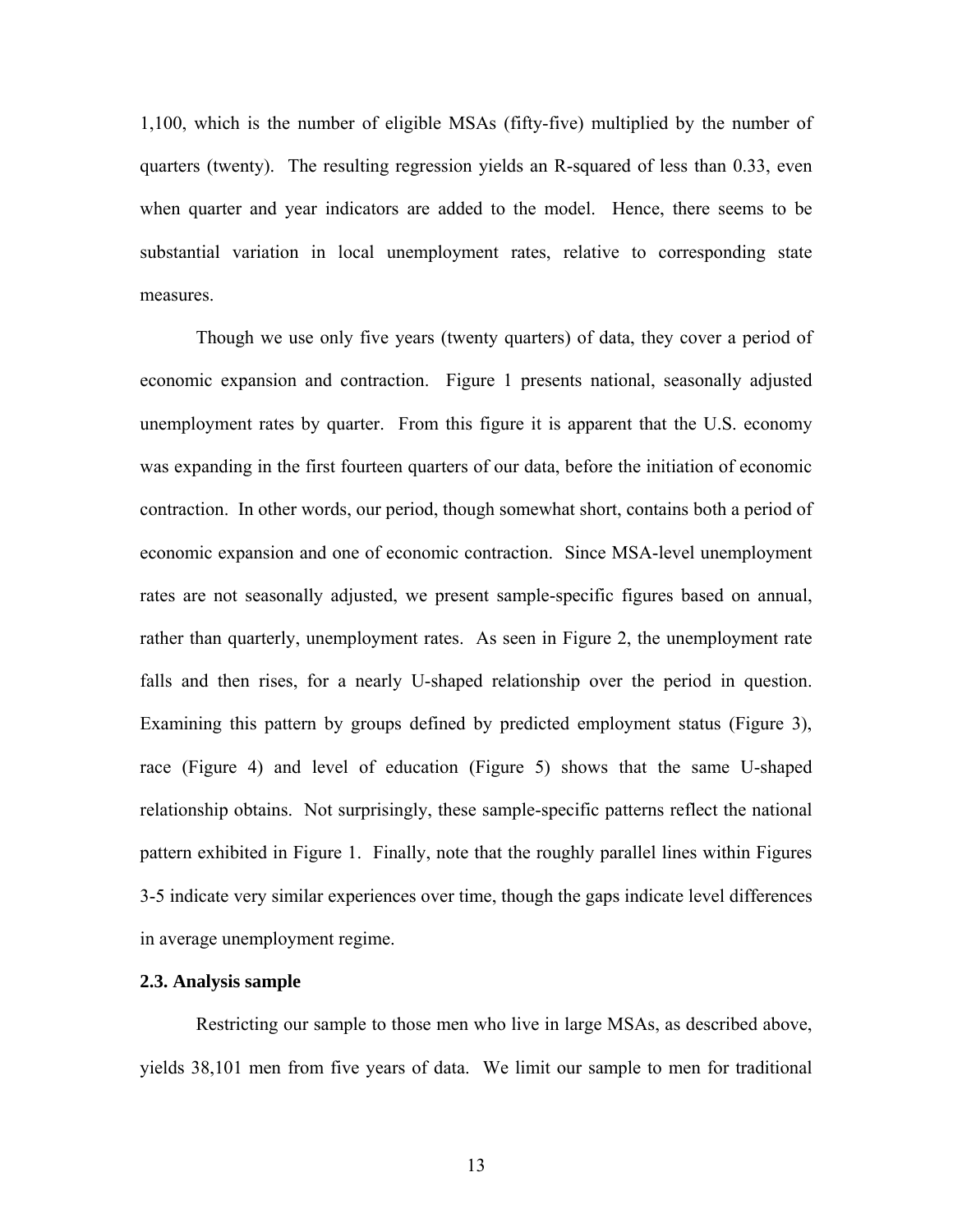1,100, which is the number of eligible MSAs (fifty-five) multiplied by the number of quarters (twenty). The resulting regression yields an R-squared of less than 0.33, even when quarter and year indicators are added to the model. Hence, there seems to be substantial variation in local unemployment rates, relative to corresponding state measures.

Though we use only five years (twenty quarters) of data, they cover a period of economic expansion and contraction. Figure 1 presents national, seasonally adjusted unemployment rates by quarter. From this figure it is apparent that the U.S. economy was expanding in the first fourteen quarters of our data, before the initiation of economic contraction. In other words, our period, though somewhat short, contains both a period of economic expansion and one of economic contraction. Since MSA-level unemployment rates are not seasonally adjusted, we present sample-specific figures based on annual, rather than quarterly, unemployment rates. As seen in Figure 2, the unemployment rate falls and then rises, for a nearly U-shaped relationship over the period in question. Examining this pattern by groups defined by predicted employment status (Figure 3), race (Figure 4) and level of education (Figure 5) shows that the same U-shaped relationship obtains. Not surprisingly, these sample-specific patterns reflect the national pattern exhibited in Figure 1. Finally, note that the roughly parallel lines within Figures 3-5 indicate very similar experiences over time, though the gaps indicate level differences in average unemployment regime.

### 2.3. Analysis sample

Restricting our sample to those men who live in large MSAs, as described above, yields 38,101 men from five years of data. We limit our sample to men for traditional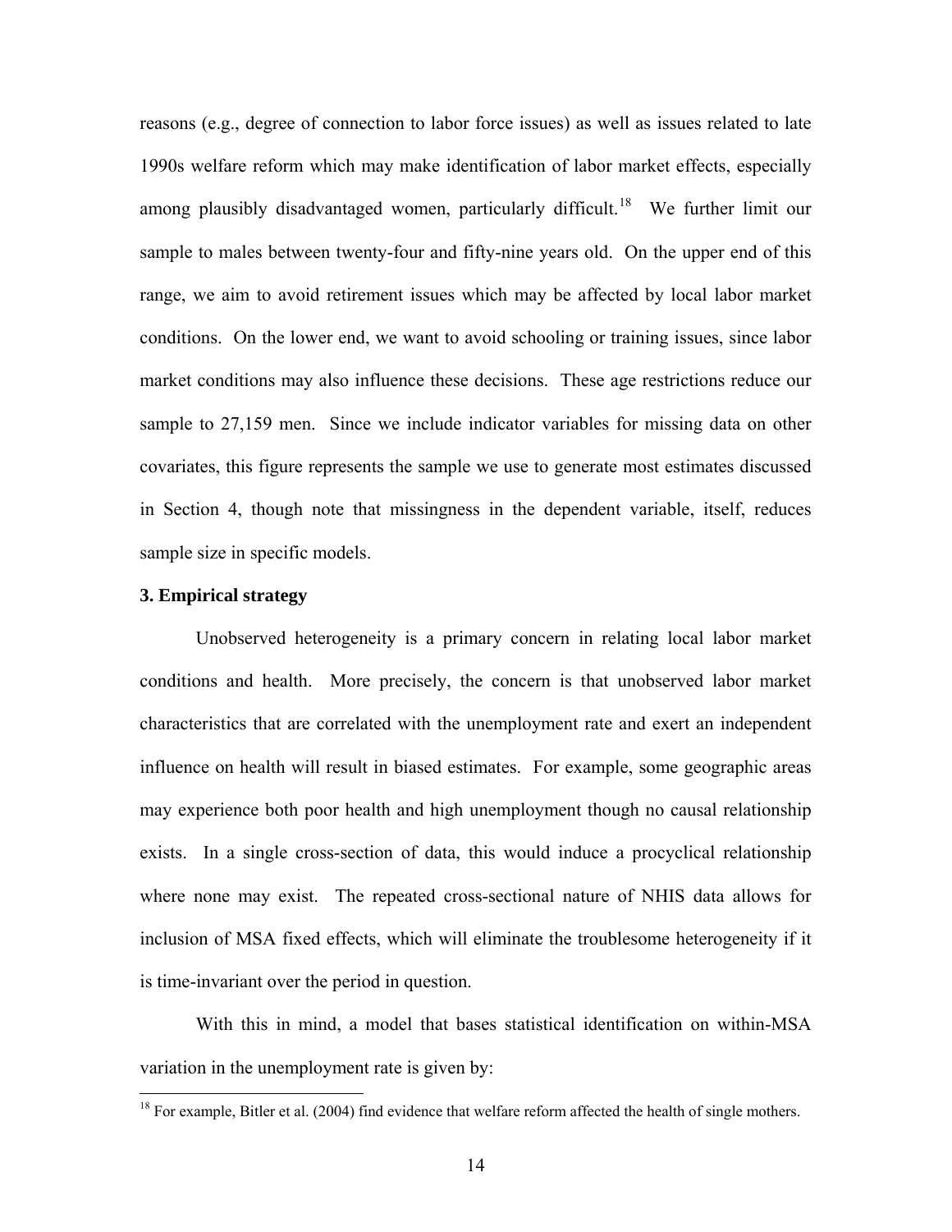reasons (e.g., degree of connection to labor force issues) as well as issues related to late 1990s welfare reform which may make identification of labor market effects, especially among plausibly disadvantaged women, particularly difficult.[18] We further limit our sample to males between twenty-four and fifty-nine years old. On the upper end of this range, we aim to avoid retirement issues which may be affected by local labor market conditions. On the lower end, we want to avoid schooling or training issues, since labor market conditions may also influence these decisions. These age restrictions reduce our sample to 27,159 men. Since we include indicator variables for missing data on other covariates, this figure represents the sample we use to generate most estimates discussed in Section 4, though note that missingness in the dependent variable, itself, reduces sample size in specific models.

### 3. Empirical strategy

Unobserved heterogeneity is a primary concern in relating local labor market conditions and health. More precisely, the concern is that unobserved labor market characteristics that are correlated with the unemployment rate and exert an independent influence on health will result in biased estimates. For example, some geographic areas may experience both poor health and high unemployment though no causal relationship exists. In a single cross-section of data, this would induce a procyclical relationship where none may exist. The repeated cross-sectional nature of NHIS data allows for inclusion of MSA fixed effects, which will eliminate the troublesome heterogeneity if it is time-invariant over the period in question.

With this in mind, a model that bases statistical identification on within-MSA variation in the unemployment rate is given by:

[18] For example, Bitler et al. (2004) find evidence that welfare reform affected the health of single mothers.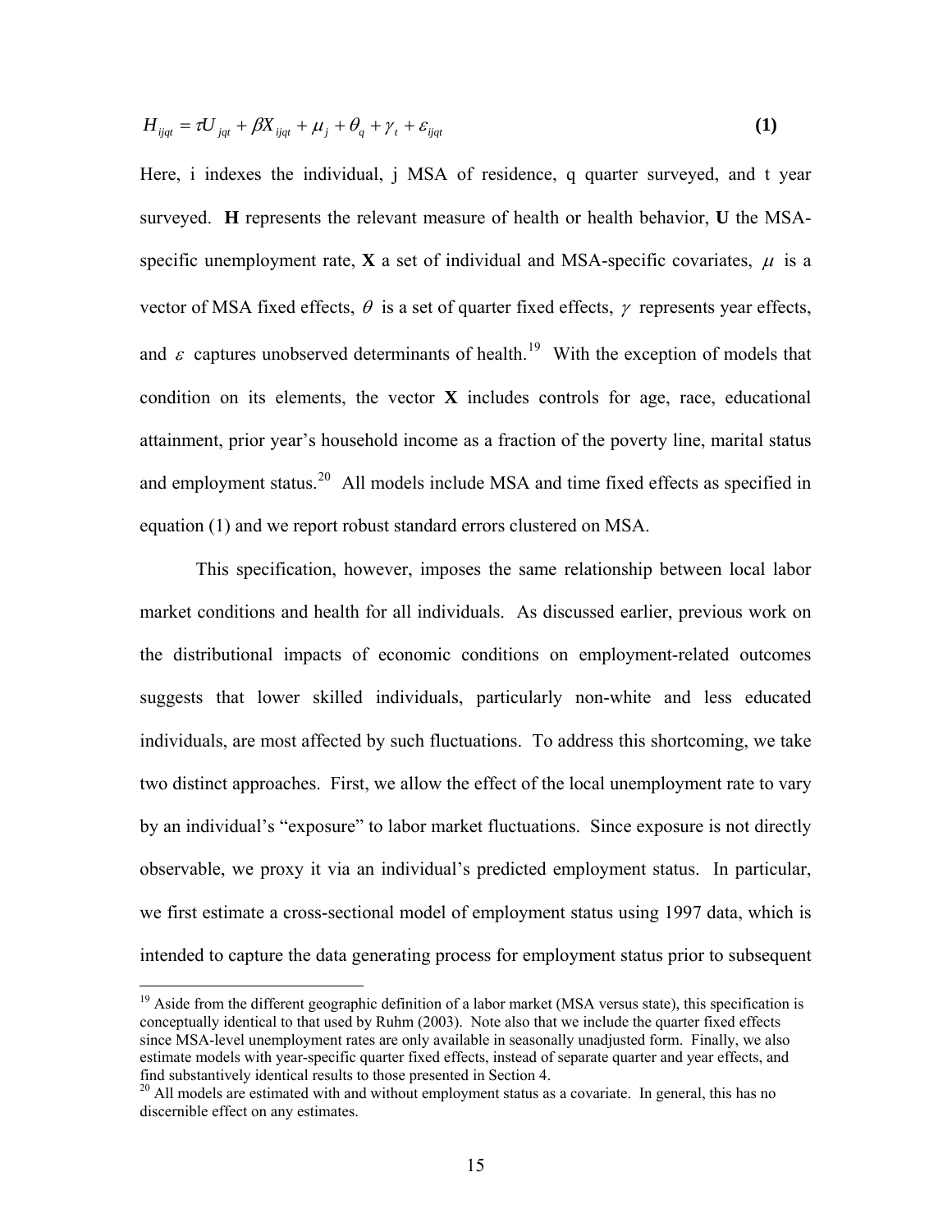$$H_{ijqt} = \tau U_{jqt} + \beta X_{ijqt} + \mu_j + \theta_q + \gamma_t + \varepsilon_{ijqt} \quad \textbf{(1)}$$

Here, i indexes the individual, j MSA of residence, q quarter surveyed, and t year surveyed. **H** represents the relevant measure of health or health behavior, **U** the MSA-specific unemployment rate, **X** a set of individual and MSA-specific covariates, $\mu$ is a vector of MSA fixed effects, $\theta$ is a set of quarter fixed effects, $\gamma$ represents year effects, and $\varepsilon$ captures unobserved determinants of health.[19] With the exception of models that condition on its elements, the vector **X** includes controls for age, race, educational attainment, prior year's household income as a fraction of the poverty line, marital status and employment status.[20] All models include MSA and time fixed effects as specified in equation (1) and we report robust standard errors clustered on MSA.

This specification, however, imposes the same relationship between local labor market conditions and health for all individuals. As discussed earlier, previous work on the distributional impacts of economic conditions on employment-related outcomes suggests that lower skilled individuals, particularly non-white and less educated individuals, are most affected by such fluctuations. To address this shortcoming, we take two distinct approaches. First, we allow the effect of the local unemployment rate to vary by an individual's "exposure" to labor market fluctuations. Since exposure is not directly observable, we proxy it via an individual's predicted employment status. In particular, we first estimate a cross-sectional model of employment status using 1997 data, which is intended to capture the data generating process for employment status prior to subsequent

---

[19] Aside from the different geographic definition of a labor market (MSA versus state), this specification is conceptually identical to that used by Ruhm (2003). Note also that we include the quarter fixed effects since MSA-level unemployment rates are only available in seasonally unadjusted form. Finally, we also estimate models with year-specific quarter fixed effects, instead of separate quarter and year effects, and find substantively identical results to those presented in Section 4.

[20] All models are estimated with and without employment status as a covariate. In general, this has no discernible effect on any estimates.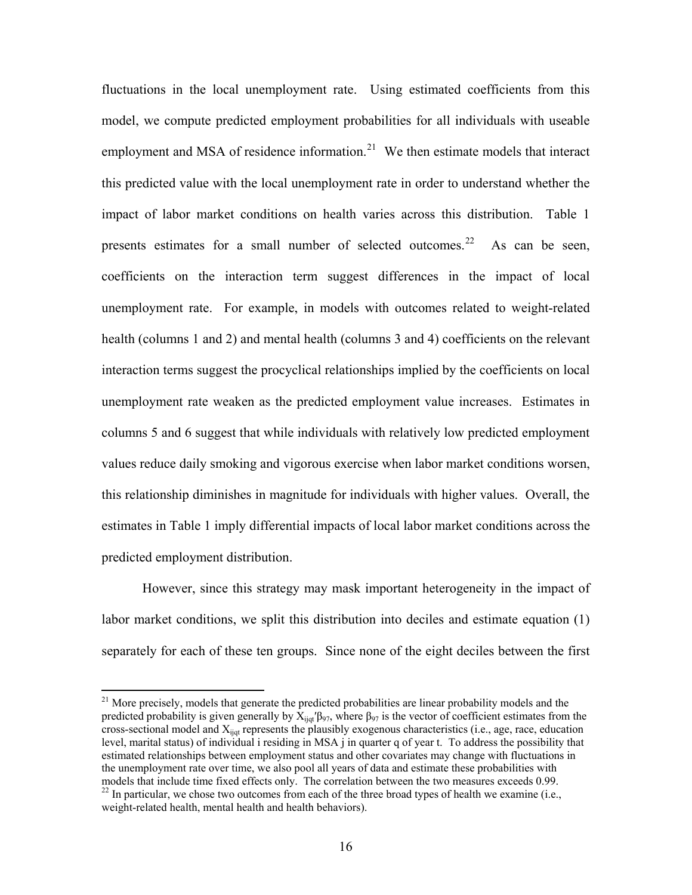fluctuations in the local unemployment rate. Using estimated coefficients from this model, we compute predicted employment probabilities for all individuals with useable employment and MSA of residence information.[21] We then estimate models that interact this predicted value with the local unemployment rate in order to understand whether the impact of labor market conditions on health varies across this distribution. Table 1 presents estimates for a small number of selected outcomes.[22] As can be seen, coefficients on the interaction term suggest differences in the impact of local unemployment rate. For example, in models with outcomes related to weight-related health (columns 1 and 2) and mental health (columns 3 and 4) coefficients on the relevant interaction terms suggest the procyclical relationships implied by the coefficients on local unemployment rate weaken as the predicted employment value increases. Estimates in columns 5 and 6 suggest that while individuals with relatively low predicted employment values reduce daily smoking and vigorous exercise when labor market conditions worsen, this relationship diminishes in magnitude for individuals with higher values. Overall, the estimates in Table 1 imply differential impacts of local labor market conditions across the predicted employment distribution.

However, since this strategy may mask important heterogeneity in the impact of labor market conditions, we split this distribution into deciles and estimate equation (1) separately for each of these ten groups. Since none of the eight deciles between the first

---

[21] More precisely, models that generate the predicted probabilities are linear probability models and the predicted probability is given generally by $X_{ijqt}'\beta_{97}$, where $\beta_{97}$ is the vector of coefficient estimates from the cross-sectional model and $X_{ijqt}$ represents the plausibly exogenous characteristics (i.e., age, race, education level, marital status) of individual i residing in MSA j in quarter q of year t. To address the possibility that estimated relationships between employment status and other covariates may change with fluctuations in the unemployment rate over time, we also pool all years of data and estimate these probabilities with models that include time fixed effects only. The correlation between the two measures exceeds 0.99.

[22] In particular, we chose two outcomes from each of the three broad types of health we examine (i.e., weight-related health, mental health and health behaviors).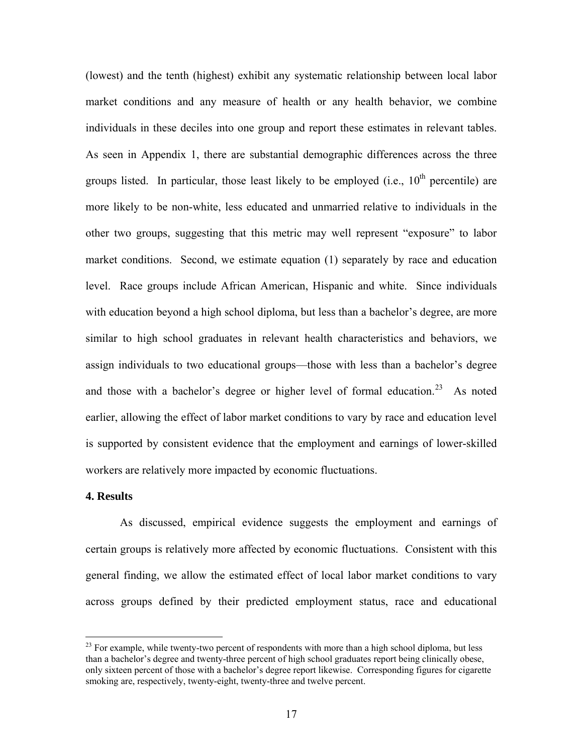(lowest) and the tenth (highest) exhibit any systematic relationship between local labor market conditions and any measure of health or any health behavior, we combine individuals in these deciles into one group and report these estimates in relevant tables. As seen in Appendix 1, there are substantial demographic differences across the three groups listed. In particular, those least likely to be employed (i.e., 10th percentile) are more likely to be non-white, less educated and unmarried relative to individuals in the other two groups, suggesting that this metric may well represent "exposure" to labor market conditions. Second, we estimate equation (1) separately by race and education level. Race groups include African American, Hispanic and white. Since individuals with education beyond a high school diploma, but less than a bachelor's degree, are more similar to high school graduates in relevant health characteristics and behaviors, we assign individuals to two educational groups—those with less than a bachelor's degree and those with a bachelor's degree or higher level of formal education.[23] As noted earlier, allowing the effect of labor market conditions to vary by race and education level is supported by consistent evidence that the employment and earnings of lower-skilled workers are relatively more impacted by economic fluctuations.

## 4. Results

As discussed, empirical evidence suggests the employment and earnings of certain groups is relatively more affected by economic fluctuations. Consistent with this general finding, we allow the estimated effect of local labor market conditions to vary across groups defined by their predicted employment status, race and educational

[23] For example, while twenty-two percent of respondents with more than a high school diploma, but less than a bachelor's degree and twenty-three percent of high school graduates report being clinically obese, only sixteen percent of those with a bachelor's degree report likewise. Corresponding figures for cigarette smoking are, respectively, twenty-eight, twenty-three and twelve percent.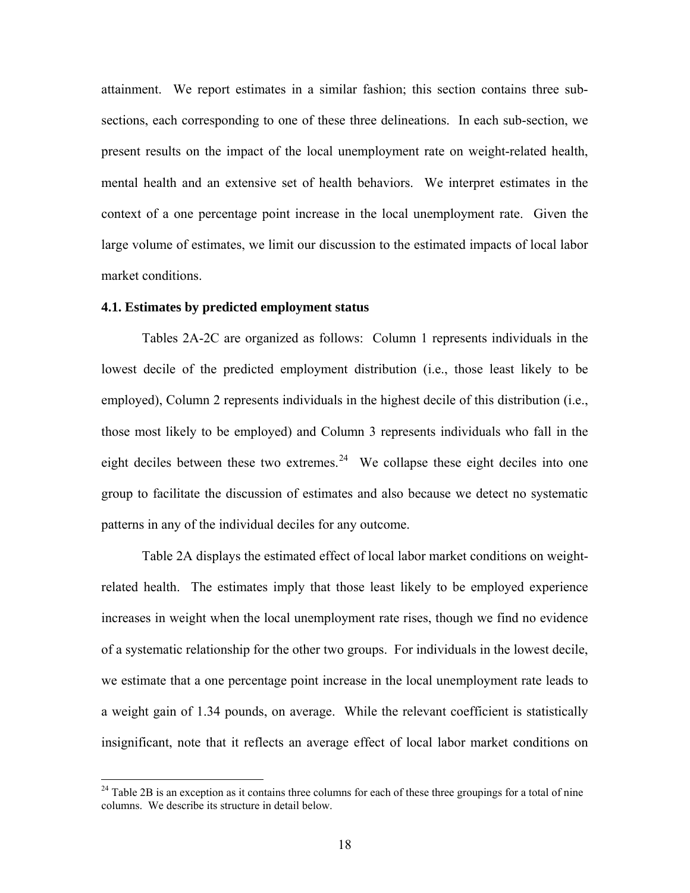attainment. We report estimates in a similar fashion; this section contains three sub-sections, each corresponding to one of these three delineations. In each sub-section, we present results on the impact of the local unemployment rate on weight-related health, mental health and an extensive set of health behaviors. We interpret estimates in the context of a one percentage point increase in the local unemployment rate. Given the large volume of estimates, we limit our discussion to the estimated impacts of local labor market conditions.

### 4.1. Estimates by predicted employment status

Tables 2A-2C are organized as follows: Column 1 represents individuals in the lowest decile of the predicted employment distribution (i.e., those least likely to be employed), Column 2 represents individuals in the highest decile of this distribution (i.e., those most likely to be employed) and Column 3 represents individuals who fall in the eight deciles between these two extremes.[24] We collapse these eight deciles into one group to facilitate the discussion of estimates and also because we detect no systematic patterns in any of the individual deciles for any outcome.

Table 2A displays the estimated effect of local labor market conditions on weight-related health. The estimates imply that those least likely to be employed experience increases in weight when the local unemployment rate rises, though we find no evidence of a systematic relationship for the other two groups. For individuals in the lowest decile, we estimate that a one percentage point increase in the local unemployment rate leads to a weight gain of 1.34 pounds, on average. While the relevant coefficient is statistically insignificant, note that it reflects an average effect of local labor market conditions on

[24] Table 2B is an exception as it contains three columns for each of these three groupings for a total of nine columns. We describe its structure in detail below.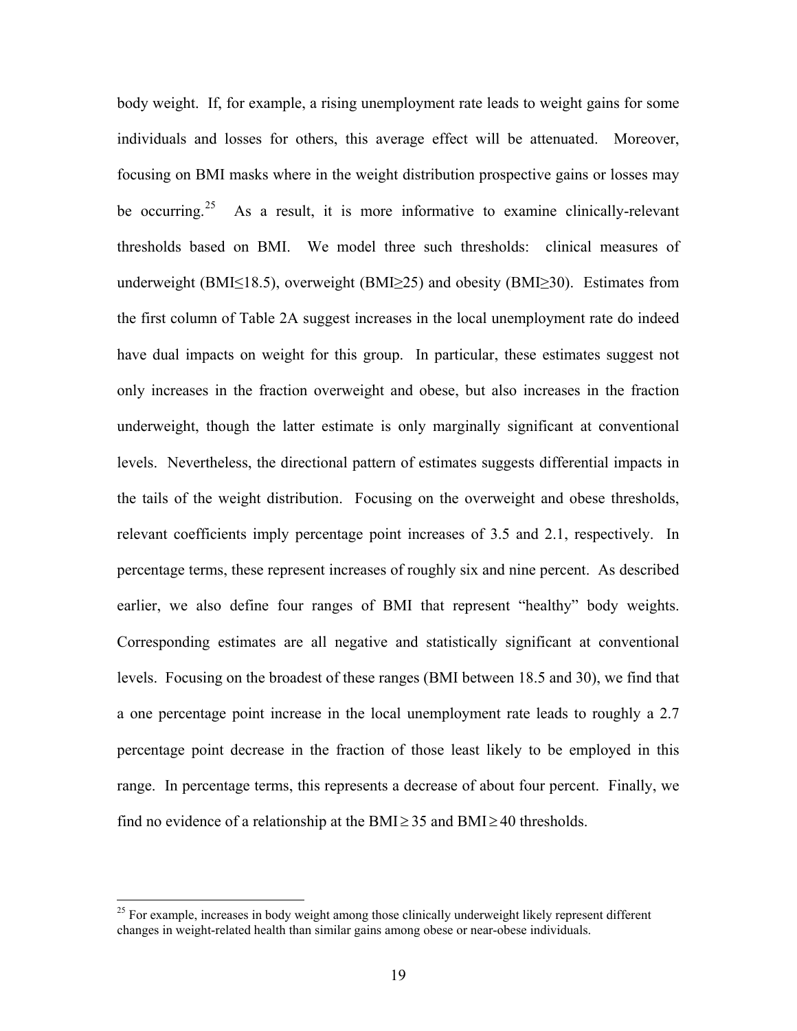body weight. If, for example, a rising unemployment rate leads to weight gains for some individuals and losses for others, this average effect will be attenuated. Moreover, focusing on BMI masks where in the weight distribution prospective gains or losses may be occurring.[25] As a result, it is more informative to examine clinically-relevant thresholds based on BMI. We model three such thresholds: clinical measures of underweight (BMI≤18.5), overweight (BMI≥25) and obesity (BMI≥30). Estimates from the first column of Table 2A suggest increases in the local unemployment rate do indeed have dual impacts on weight for this group. In particular, these estimates suggest not only increases in the fraction overweight and obese, but also increases in the fraction underweight, though the latter estimate is only marginally significant at conventional levels. Nevertheless, the directional pattern of estimates suggests differential impacts in the tails of the weight distribution. Focusing on the overweight and obese thresholds, relevant coefficients imply percentage point increases of 3.5 and 2.1, respectively. In percentage terms, these represent increases of roughly six and nine percent. As described earlier, we also define four ranges of BMI that represent "healthy" body weights. Corresponding estimates are all negative and statistically significant at conventional levels. Focusing on the broadest of these ranges (BMI between 18.5 and 30), we find that a one percentage point increase in the local unemployment rate leads to roughly a 2.7 percentage point decrease in the fraction of those least likely to be employed in this range. In percentage terms, this represents a decrease of about four percent. Finally, we find no evidence of a relationship at the BMI ≥ 35 and BMI ≥ 40 thresholds.

[25] For example, increases in body weight among those clinically underweight likely represent different changes in weight-related health than similar gains among obese or near-obese individuals.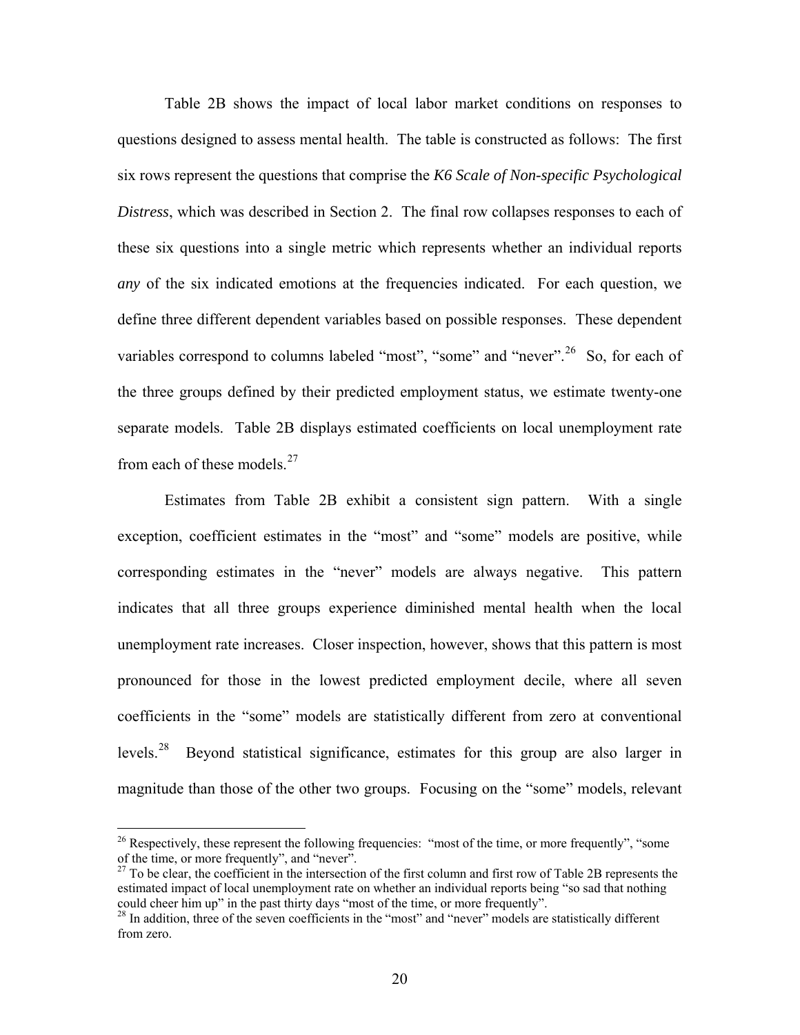Table 2B shows the impact of local labor market conditions on responses to questions designed to assess mental health. The table is constructed as follows: The first six rows represent the questions that comprise the *K6 Scale of Non-specific Psychological Distress*, which was described in Section 2. The final row collapses responses to each of these six questions into a single metric which represents whether an individual reports *any* of the six indicated emotions at the frequencies indicated. For each question, we define three different dependent variables based on possible responses. These dependent variables correspond to columns labeled "most", "some" and "never".[26] So, for each of the three groups defined by their predicted employment status, we estimate twenty-one separate models. Table 2B displays estimated coefficients on local unemployment rate from each of these models.[27]

Estimates from Table 2B exhibit a consistent sign pattern. With a single exception, coefficient estimates in the "most" and "some" models are positive, while corresponding estimates in the "never" models are always negative. This pattern indicates that all three groups experience diminished mental health when the local unemployment rate increases. Closer inspection, however, shows that this pattern is most pronounced for those in the lowest predicted employment decile, where all seven coefficients in the "some" models are statistically different from zero at conventional levels.[28] Beyond statistical significance, estimates for this group are also larger in magnitude than those of the other two groups. Focusing on the "some" models, relevant

[26] Respectively, these represent the following frequencies: "most of the time, or more frequently", "some of the time, or more frequently", and "never".

[27] To be clear, the coefficient in the intersection of the first column and first row of Table 2B represents the estimated impact of local unemployment rate on whether an individual reports being "so sad that nothing could cheer him up" in the past thirty days "most of the time, or more frequently".

[28] In addition, three of the seven coefficients in the "most" and "never" models are statistically different from zero.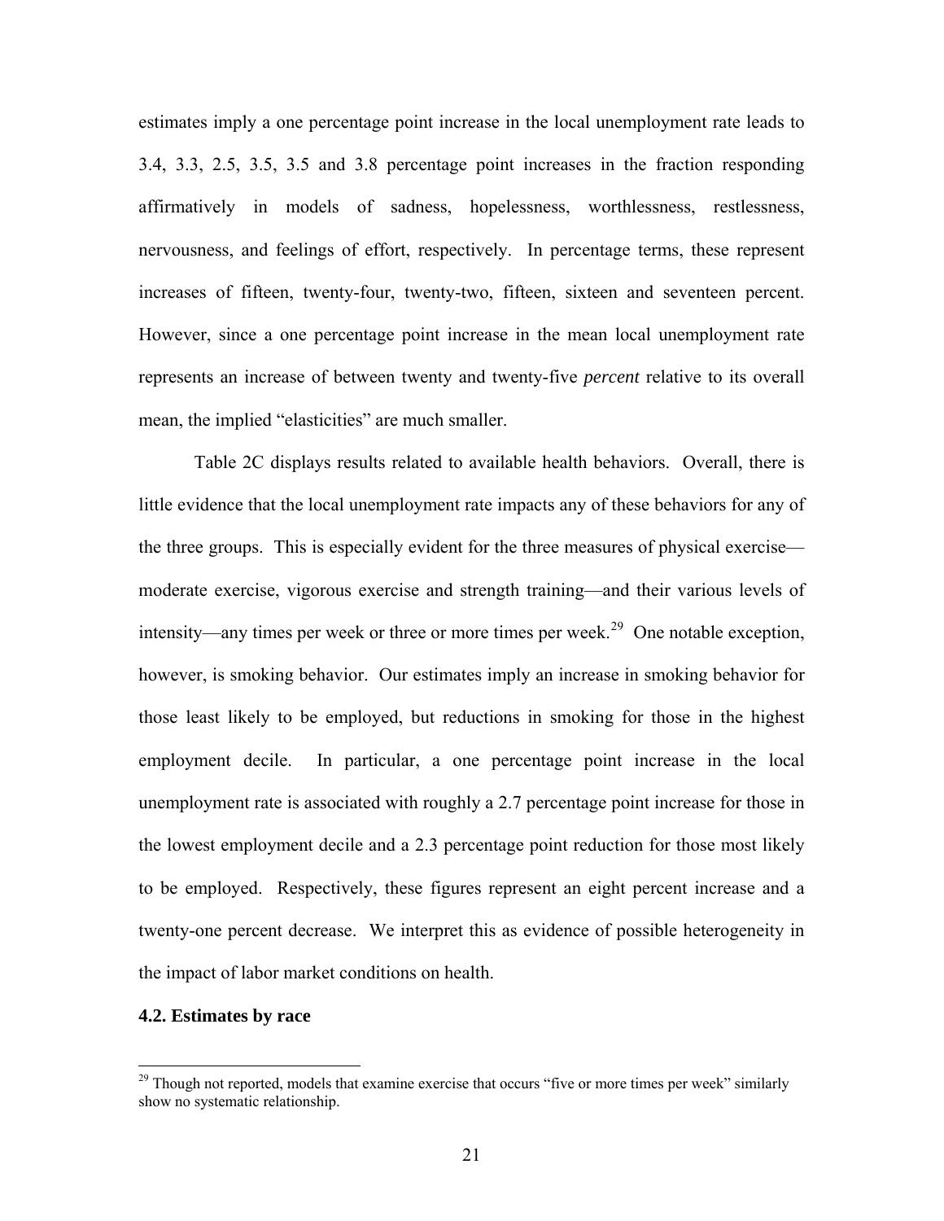estimates imply a one percentage point increase in the local unemployment rate leads to 3.4, 3.3, 2.5, 3.5, 3.5 and 3.8 percentage point increases in the fraction responding affirmatively in models of sadness, hopelessness, worthlessness, restlessness, nervousness, and feelings of effort, respectively. In percentage terms, these represent increases of fifteen, twenty-four, twenty-two, fifteen, sixteen and seventeen percent. However, since a one percentage point increase in the mean local unemployment rate represents an increase of between twenty and twenty-five *percent* relative to its overall mean, the implied "elasticities" are much smaller.

Table 2C displays results related to available health behaviors. Overall, there is little evidence that the local unemployment rate impacts any of these behaviors for any of the three groups. This is especially evident for the three measures of physical exercise—moderate exercise, vigorous exercise and strength training—and their various levels of intensity—any times per week or three or more times per week.[29] One notable exception, however, is smoking behavior. Our estimates imply an increase in smoking behavior for those least likely to be employed, but reductions in smoking for those in the highest employment decile. In particular, a one percentage point increase in the local unemployment rate is associated with roughly a 2.7 percentage point increase for those in the lowest employment decile and a 2.3 percentage point reduction for those most likely to be employed. Respectively, these figures represent an eight percent increase and a twenty-one percent decrease. We interpret this as evidence of possible heterogeneity in the impact of labor market conditions on health.

### 4.2. Estimates by race

[29] Though not reported, models that examine exercise that occurs "five or more times per week" similarly show no systematic relationship.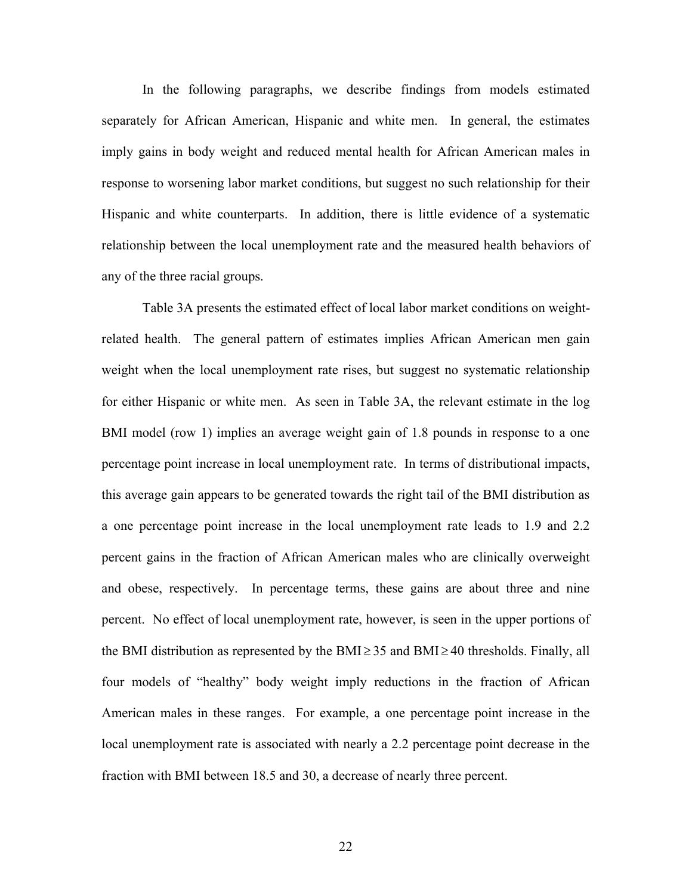In the following paragraphs, we describe findings from models estimated separately for African American, Hispanic and white men. In general, the estimates imply gains in body weight and reduced mental health for African American males in response to worsening labor market conditions, but suggest no such relationship for their Hispanic and white counterparts. In addition, there is little evidence of a systematic relationship between the local unemployment rate and the measured health behaviors of any of the three racial groups.

Table 3A presents the estimated effect of local labor market conditions on weight-related health. The general pattern of estimates implies African American men gain weight when the local unemployment rate rises, but suggest no systematic relationship for either Hispanic or white men. As seen in Table 3A, the relevant estimate in the log BMI model (row 1) implies an average weight gain of 1.8 pounds in response to a one percentage point increase in local unemployment rate. In terms of distributional impacts, this average gain appears to be generated towards the right tail of the BMI distribution as a one percentage point increase in the local unemployment rate leads to 1.9 and 2.2 percent gains in the fraction of African American males who are clinically overweight and obese, respectively. In percentage terms, these gains are about three and nine percent. No effect of local unemployment rate, however, is seen in the upper portions of the BMI distribution as represented by the $BMI \geq 35$ and $BMI \geq 40$ thresholds. Finally, all four models of "healthy" body weight imply reductions in the fraction of African American males in these ranges. For example, a one percentage point increase in the local unemployment rate is associated with nearly a 2.2 percentage point decrease in the fraction with BMI between 18.5 and 30, a decrease of nearly three percent.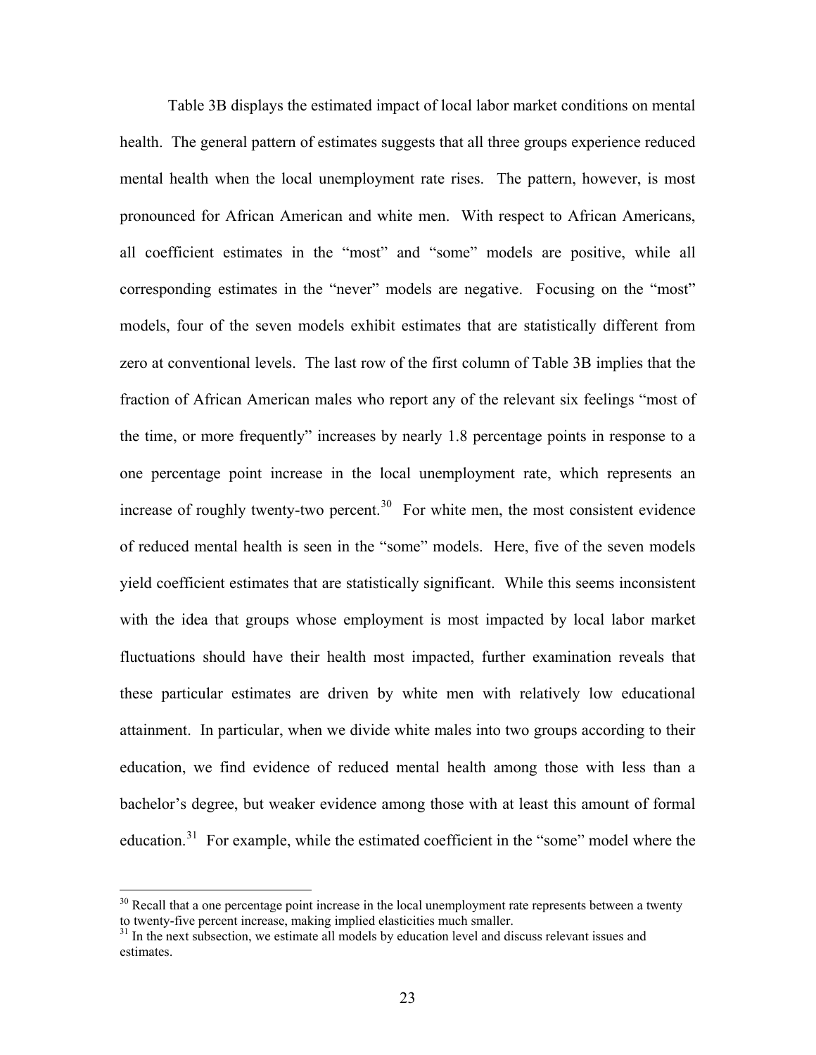Table 3B displays the estimated impact of local labor market conditions on mental health. The general pattern of estimates suggests that all three groups experience reduced mental health when the local unemployment rate rises. The pattern, however, is most pronounced for African American and white men. With respect to African Americans, all coefficient estimates in the "most" and "some" models are positive, while all corresponding estimates in the "never" models are negative. Focusing on the "most" models, four of the seven models exhibit estimates that are statistically different from zero at conventional levels. The last row of the first column of Table 3B implies that the fraction of African American males who report any of the relevant six feelings "most of the time, or more frequently" increases by nearly 1.8 percentage points in response to a one percentage point increase in the local unemployment rate, which represents an increase of roughly twenty-two percent.[30] For white men, the most consistent evidence of reduced mental health is seen in the "some" models. Here, five of the seven models yield coefficient estimates that are statistically significant. While this seems inconsistent with the idea that groups whose employment is most impacted by local labor market fluctuations should have their health most impacted, further examination reveals that these particular estimates are driven by white men with relatively low educational attainment. In particular, when we divide white males into two groups according to their education, we find evidence of reduced mental health among those with less than a bachelor's degree, but weaker evidence among those with at least this amount of formal education.[31] For example, while the estimated coefficient in the "some" model where the

[30] Recall that a one percentage point increase in the local unemployment rate represents between a twenty to twenty-five percent increase, making implied elasticities much smaller.

[31] In the next subsection, we estimate all models by education level and discuss relevant issues and estimates.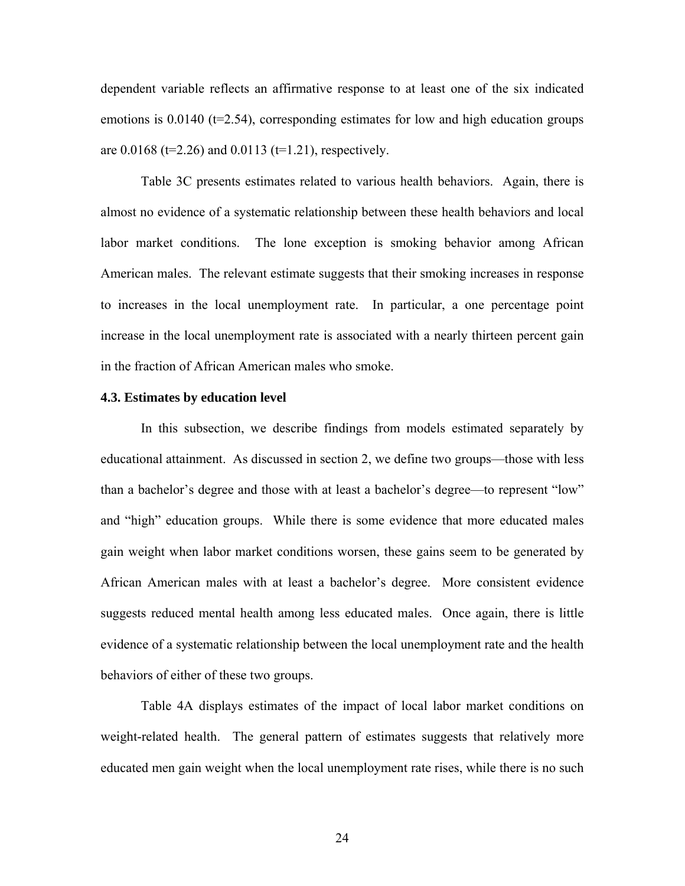dependent variable reflects an affirmative response to at least one of the six indicated emotions is 0.0140 (t=2.54), corresponding estimates for low and high education groups are 0.0168 (t=2.26) and 0.0113 (t=1.21), respectively.

Table 3C presents estimates related to various health behaviors. Again, there is almost no evidence of a systematic relationship between these health behaviors and local labor market conditions. The lone exception is smoking behavior among African American males. The relevant estimate suggests that their smoking increases in response to increases in the local unemployment rate. In particular, a one percentage point increase in the local unemployment rate is associated with a nearly thirteen percent gain in the fraction of African American males who smoke.

### 4.3. Estimates by education level

In this subsection, we describe findings from models estimated separately by educational attainment. As discussed in section 2, we define two groups—those with less than a bachelor's degree and those with at least a bachelor's degree—to represent "low" and "high" education groups. While there is some evidence that more educated males gain weight when labor market conditions worsen, these gains seem to be generated by African American males with at least a bachelor's degree. More consistent evidence suggests reduced mental health among less educated males. Once again, there is little evidence of a systematic relationship between the local unemployment rate and the health behaviors of either of these two groups.

Table 4A displays estimates of the impact of local labor market conditions on weight-related health. The general pattern of estimates suggests that relatively more educated men gain weight when the local unemployment rate rises, while there is no such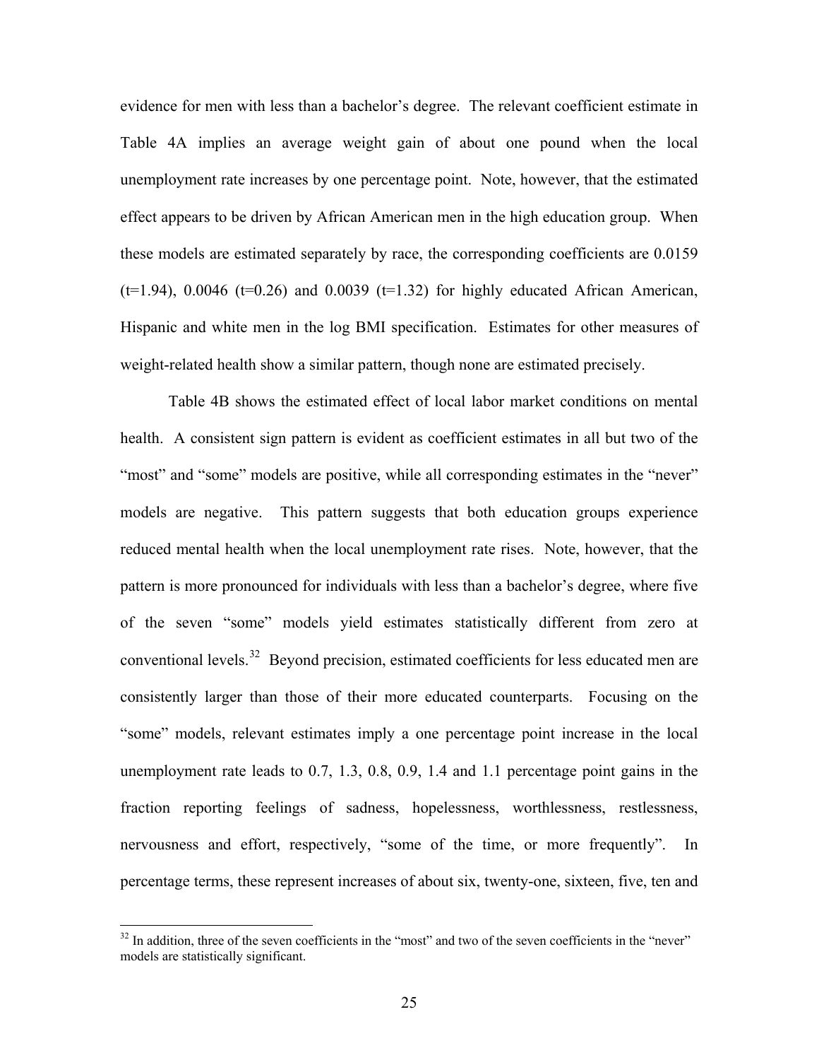evidence for men with less than a bachelor's degree. The relevant coefficient estimate in Table 4A implies an average weight gain of about one pound when the local unemployment rate increases by one percentage point. Note, however, that the estimated effect appears to be driven by African American men in the high education group. When these models are estimated separately by race, the corresponding coefficients are 0.0159 (t=1.94), 0.0046 (t=0.26) and 0.0039 (t=1.32) for highly educated African American, Hispanic and white men in the log BMI specification. Estimates for other measures of weight-related health show a similar pattern, though none are estimated precisely.

Table 4B shows the estimated effect of local labor market conditions on mental health. A consistent sign pattern is evident as coefficient estimates in all but two of the "most" and "some" models are positive, while all corresponding estimates in the "never" models are negative. This pattern suggests that both education groups experience reduced mental health when the local unemployment rate rises. Note, however, that the pattern is more pronounced for individuals with less than a bachelor's degree, where five of the seven "some" models yield estimates statistically different from zero at conventional levels.[32] Beyond precision, estimated coefficients for less educated men are consistently larger than those of their more educated counterparts. Focusing on the "some" models, relevant estimates imply a one percentage point increase in the local unemployment rate leads to 0.7, 1.3, 0.8, 0.9, 1.4 and 1.1 percentage point gains in the fraction reporting feelings of sadness, hopelessness, worthlessness, restlessness, nervousness and effort, respectively, "some of the time, or more frequently". In percentage terms, these represent increases of about six, twenty-one, sixteen, five, ten and

[32] In addition, three of the seven coefficients in the "most" and two of the seven coefficients in the "never" models are statistically significant.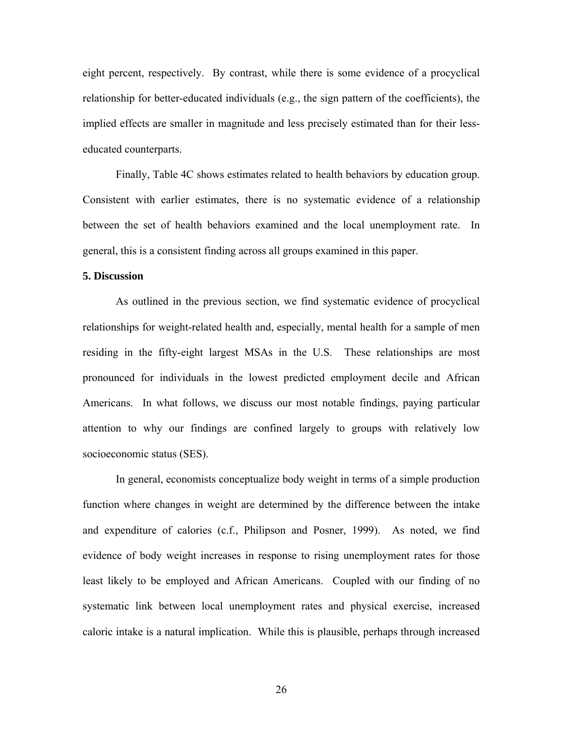eight percent, respectively. By contrast, while there is some evidence of a procyclical relationship for better-educated individuals (e.g., the sign pattern of the coefficients), the implied effects are smaller in magnitude and less precisely estimated than for their less-educated counterparts.

Finally, Table 4C shows estimates related to health behaviors by education group. Consistent with earlier estimates, there is no systematic evidence of a relationship between the set of health behaviors examined and the local unemployment rate. In general, this is a consistent finding across all groups examined in this paper.

**5. Discussion**

As outlined in the previous section, we find systematic evidence of procyclical relationships for weight-related health and, especially, mental health for a sample of men residing in the fifty-eight largest MSAs in the U.S. These relationships are most pronounced for individuals in the lowest predicted employment decile and African Americans. In what follows, we discuss our most notable findings, paying particular attention to why our findings are confined largely to groups with relatively low socioeconomic status (SES).

In general, economists conceptualize body weight in terms of a simple production function where changes in weight are determined by the difference between the intake and expenditure of calories (c.f., Philipson and Posner, 1999). As noted, we find evidence of body weight increases in response to rising unemployment rates for those least likely to be employed and African Americans. Coupled with our finding of no systematic link between local unemployment rates and physical exercise, increased caloric intake is a natural implication. While this is plausible, perhaps through increased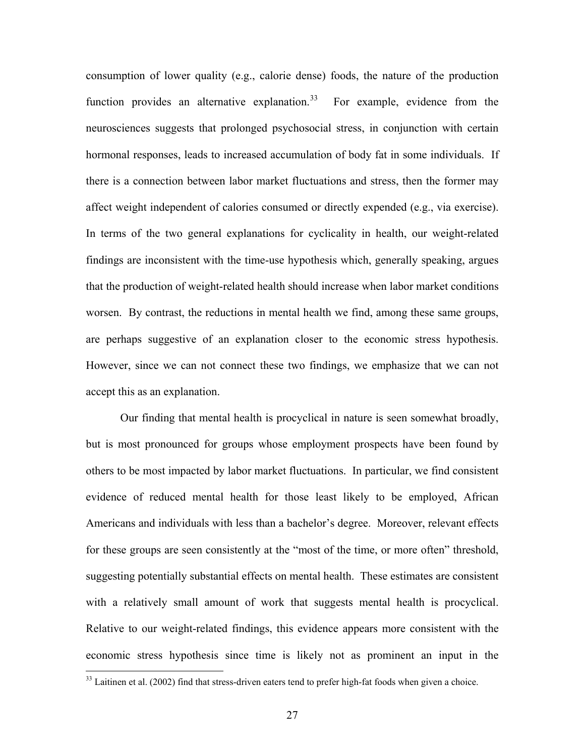consumption of lower quality (e.g., calorie dense) foods, the nature of the production function provides an alternative explanation.[33] For example, evidence from the neurosciences suggests that prolonged psychosocial stress, in conjunction with certain hormonal responses, leads to increased accumulation of body fat in some individuals. If there is a connection between labor market fluctuations and stress, then the former may affect weight independent of calories consumed or directly expended (e.g., via exercise). In terms of the two general explanations for cyclicality in health, our weight-related findings are inconsistent with the time-use hypothesis which, generally speaking, argues that the production of weight-related health should increase when labor market conditions worsen. By contrast, the reductions in mental health we find, among these same groups, are perhaps suggestive of an explanation closer to the economic stress hypothesis. However, since we can not connect these two findings, we emphasize that we can not accept this as an explanation.

Our finding that mental health is procyclical in nature is seen somewhat broadly, but is most pronounced for groups whose employment prospects have been found by others to be most impacted by labor market fluctuations. In particular, we find consistent evidence of reduced mental health for those least likely to be employed, African Americans and individuals with less than a bachelor's degree. Moreover, relevant effects for these groups are seen consistently at the "most of the time, or more often" threshold, suggesting potentially substantial effects on mental health. These estimates are consistent with a relatively small amount of work that suggests mental health is procyclical. Relative to our weight-related findings, this evidence appears more consistent with the economic stress hypothesis since time is likely not as prominent an input in the

[33] Laitinen et al. (2002) find that stress-driven eaters tend to prefer high-fat foods when given a choice.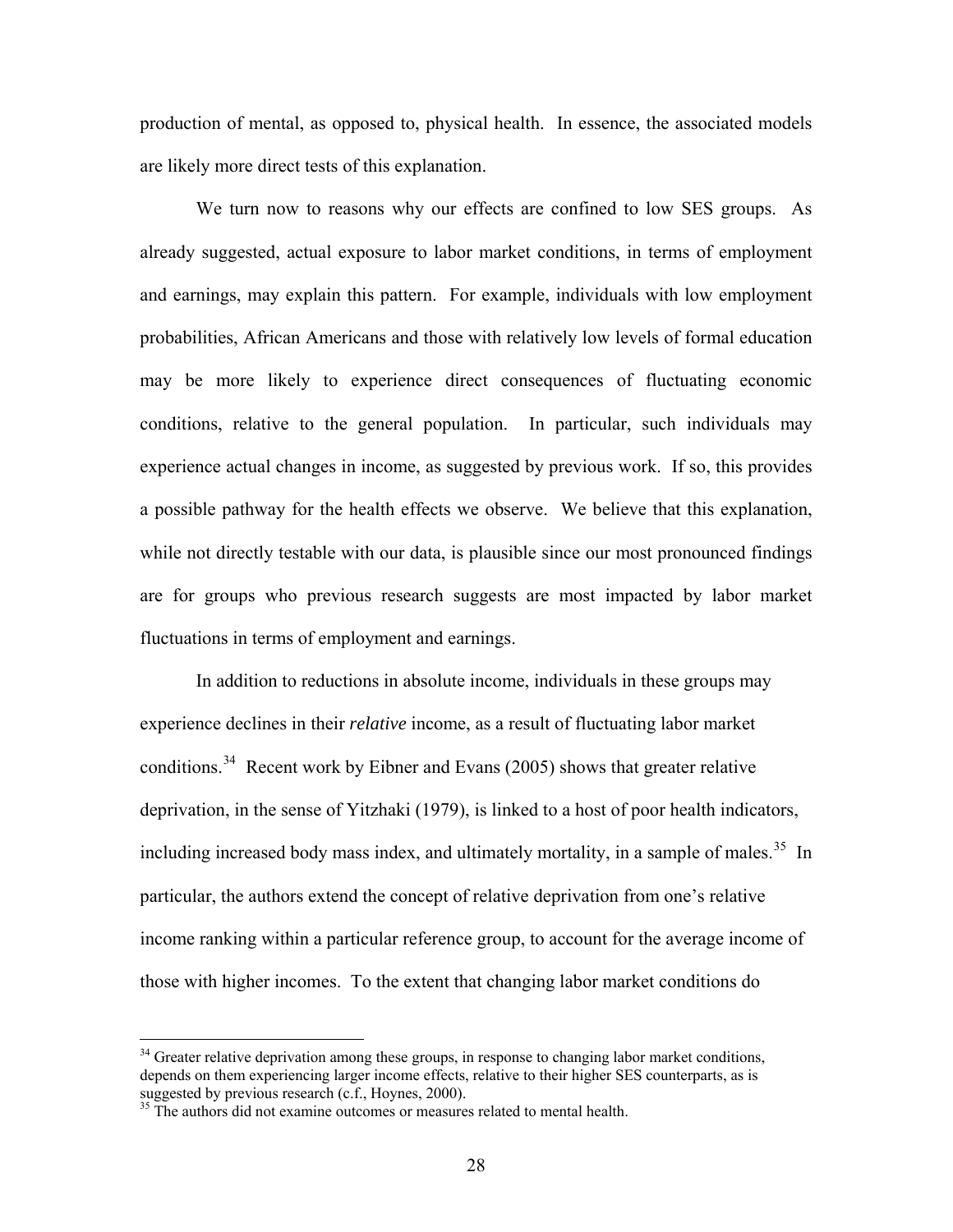production of mental, as opposed to, physical health. In essence, the associated models are likely more direct tests of this explanation.

We turn now to reasons why our effects are confined to low SES groups. As already suggested, actual exposure to labor market conditions, in terms of employment and earnings, may explain this pattern. For example, individuals with low employment probabilities, African Americans and those with relatively low levels of formal education may be more likely to experience direct consequences of fluctuating economic conditions, relative to the general population. In particular, such individuals may experience actual changes in income, as suggested by previous work. If so, this provides a possible pathway for the health effects we observe. We believe that this explanation, while not directly testable with our data, is plausible since our most pronounced findings are for groups who previous research suggests are most impacted by labor market fluctuations in terms of employment and earnings.

In addition to reductions in absolute income, individuals in these groups may experience declines in their *relative* income, as a result of fluctuating labor market conditions.[34] Recent work by Eibner and Evans (2005) shows that greater relative deprivation, in the sense of Yitzhaki (1979), is linked to a host of poor health indicators, including increased body mass index, and ultimately mortality, in a sample of males.[35] In particular, the authors extend the concept of relative deprivation from one's relative income ranking within a particular reference group, to account for the average income of those with higher incomes. To the extent that changing labor market conditions do

---

[34] Greater relative deprivation among these groups, in response to changing labor market conditions, depends on them experiencing larger income effects, relative to their higher SES counterparts, as is suggested by previous research (c.f., Hoynes, 2000).

[35] The authors did not examine outcomes or measures related to mental health.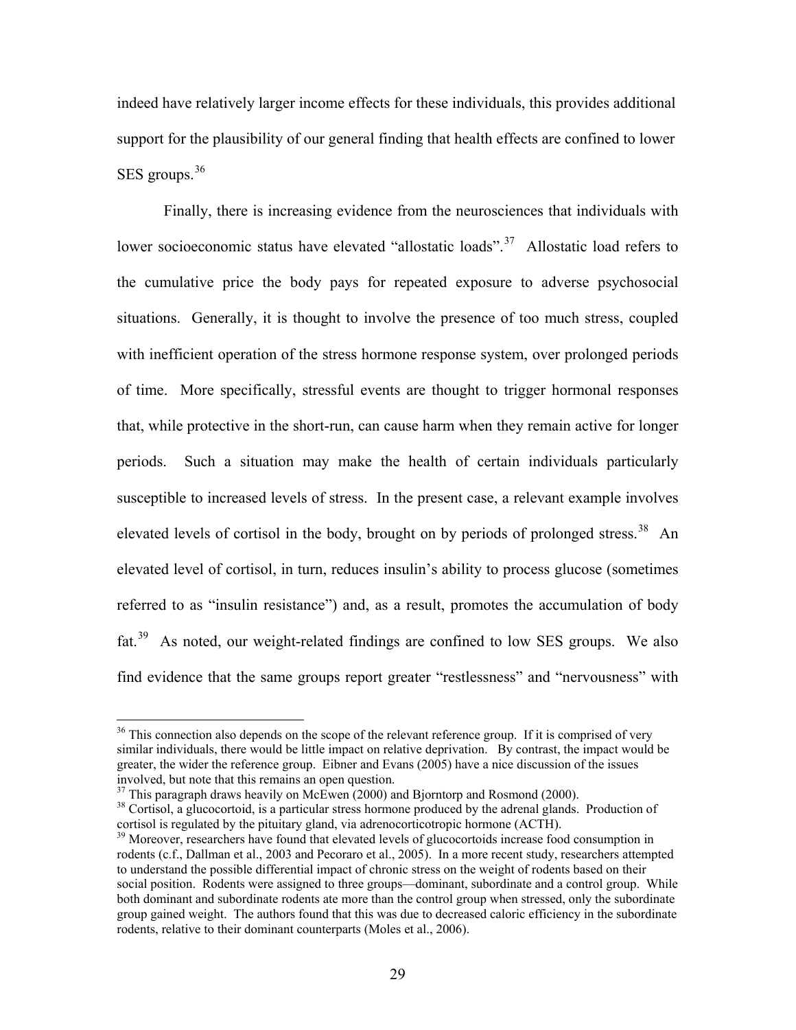indeed have relatively larger income effects for these individuals, this provides additional support for the plausibility of our general finding that health effects are confined to lower SES groups.[36]

Finally, there is increasing evidence from the neurosciences that individuals with lower socioeconomic status have elevated "allostatic loads".[37] Allostatic load refers to the cumulative price the body pays for repeated exposure to adverse psychosocial situations. Generally, it is thought to involve the presence of too much stress, coupled with inefficient operation of the stress hormone response system, over prolonged periods of time. More specifically, stressful events are thought to trigger hormonal responses that, while protective in the short-run, can cause harm when they remain active for longer periods. Such a situation may make the health of certain individuals particularly susceptible to increased levels of stress. In the present case, a relevant example involves elevated levels of cortisol in the body, brought on by periods of prolonged stress.[38] An elevated level of cortisol, in turn, reduces insulin's ability to process glucose (sometimes referred to as "insulin resistance") and, as a result, promotes the accumulation of body fat.[39] As noted, our weight-related findings are confined to low SES groups. We also find evidence that the same groups report greater "restlessness" and "nervousness" with

---

[36] This connection also depends on the scope of the relevant reference group. If it is comprised of very similar individuals, there would be little impact on relative deprivation. By contrast, the impact would be greater, the wider the reference group. Eibner and Evans (2005) have a nice discussion of the issues involved, but note that this remains an open question.

[37] This paragraph draws heavily on McEwen (2000) and Bjorntorp and Rosmond (2000).

[38] Cortisol, a glucocortoid, is a particular stress hormone produced by the adrenal glands. Production of cortisol is regulated by the pituitary gland, via adrenocorticotropic hormone (ACTH).

[39] Moreover, researchers have found that elevated levels of glucocortoids increase food consumption in rodents (c.f., Dallman et al., 2003 and Pecoraro et al., 2005). In a more recent study, researchers attempted to understand the possible differential impact of chronic stress on the weight of rodents based on their social position. Rodents were assigned to three groups—dominant, subordinate and a control group. While both dominant and subordinate rodents ate more than the control group when stressed, only the subordinate group gained weight. The authors found that this was due to decreased caloric efficiency in the subordinate rodents, relative to their dominant counterparts (Moles et al., 2006).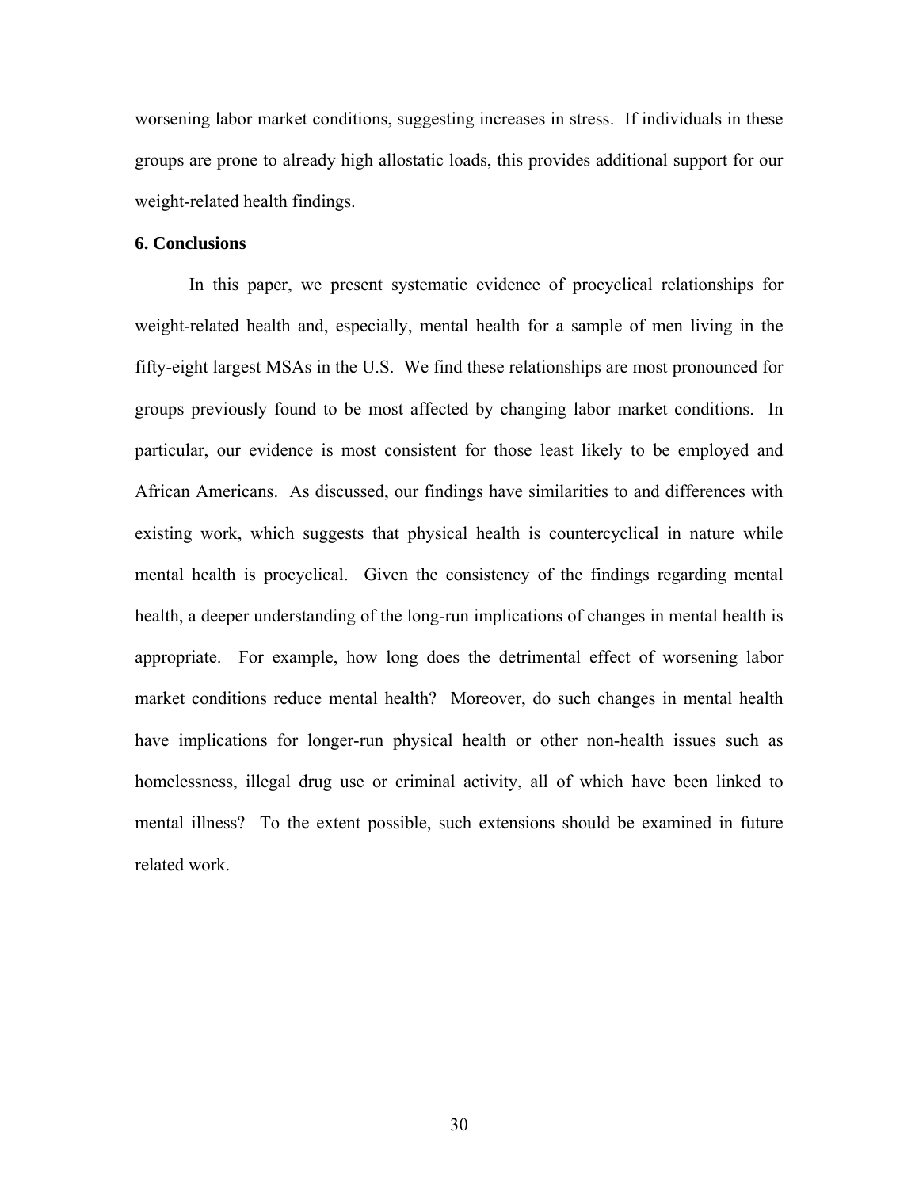worsening labor market conditions, suggesting increases in stress. If individuals in these groups are prone to already high allostatic loads, this provides additional support for our weight-related health findings.

### 6. Conclusions

In this paper, we present systematic evidence of procyclical relationships for weight-related health and, especially, mental health for a sample of men living in the fifty-eight largest MSAs in the U.S. We find these relationships are most pronounced for groups previously found to be most affected by changing labor market conditions. In particular, our evidence is most consistent for those least likely to be employed and African Americans. As discussed, our findings have similarities to and differences with existing work, which suggests that physical health is countercyclical in nature while mental health is procyclical. Given the consistency of the findings regarding mental health, a deeper understanding of the long-run implications of changes in mental health is appropriate. For example, how long does the detrimental effect of worsening labor market conditions reduce mental health? Moreover, do such changes in mental health have implications for longer-run physical health or other non-health issues such as homelessness, illegal drug use or criminal activity, all of which have been linked to mental illness? To the extent possible, such extensions should be examined in future related work.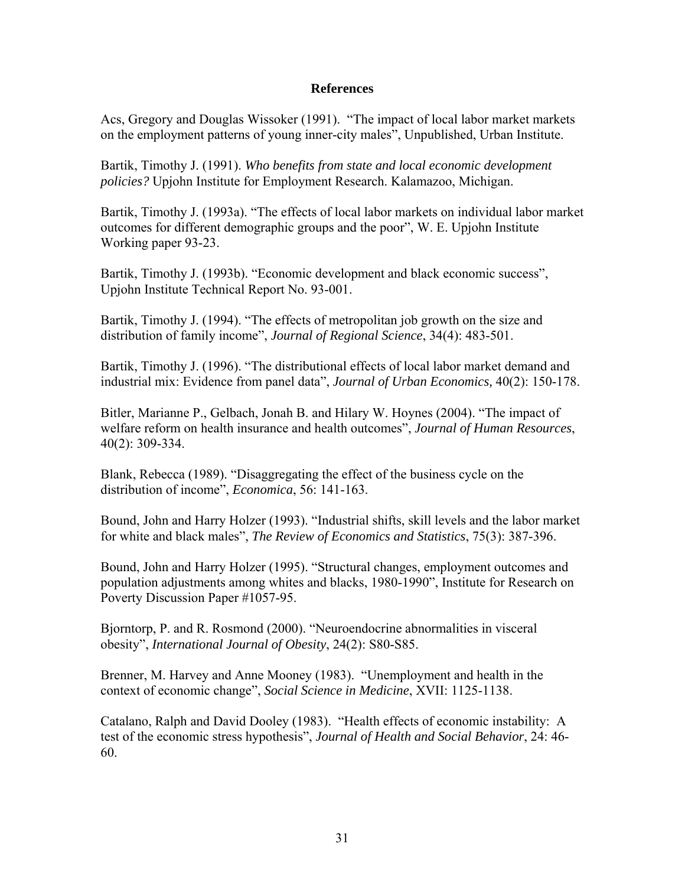## References

Acs, Gregory and Douglas Wissoker (1991). "The impact of local labor market markets on the employment patterns of young inner-city males", Unpublished, Urban Institute.

Bartik, Timothy J. (1991). *Who benefits from state and local economic development policies?* Upjohn Institute for Employment Research. Kalamazoo, Michigan.

Bartik, Timothy J. (1993a). "The effects of local labor markets on individual labor market outcomes for different demographic groups and the poor", W. E. Upjohn Institute Working paper 93-23.

Bartik, Timothy J. (1993b). "Economic development and black economic success", Upjohn Institute Technical Report No. 93-001.

Bartik, Timothy J. (1994). "The effects of metropolitan job growth on the size and distribution of family income", *Journal of Regional Science*, 34(4): 483-501.

Bartik, Timothy J. (1996). "The distributional effects of local labor market demand and industrial mix: Evidence from panel data", *Journal of Urban Economics,* 40(2): 150-178.

Bitler, Marianne P., Gelbach, Jonah B. and Hilary W. Hoynes (2004). "The impact of welfare reform on health insurance and health outcomes", *Journal of Human Resources*, 40(2): 309-334.

Blank, Rebecca (1989). "Disaggregating the effect of the business cycle on the distribution of income", *Economica*, 56: 141-163.

Bound, John and Harry Holzer (1993). "Industrial shifts, skill levels and the labor market for white and black males", *The Review of Economics and Statistics*, 75(3): 387-396.

Bound, John and Harry Holzer (1995). "Structural changes, employment outcomes and population adjustments among whites and blacks, 1980-1990", Institute for Research on Poverty Discussion Paper #1057-95.

Bjorntorp, P. and R. Rosmond (2000). "Neuroendocrine abnormalities in visceral obesity", *International Journal of Obesity*, 24(2): S80-S85.

Brenner, M. Harvey and Anne Mooney (1983). "Unemployment and health in the context of economic change", *Social Science in Medicine*, XVII: 1125-1138.

Catalano, Ralph and David Dooley (1983). "Health effects of economic instability: A test of the economic stress hypothesis", *Journal of Health and Social Behavior*, 24: 46-60.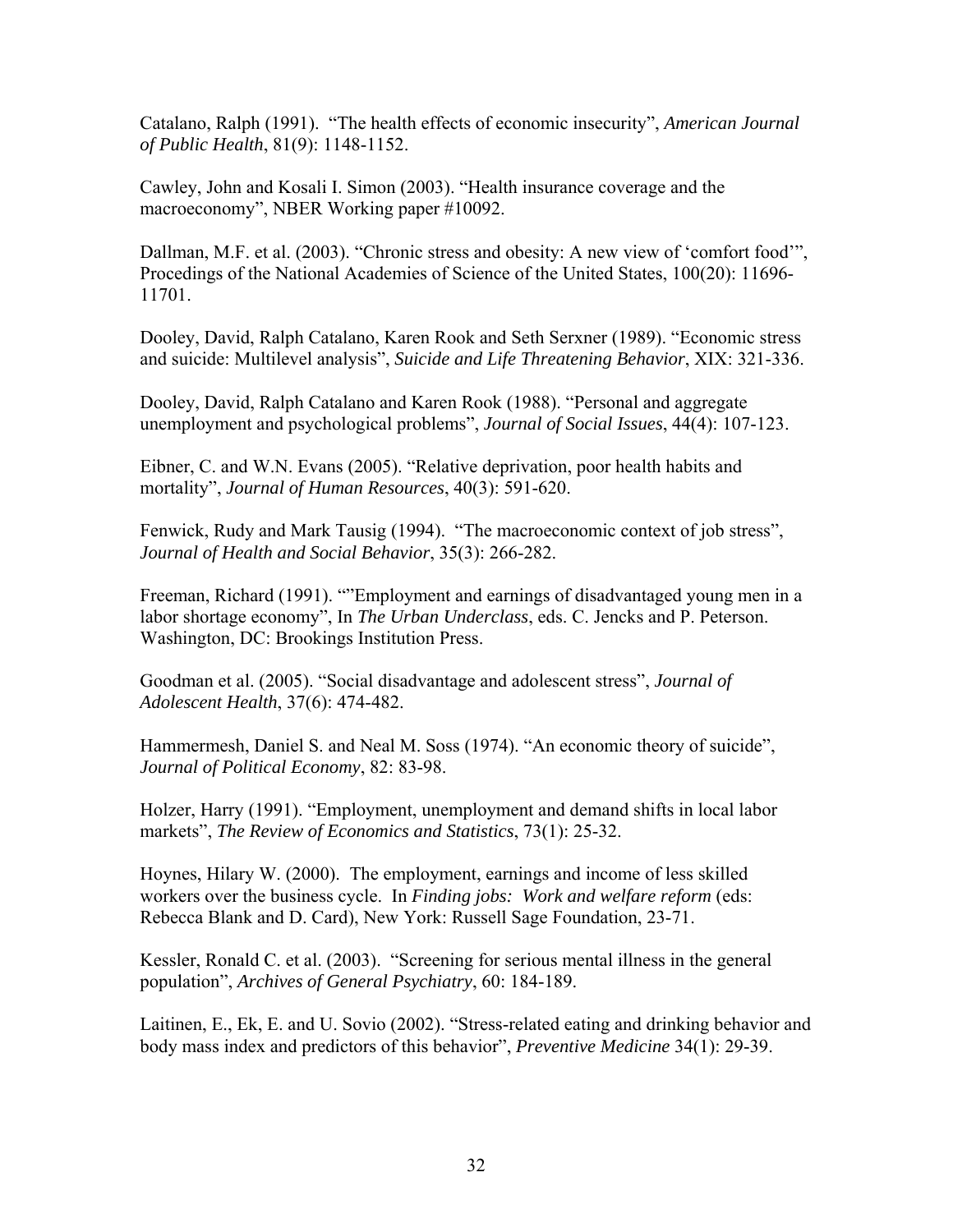Catalano, Ralph (1991). "The health effects of economic insecurity", *American Journal of Public Health*, 81(9): 1148-1152.

Cawley, John and Kosali I. Simon (2003). "Health insurance coverage and the macroeconomy", NBER Working paper #10092.

Dallman, M.F. et al. (2003). "Chronic stress and obesity: A new view of 'comfort food'", Procedings of the National Academies of Science of the United States, 100(20): 11696-11701.

Dooley, David, Ralph Catalano, Karen Rook and Seth Serxner (1989). "Economic stress and suicide: Multilevel analysis", *Suicide and Life Threatening Behavior*, XIX: 321-336.

Dooley, David, Ralph Catalano and Karen Rook (1988). "Personal and aggregate unemployment and psychological problems", *Journal of Social Issues*, 44(4): 107-123.

Eibner, C. and W.N. Evans (2005). "Relative deprivation, poor health habits and mortality", *Journal of Human Resources*, 40(3): 591-620.

Fenwick, Rudy and Mark Tausig (1994). "The macroeconomic context of job stress", *Journal of Health and Social Behavior*, 35(3): 266-282.

Freeman, Richard (1991). ""Employment and earnings of disadvantaged young men in a labor shortage economy", In *The Urban Underclass*, eds. C. Jencks and P. Peterson. Washington, DC: Brookings Institution Press.

Goodman et al. (2005). "Social disadvantage and adolescent stress", *Journal of Adolescent Health*, 37(6): 474-482.

Hammermesh, Daniel S. and Neal M. Soss (1974). "An economic theory of suicide", *Journal of Political Economy*, 82: 83-98.

Holzer, Harry (1991). "Employment, unemployment and demand shifts in local labor markets", *The Review of Economics and Statistics*, 73(1): 25-32.

Hoynes, Hilary W. (2000). The employment, earnings and income of less skilled workers over the business cycle. In *Finding jobs: Work and welfare reform* (eds: Rebecca Blank and D. Card), New York: Russell Sage Foundation, 23-71.

Kessler, Ronald C. et al. (2003). "Screening for serious mental illness in the general population", *Archives of General Psychiatry*, 60: 184-189.

Laitinen, E., Ek, E. and U. Sovio (2002). "Stress-related eating and drinking behavior and body mass index and predictors of this behavior", *Preventive Medicine* 34(1): 29-39.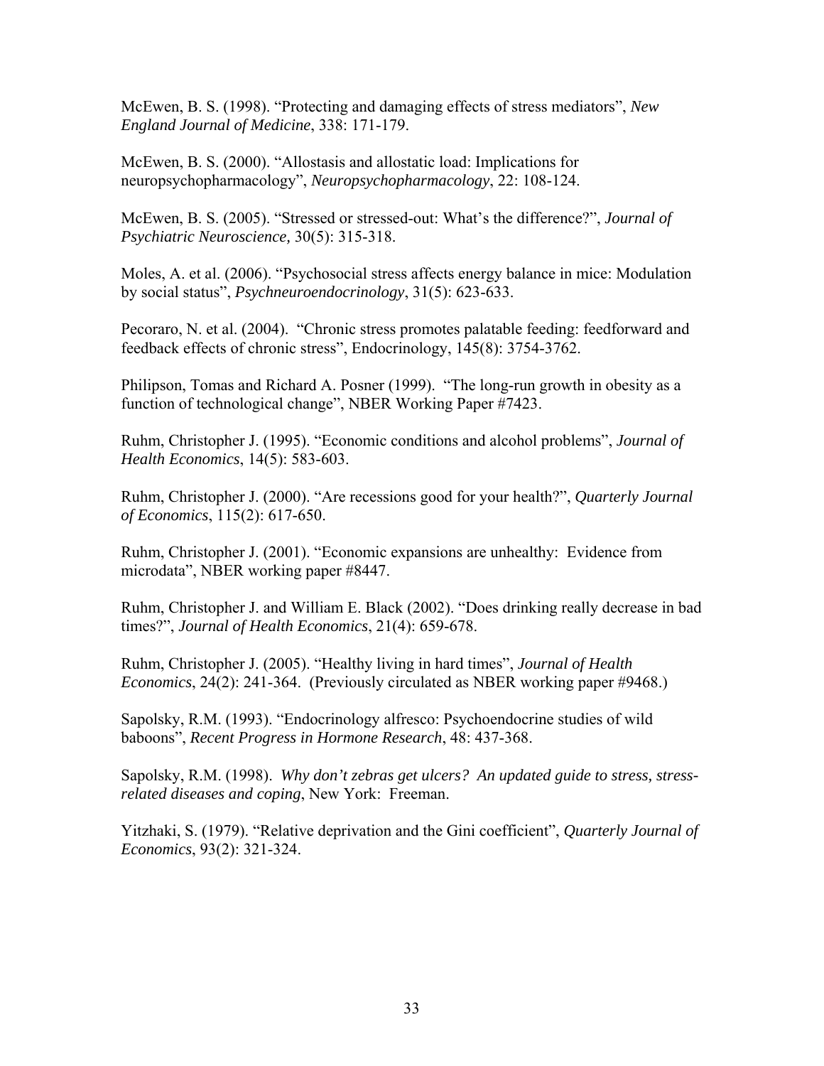McEwen, B. S. (1998). "Protecting and damaging effects of stress mediators", *New England Journal of Medicine*, 338: 171-179.

McEwen, B. S. (2000). "Allostasis and allostatic load: Implications for neuropsychopharmacology", *Neuropsychopharmacology*, 22: 108-124.

McEwen, B. S. (2005). "Stressed or stressed-out: What's the difference?", *Journal of Psychiatric Neuroscience,* 30(5): 315-318.

Moles, A. et al. (2006). "Psychosocial stress affects energy balance in mice: Modulation by social status", *Psychneuroendocrinology*, 31(5): 623-633.

Pecoraro, N. et al. (2004). "Chronic stress promotes palatable feeding: feedforward and feedback effects of chronic stress", Endocrinology, 145(8): 3754-3762.

Philipson, Tomas and Richard A. Posner (1999). "The long-run growth in obesity as a function of technological change", NBER Working Paper #7423.

Ruhm, Christopher J. (1995). "Economic conditions and alcohol problems", *Journal of Health Economics*, 14(5): 583-603.

Ruhm, Christopher J. (2000). "Are recessions good for your health?", *Quarterly Journal of Economics*, 115(2): 617-650.

Ruhm, Christopher J. (2001). "Economic expansions are unhealthy: Evidence from microdata", NBER working paper #8447.

Ruhm, Christopher J. and William E. Black (2002). "Does drinking really decrease in bad times?", *Journal of Health Economics*, 21(4): 659-678.

Ruhm, Christopher J. (2005). "Healthy living in hard times", *Journal of Health Economics*, 24(2): 241-364. (Previously circulated as NBER working paper #9468.)

Sapolsky, R.M. (1993). "Endocrinology alfresco: Psychoendocrine studies of wild baboons", *Recent Progress in Hormone Research*, 48: 437-368.

Sapolsky, R.M. (1998). *Why don't zebras get ulcers? An updated guide to stress, stress-related diseases and coping*, New York: Freeman.

Yitzhaki, S. (1979). "Relative deprivation and the Gini coefficient", *Quarterly Journal of Economics*, 93(2): 321-324.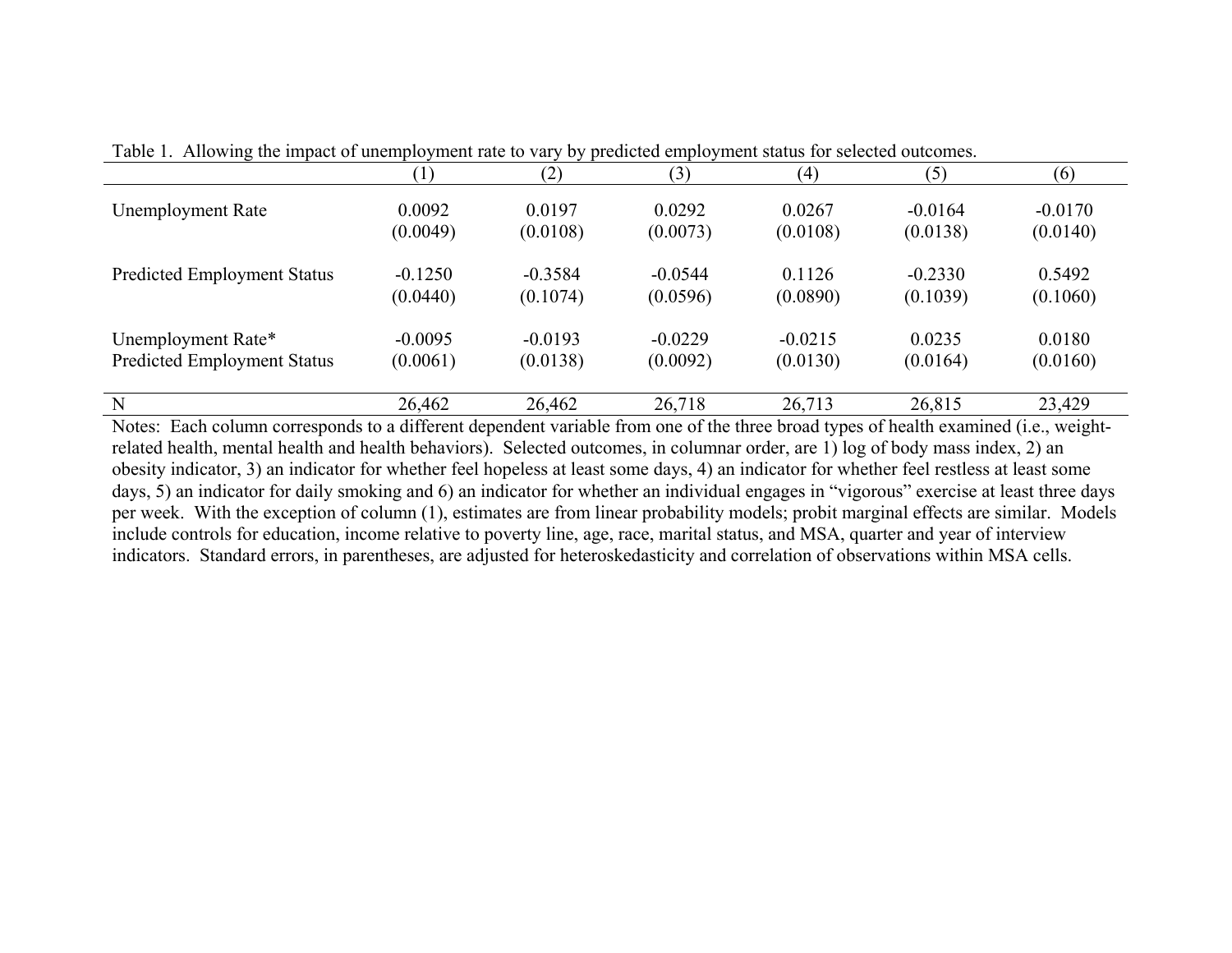Table 1. Allowing the impact of unemployment rate to vary by predicted employment status for selected outcomes.

| | (1) | (2) | (3) | (4) | (5) | (6) |
|---|---|---|---|---|---|---|
| Unemployment Rate | 0.0092 | 0.0197 | 0.0292 | 0.0267 | -0.0164 | -0.0170 |
| | (0.0049) | (0.0108) | (0.0073) | (0.0108) | (0.0138) | (0.0140) |
| Predicted Employment Status | -0.1250 | -0.3584 | -0.0544 | 0.1126 | -0.2330 | 0.5492 |
| | (0.0440) | (0.1074) | (0.0596) | (0.0890) | (0.1039) | (0.1060) |
| Unemployment Rate* Predicted Employment Status | -0.0095 | -0.0193 | -0.0229 | -0.0215 | 0.0235 | 0.0180 |
| | (0.0061) | (0.0138) | (0.0092) | (0.0130) | (0.0164) | (0.0160) |
| N | 26,462 | 26,462 | 26,718 | 26,713 | 26,815 | 23,429 |

Notes: Each column corresponds to a different dependent variable from one of the three broad types of health examined (i.e., weight-related health, mental health and health behaviors). Selected outcomes, in columnar order, are 1) log of body mass index, 2) an obesity indicator, 3) an indicator for whether feel hopeless at least some days, 4) an indicator for whether feel restless at least some days, 5) an indicator for daily smoking and 6) an indicator for whether an individual engages in "vigorous" exercise at least three days per week. With the exception of column (1), estimates are from linear probability models; probit marginal effects are similar. Models include controls for education, income relative to poverty line, age, race, marital status, and MSA, quarter and year of interview indicators. Standard errors, in parentheses, are adjusted for heteroskedasticity and correlation of observations within MSA cells.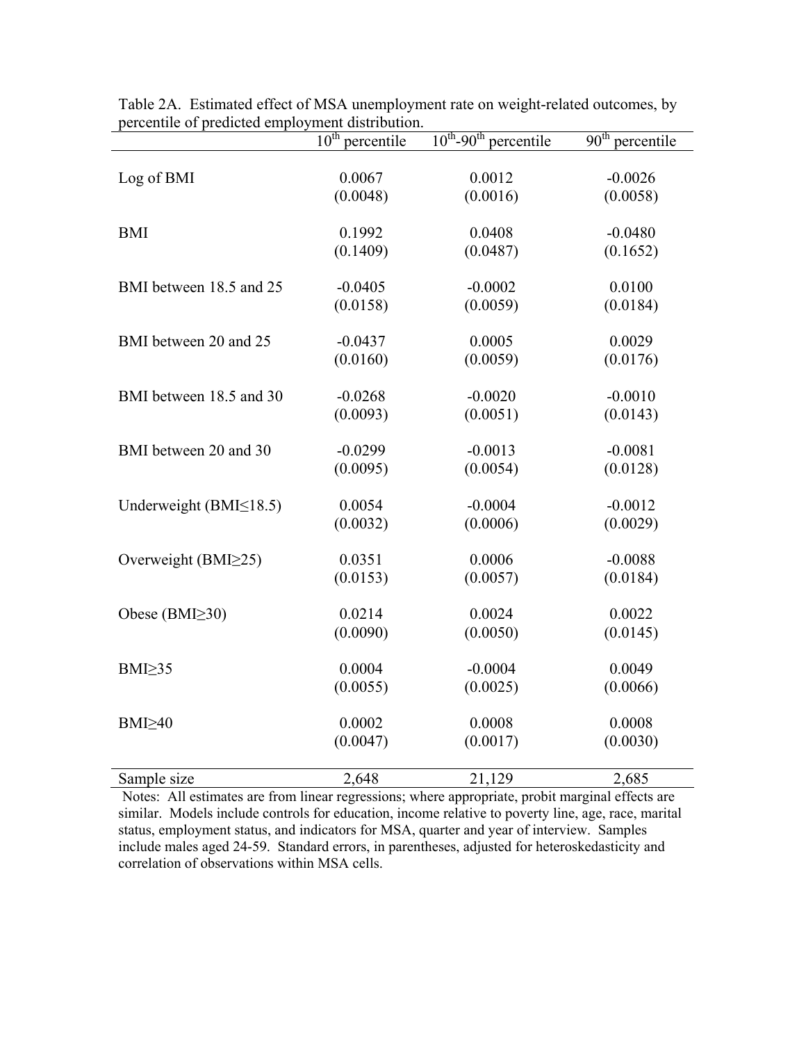Table 2A. Estimated effect of MSA unemployment rate on weight-related outcomes, by percentile of predicted employment distribution.

| | $10^{th}$ percentile | $10^{th}$-$90^{th}$ percentile | $90^{th}$ percentile |
|---|---|---|---|
| Log of BMI | 0.0067 | 0.0012 | -0.0026 |
| | (0.0048) | (0.0016) | (0.0058) |
| BMI | 0.1992 | 0.0408 | -0.0480 |
| | (0.1409) | (0.0487) | (0.1652) |
| BMI between 18.5 and 25 | -0.0405 | -0.0002 | 0.0100 |
| | (0.0158) | (0.0059) | (0.0184) |
| BMI between 20 and 25 | -0.0437 | 0.0005 | 0.0029 |
| | (0.0160) | (0.0059) | (0.0176) |
| BMI between 18.5 and 30 | -0.0268 | -0.0020 | -0.0010 |
| | (0.0093) | (0.0051) | (0.0143) |
| BMI between 20 and 30 | -0.0299 | -0.0013 | -0.0081 |
| | (0.0095) | (0.0054) | (0.0128) |
| Underweight (BMI≤18.5) | 0.0054 | -0.0004 | -0.0012 |
| | (0.0032) | (0.0006) | (0.0029) |
| Overweight (BMI≥25) | 0.0351 | 0.0006 | -0.0088 |
| | (0.0153) | (0.0057) | (0.0184) |
| Obese (BMI≥30) | 0.0214 | 0.0024 | 0.0022 |
| | (0.0090) | (0.0050) | (0.0145) |
| BMI≥35 | 0.0004 | -0.0004 | 0.0049 |
| | (0.0055) | (0.0025) | (0.0066) |
| BMI≥40 | 0.0002 | 0.0008 | 0.0008 |
| | (0.0047) | (0.0017) | (0.0030) |
| Sample size | 2,648 | 21,129 | 2,685 |

Notes: All estimates are from linear regressions; where appropriate, probit marginal effects are similar. Models include controls for education, income relative to poverty line, age, race, marital status, employment status, and indicators for MSA, quarter and year of interview. Samples include males aged 24-59. Standard errors, in parentheses, adjusted for heteroskedasticity and correlation of observations within MSA cells.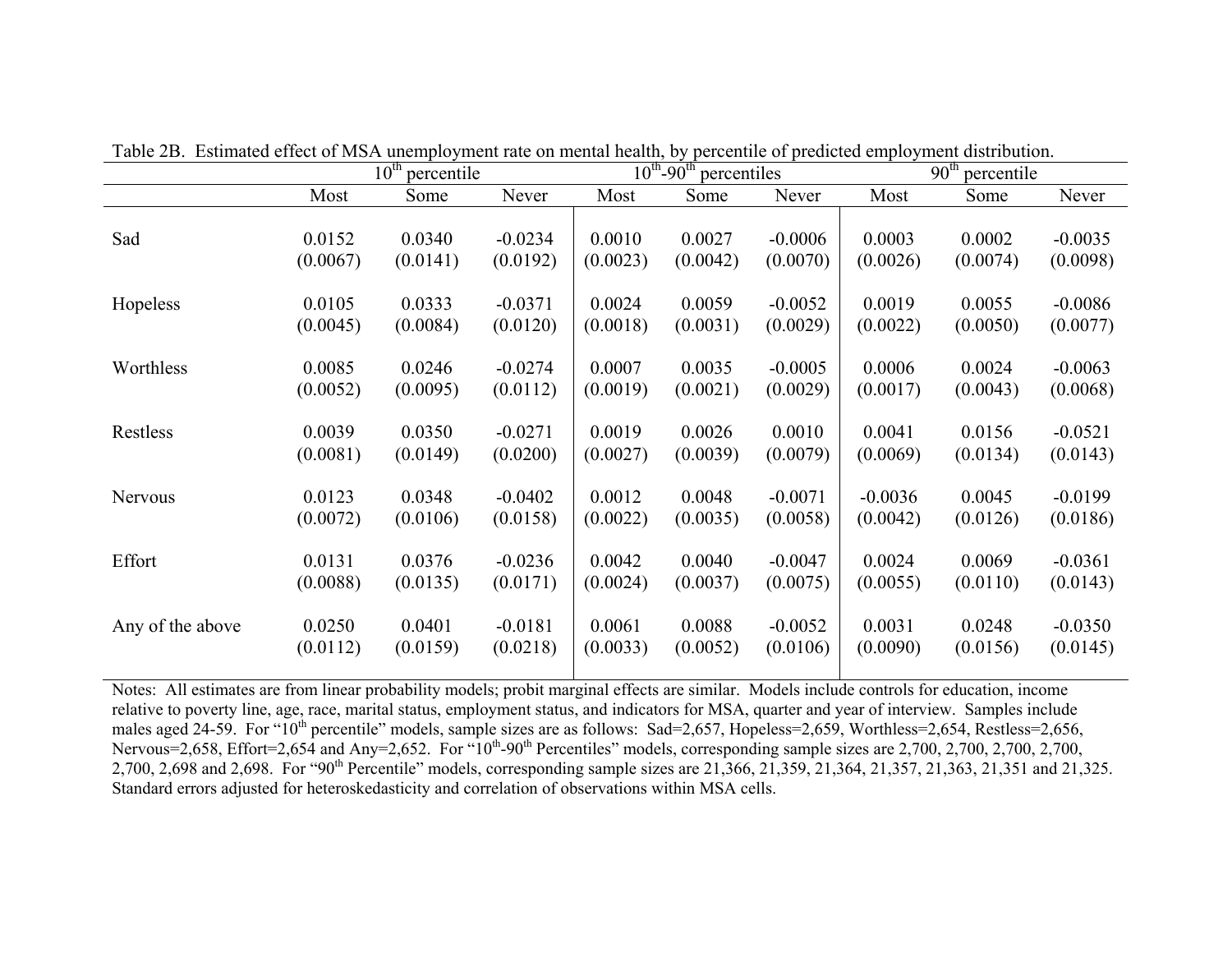Table 2B. Estimated effect of MSA unemployment rate on mental health, by percentile of predicted employment distribution.

| | $10^{th}$ percentile | | | $10^{th}$-$90^{th}$ percentiles | | | $90^{th}$ percentile | | |
|---|---|---|---|---|---|---|---|---|---|
| | Most | Some | Never | Most | Some | Never | Most | Some | Never |
| Sad | 0.0152 | 0.0340 | -0.0234 | 0.0010 | 0.0027 | -0.0006 | 0.0003 | 0.0002 | -0.0035 |
| | (0.0067) | (0.0141) | (0.0192) | (0.0023) | (0.0042) | (0.0070) | (0.0026) | (0.0074) | (0.0098) |
| Hopeless | 0.0105 | 0.0333 | -0.0371 | 0.0024 | 0.0059 | -0.0052 | 0.0019 | 0.0055 | -0.0086 |
| | (0.0045) | (0.0084) | (0.0120) | (0.0018) | (0.0031) | (0.0029) | (0.0022) | (0.0050) | (0.0077) |
| Worthless | 0.0085 | 0.0246 | -0.0274 | 0.0007 | 0.0035 | -0.0005 | 0.0006 | 0.0024 | -0.0063 |
| | (0.0052) | (0.0095) | (0.0112) | (0.0019) | (0.0021) | (0.0029) | (0.0017) | (0.0043) | (0.0068) |
| Restless | 0.0039 | 0.0350 | -0.0271 | 0.0019 | 0.0026 | 0.0010 | 0.0041 | 0.0156 | -0.0521 |
| | (0.0081) | (0.0149) | (0.0200) | (0.0027) | (0.0039) | (0.0079) | (0.0069) | (0.0134) | (0.0143) |
| Nervous | 0.0123 | 0.0348 | -0.0402 | 0.0012 | 0.0048 | -0.0071 | -0.0036 | 0.0045 | -0.0199 |
| | (0.0072) | (0.0106) | (0.0158) | (0.0022) | (0.0035) | (0.0058) | (0.0042) | (0.0126) | (0.0186) |
| Effort | 0.0131 | 0.0376 | -0.0236 | 0.0042 | 0.0040 | -0.0047 | 0.0024 | 0.0069 | -0.0361 |
| | (0.0088) | (0.0135) | (0.0171) | (0.0024) | (0.0037) | (0.0075) | (0.0055) | (0.0110) | (0.0143) |
| Any of the above | 0.0250 | 0.0401 | -0.0181 | 0.0061 | 0.0088 | -0.0052 | 0.0031 | 0.0248 | -0.0350 |
| | (0.0112) | (0.0159) | (0.0218) | (0.0033) | (0.0052) | (0.0106) | (0.0090) | (0.0156) | (0.0145) |

Notes: All estimates are from linear probability models; probit marginal effects are similar. Models include controls for education, income relative to poverty line, age, race, marital status, employment status, and indicators for MSA, quarter and year of interview. Samples include males aged 24-59. For "$10^{th}$ percentile" models, sample sizes are as follows: Sad=2,657, Hopeless=2,659, Worthless=2,654, Restless=2,656, Nervous=2,658, Effort=2,654 and Any=2,652. For "$10^{th}$-$90^{th}$ Percentiles" models, corresponding sample sizes are 2,700, 2,700, 2,700, 2,700, 2,700, 2,698 and 2,698. For "$90^{th}$ Percentile" models, corresponding sample sizes are 21,366, 21,359, 21,364, 21,357, 21,363, 21,351 and 21,325. Standard errors adjusted for heteroskedasticity and correlation of observations within MSA cells.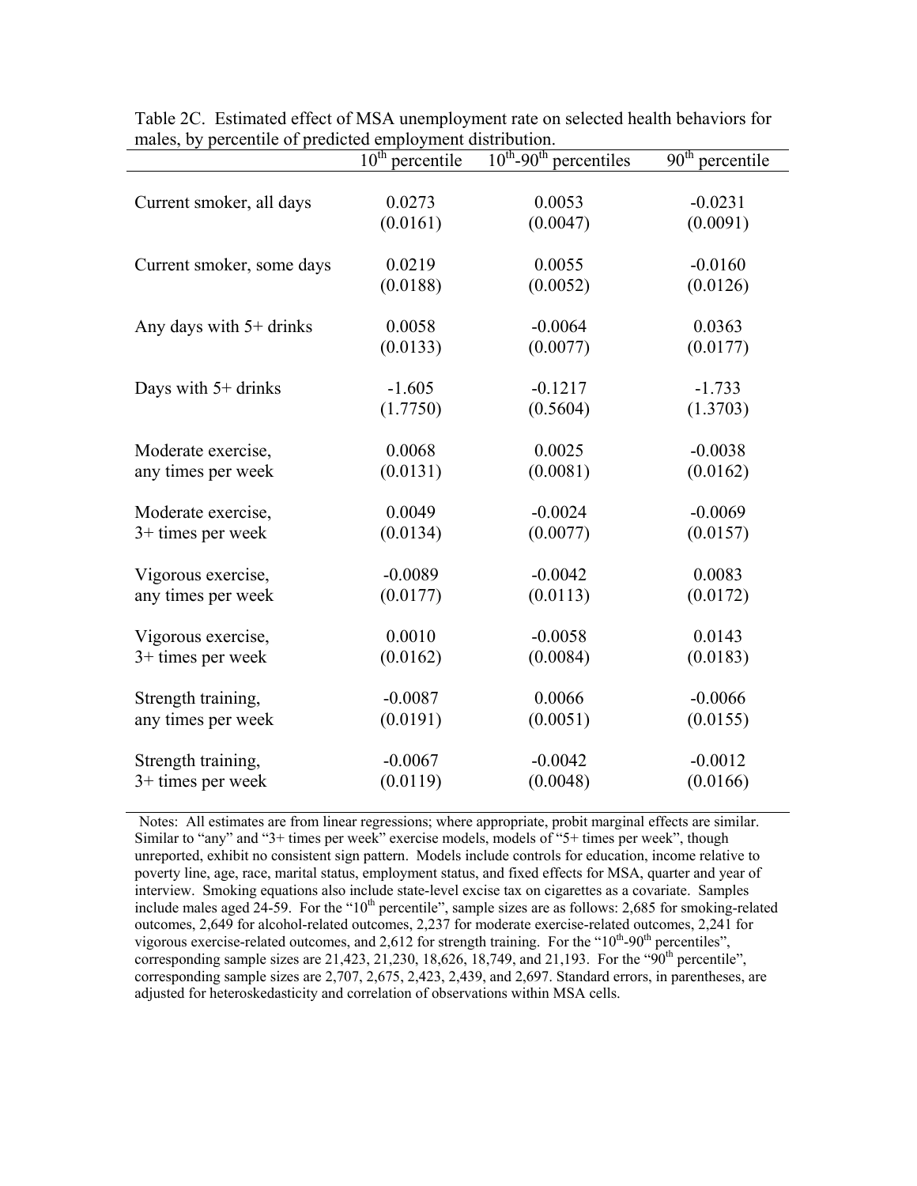Table 2C. Estimated effect of MSA unemployment rate on selected health behaviors for males, by percentile of predicted employment distribution.

| | $10^{th}$ percentile | $10^{th}$-$90^{th}$ percentiles | $90^{th}$ percentile |
|---|---|---|---|
| Current smoker, all days | 0.0273 | 0.0053 | -0.0231 |
| | (0.0161) | (0.0047) | (0.0091) |
| Current smoker, some days | 0.0219 | 0.0055 | -0.0160 |
| | (0.0188) | (0.0052) | (0.0126) |
| Any days with 5+ drinks | 0.0058 | -0.0064 | 0.0363 |
| | (0.0133) | (0.0077) | (0.0177) |
| Days with 5+ drinks | -1.605 | -0.1217 | -1.733 |
| | (1.7750) | (0.5604) | (1.3703) |
| Moderate exercise, any times per week | 0.0068 | 0.0025 | -0.0038 |
| | (0.0131) | (0.0081) | (0.0162) |
| Moderate exercise, 3+ times per week | 0.0049 | -0.0024 | -0.0069 |
| | (0.0134) | (0.0077) | (0.0157) |
| Vigorous exercise, any times per week | -0.0089 | -0.0042 | 0.0083 |
| | (0.0177) | (0.0113) | (0.0172) |
| Vigorous exercise, 3+ times per week | 0.0010 | -0.0058 | 0.0143 |
| | (0.0162) | (0.0084) | (0.0183) |
| Strength training, any times per week | -0.0087 | 0.0066 | -0.0066 |
| | (0.0191) | (0.0051) | (0.0155) |
| Strength training, 3+ times per week | -0.0067 | -0.0042 | -0.0012 |
| | (0.0119) | (0.0048) | (0.0166) |

Notes: All estimates are from linear regressions; where appropriate, probit marginal effects are similar. Similar to "any" and "3+ times per week" exercise models, models of "5+ times per week", though unreported, exhibit no consistent sign pattern. Models include controls for education, income relative to poverty line, age, race, marital status, employment status, and fixed effects for MSA, quarter and year of interview. Smoking equations also include state-level excise tax on cigarettes as a covariate. Samples include males aged 24-59. For the "$10^{th}$ percentile", sample sizes are as follows: 2,685 for smoking-related outcomes, 2,649 for alcohol-related outcomes, 2,237 for moderate exercise-related outcomes, 2,241 for vigorous exercise-related outcomes, and 2,612 for strength training. For the "$10^{th}$-$90^{th}$ percentiles", corresponding sample sizes are 21,423, 21,230, 18,626, 18,749, and 21,193. For the "$90^{th}$ percentile", corresponding sample sizes are 2,707, 2,675, 2,423, 2,439, and 2,697. Standard errors, in parentheses, are adjusted for heteroskedasticity and correlation of observations within MSA cells.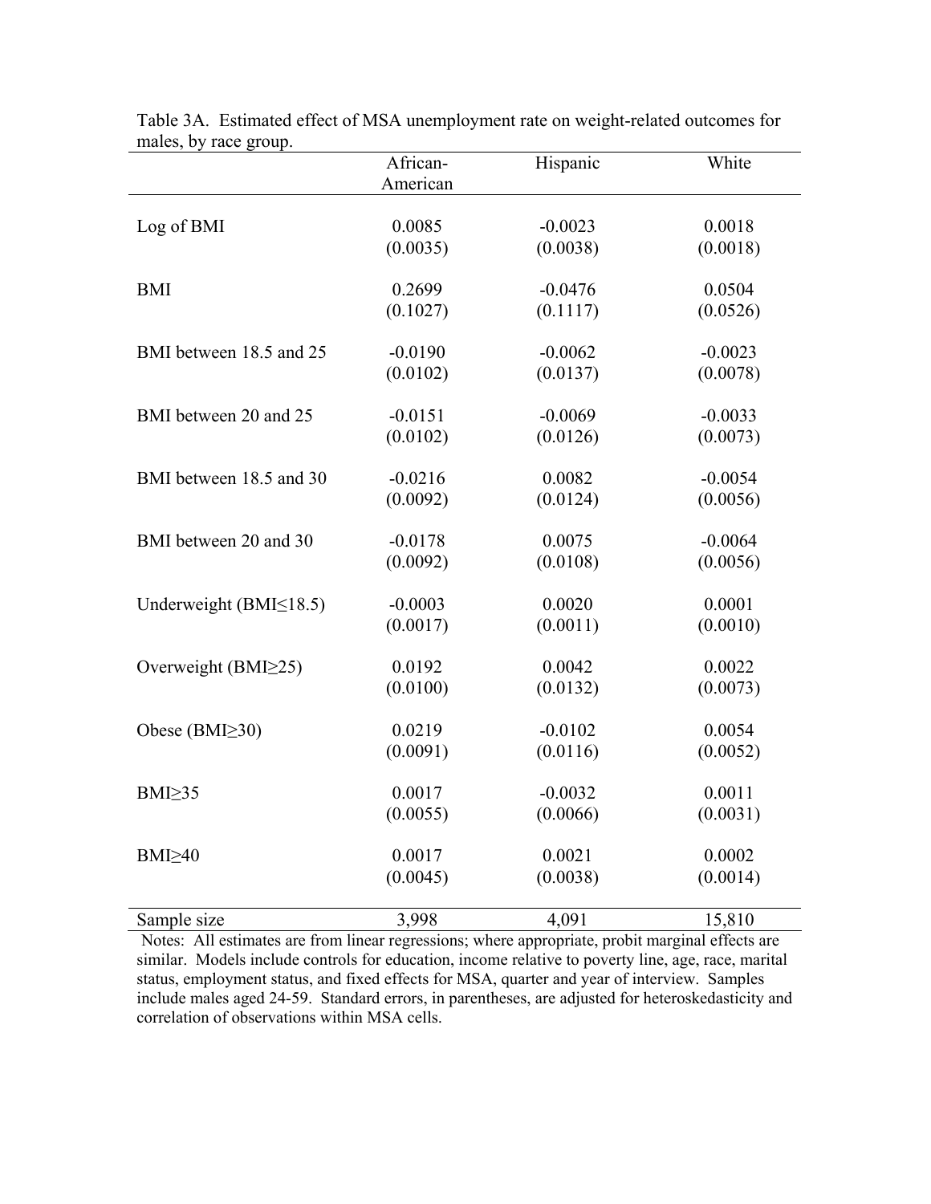Table 3A. Estimated effect of MSA unemployment rate on weight-related outcomes for males, by race group.

| | African-American | Hispanic | White |
|---|---|---|---|
| Log of BMI | 0.0085 | -0.0023 | 0.0018 |
| | (0.0035) | (0.0038) | (0.0018) |
| BMI | 0.2699 | -0.0476 | 0.0504 |
| | (0.1027) | (0.1117) | (0.0526) |
| BMI between 18.5 and 25 | -0.0190 | -0.0062 | -0.0023 |
| | (0.0102) | (0.0137) | (0.0078) |
| BMI between 20 and 25 | -0.0151 | -0.0069 | -0.0033 |
| | (0.0102) | (0.0126) | (0.0073) |
| BMI between 18.5 and 30 | -0.0216 | 0.0082 | -0.0054 |
| | (0.0092) | (0.0124) | (0.0056) |
| BMI between 20 and 30 | -0.0178 | 0.0075 | -0.0064 |
| | (0.0092) | (0.0108) | (0.0056) |
| Underweight (BMI≤18.5) | -0.0003 | 0.0020 | 0.0001 |
| | (0.0017) | (0.0011) | (0.0010) |
| Overweight (BMI≥25) | 0.0192 | 0.0042 | 0.0022 |
| | (0.0100) | (0.0132) | (0.0073) |
| Obese (BMI≥30) | 0.0219 | -0.0102 | 0.0054 |
| | (0.0091) | (0.0116) | (0.0052) |
| BMI≥35 | 0.0017 | -0.0032 | 0.0011 |
| | (0.0055) | (0.0066) | (0.0031) |
| BMI≥40 | 0.0017 | 0.0021 | 0.0002 |
| | (0.0045) | (0.0038) | (0.0014) |
| Sample size | 3,998 | 4,091 | 15,810 |

Notes: All estimates are from linear regressions; where appropriate, probit marginal effects are similar. Models include controls for education, income relative to poverty line, age, race, marital status, employment status, and fixed effects for MSA, quarter and year of interview. Samples include males aged 24-59. Standard errors, in parentheses, are adjusted for heteroskedasticity and correlation of observations within MSA cells.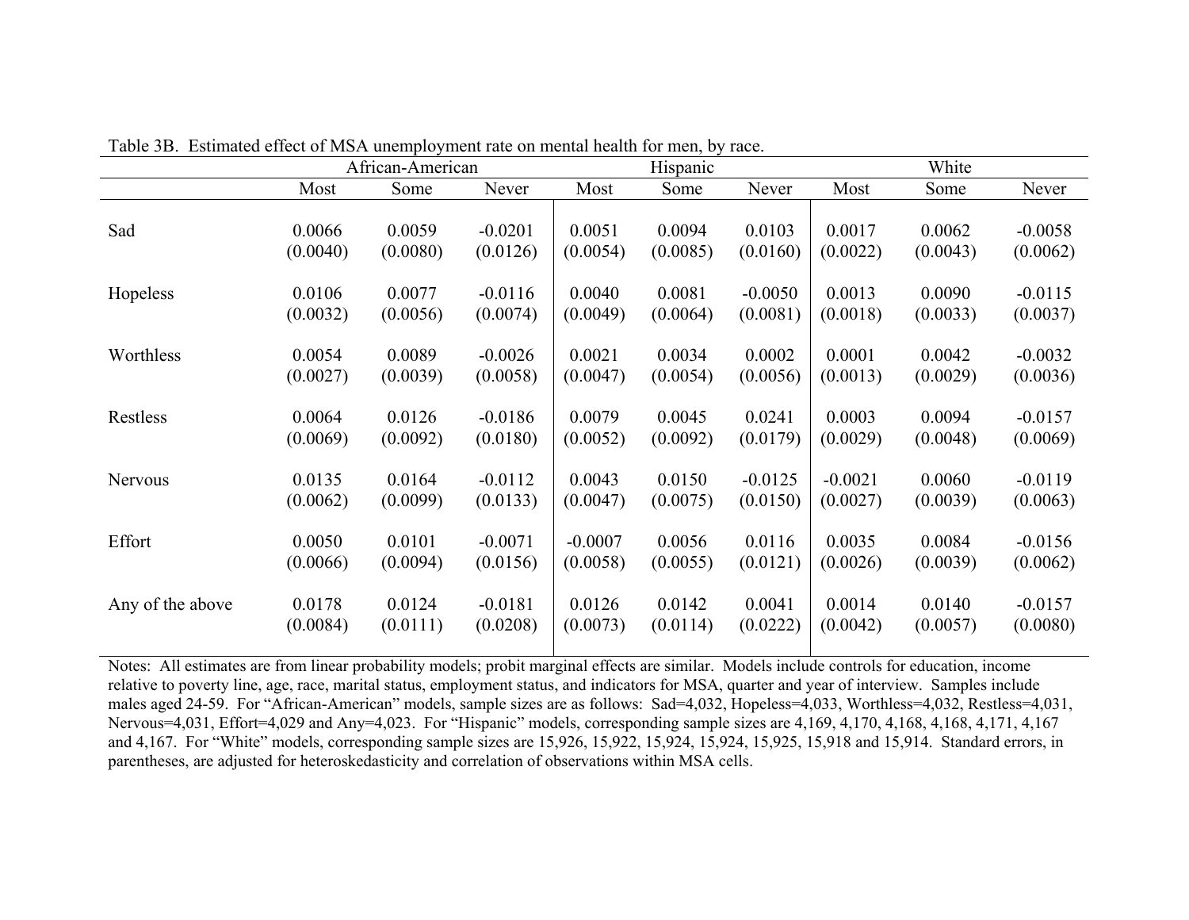Table 3B. Estimated effect of MSA unemployment rate on mental health for men, by race.

| | African-American | | | Hispanic | | | White | | |
|---|---|---|---|---|---|---|---|---|---|
| | Most | Some | Never | Most | Some | Never | Most | Some | Never |
| Sad | 0.0066 | 0.0059 | -0.0201 | 0.0051 | 0.0094 | 0.0103 | 0.0017 | 0.0062 | -0.0058 |
| | (0.0040) | (0.0080) | (0.0126) | (0.0054) | (0.0085) | (0.0160) | (0.0022) | (0.0043) | (0.0062) |
| Hopeless | 0.0106 | 0.0077 | -0.0116 | 0.0040 | 0.0081 | -0.0050 | 0.0013 | 0.0090 | -0.0115 |
| | (0.0032) | (0.0056) | (0.0074) | (0.0049) | (0.0064) | (0.0081) | (0.0018) | (0.0033) | (0.0037) |
| Worthless | 0.0054 | 0.0089 | -0.0026 | 0.0021 | 0.0034 | 0.0002 | 0.0001 | 0.0042 | -0.0032 |
| | (0.0027) | (0.0039) | (0.0058) | (0.0047) | (0.0054) | (0.0056) | (0.0013) | (0.0029) | (0.0036) |
| Restless | 0.0064 | 0.0126 | -0.0186 | 0.0079 | 0.0045 | 0.0241 | 0.0003 | 0.0094 | -0.0157 |
| | (0.0069) | (0.0092) | (0.0180) | (0.0052) | (0.0092) | (0.0179) | (0.0029) | (0.0048) | (0.0069) |
| Nervous | 0.0135 | 0.0164 | -0.0112 | 0.0043 | 0.0150 | -0.0125 | -0.0021 | 0.0060 | -0.0119 |
| | (0.0062) | (0.0099) | (0.0133) | (0.0047) | (0.0075) | (0.0150) | (0.0027) | (0.0039) | (0.0063) |
| Effort | 0.0050 | 0.0101 | -0.0071 | -0.0007 | 0.0056 | 0.0116 | 0.0035 | 0.0084 | -0.0156 |
| | (0.0066) | (0.0094) | (0.0156) | (0.0058) | (0.0055) | (0.0121) | (0.0026) | (0.0039) | (0.0062) |
| Any of the above | 0.0178 | 0.0124 | -0.0181 | 0.0126 | 0.0142 | 0.0041 | 0.0014 | 0.0140 | -0.0157 |
| | (0.0084) | (0.0111) | (0.0208) | (0.0073) | (0.0114) | (0.0222) | (0.0042) | (0.0057) | (0.0080) |

Notes: All estimates are from linear probability models; probit marginal effects are similar. Models include controls for education, income relative to poverty line, age, race, marital status, employment status, and indicators for MSA, quarter and year of interview. Samples include males aged 24-59. For "African-American" models, sample sizes are as follows: Sad=4,032, Hopeless=4,033, Worthless=4,032, Restless=4,031, Nervous=4,031, Effort=4,029 and Any=4,023. For "Hispanic" models, corresponding sample sizes are 4,169, 4,170, 4,168, 4,168, 4,171, 4,167 and 4,167. For "White" models, corresponding sample sizes are 15,926, 15,922, 15,924, 15,924, 15,925, 15,918 and 15,914. Standard errors, in parentheses, are adjusted for heteroskedasticity and correlation of observations within MSA cells.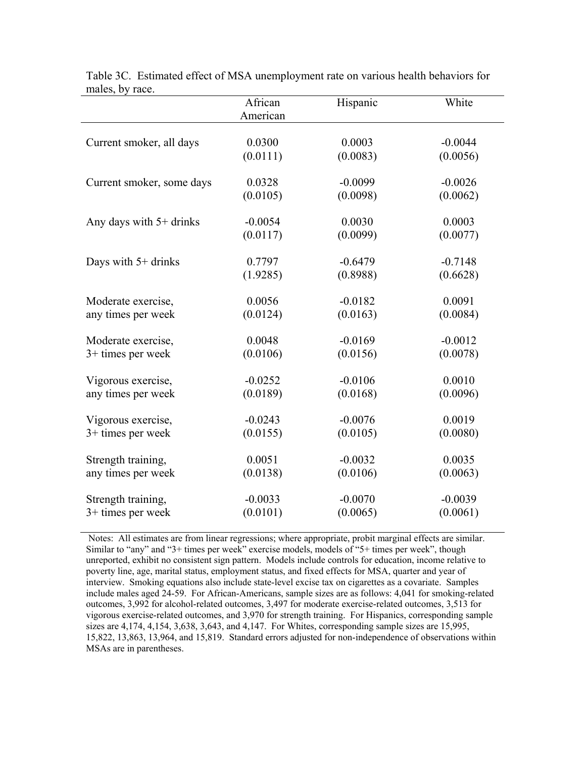Table 3C. Estimated effect of MSA unemployment rate on various health behaviors for males, by race.

| | African American | Hispanic | White |
|---|---|---|---|
| Current smoker, all days | 0.0300 | 0.0003 | -0.0044 |
| | (0.0111) | (0.0083) | (0.0056) |
| Current smoker, some days | 0.0328 | -0.0099 | -0.0026 |
| | (0.0105) | (0.0098) | (0.0062) |
| Any days with 5+ drinks | -0.0054 | 0.0030 | 0.0003 |
| | (0.0117) | (0.0099) | (0.0077) |
| Days with 5+ drinks | 0.7797 | -0.6479 | -0.7148 |
| | (1.9285) | (0.8988) | (0.6628) |
| Moderate exercise, any times per week | 0.0056 | -0.0182 | 0.0091 |
| | (0.0124) | (0.0163) | (0.0084) |
| Moderate exercise, 3+ times per week | 0.0048 | -0.0169 | -0.0012 |
| | (0.0106) | (0.0156) | (0.0078) |
| Vigorous exercise, any times per week | -0.0252 | -0.0106 | 0.0010 |
| | (0.0189) | (0.0168) | (0.0096) |
| Vigorous exercise, 3+ times per week | -0.0243 | -0.0076 | 0.0019 |
| | (0.0155) | (0.0105) | (0.0080) |
| Strength training, any times per week | 0.0051 | -0.0032 | 0.0035 |
| | (0.0138) | (0.0106) | (0.0063) |
| Strength training, 3+ times per week | -0.0033 | -0.0070 | -0.0039 |
| | (0.0101) | (0.0065) | (0.0061) |

Notes: All estimates are from linear regressions; where appropriate, probit marginal effects are similar. Similar to "any" and "3+ times per week" exercise models, models of "5+ times per week", though unreported, exhibit no consistent sign pattern. Models include controls for education, income relative to poverty line, age, marital status, employment status, and fixed effects for MSA, quarter and year of interview. Smoking equations also include state-level excise tax on cigarettes as a covariate. Samples include males aged 24-59. For African-Americans, sample sizes are as follows: 4,041 for smoking-related outcomes, 3,992 for alcohol-related outcomes, 3,497 for moderate exercise-related outcomes, 3,513 for vigorous exercise-related outcomes, and 3,970 for strength training. For Hispanics, corresponding sample sizes are 4,174, 4,154, 3,638, 3,643, and 4,147. For Whites, corresponding sample sizes are 15,995, 15,822, 13,863, 13,964, and 15,819. Standard errors adjusted for non-independence of observations within MSAs are in parentheses.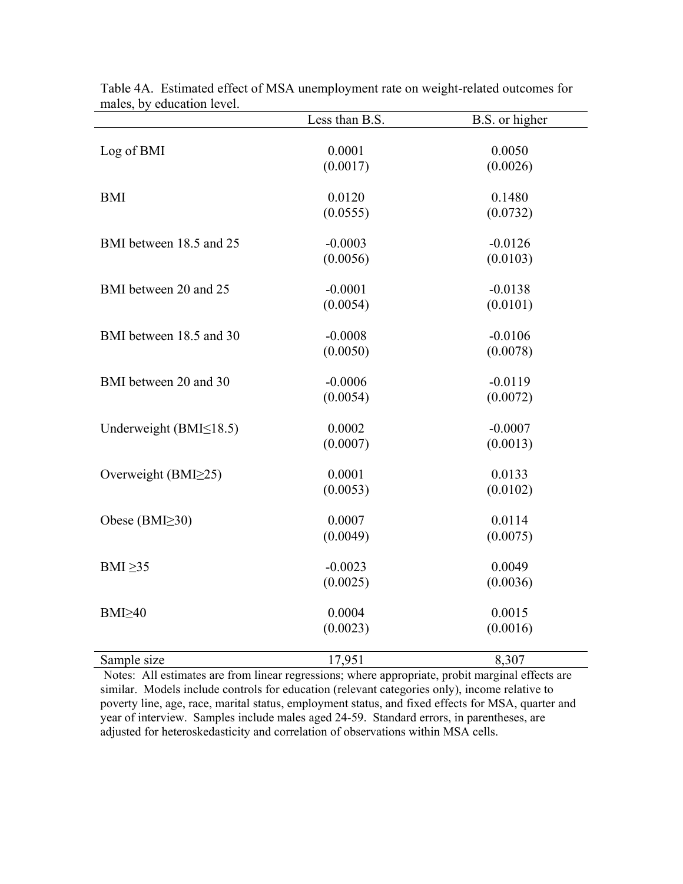Table 4A. Estimated effect of MSA unemployment rate on weight-related outcomes for males, by education level.

| | Less than B.S. | B.S. or higher |
|---|---|---|
| Log of BMI | 0.0001 | 0.0050 |
| | (0.0017) | (0.0026) |
| BMI | 0.0120 | 0.1480 |
| | (0.0555) | (0.0732) |
| BMI between 18.5 and 25 | -0.0003 | -0.0126 |
| | (0.0056) | (0.0103) |
| BMI between 20 and 25 | -0.0001 | -0.0138 |
| | (0.0054) | (0.0101) |
| BMI between 18.5 and 30 | -0.0008 | -0.0106 |
| | (0.0050) | (0.0078) |
| BMI between 20 and 30 | -0.0006 | -0.0119 |
| | (0.0054) | (0.0072) |
| Underweight (BMI≤18.5) | 0.0002 | -0.0007 |
| | (0.0007) | (0.0013) |
| Overweight (BMI≥25) | 0.0001 | 0.0133 |
| | (0.0053) | (0.0102) |
| Obese (BMI≥30) | 0.0007 | 0.0114 |
| | (0.0049) | (0.0075) |
| BMI ≥35 | -0.0023 | 0.0049 |
| | (0.0025) | (0.0036) |
| BMI≥40 | 0.0004 | 0.0015 |
| | (0.0023) | (0.0016) |
| Sample size | 17,951 | 8,307 |

Notes: All estimates are from linear regressions; where appropriate, probit marginal effects are similar. Models include controls for education (relevant categories only), income relative to poverty line, age, race, marital status, employment status, and fixed effects for MSA, quarter and year of interview. Samples include males aged 24-59. Standard errors, in parentheses, are adjusted for heteroskedasticity and correlation of observations within MSA cells.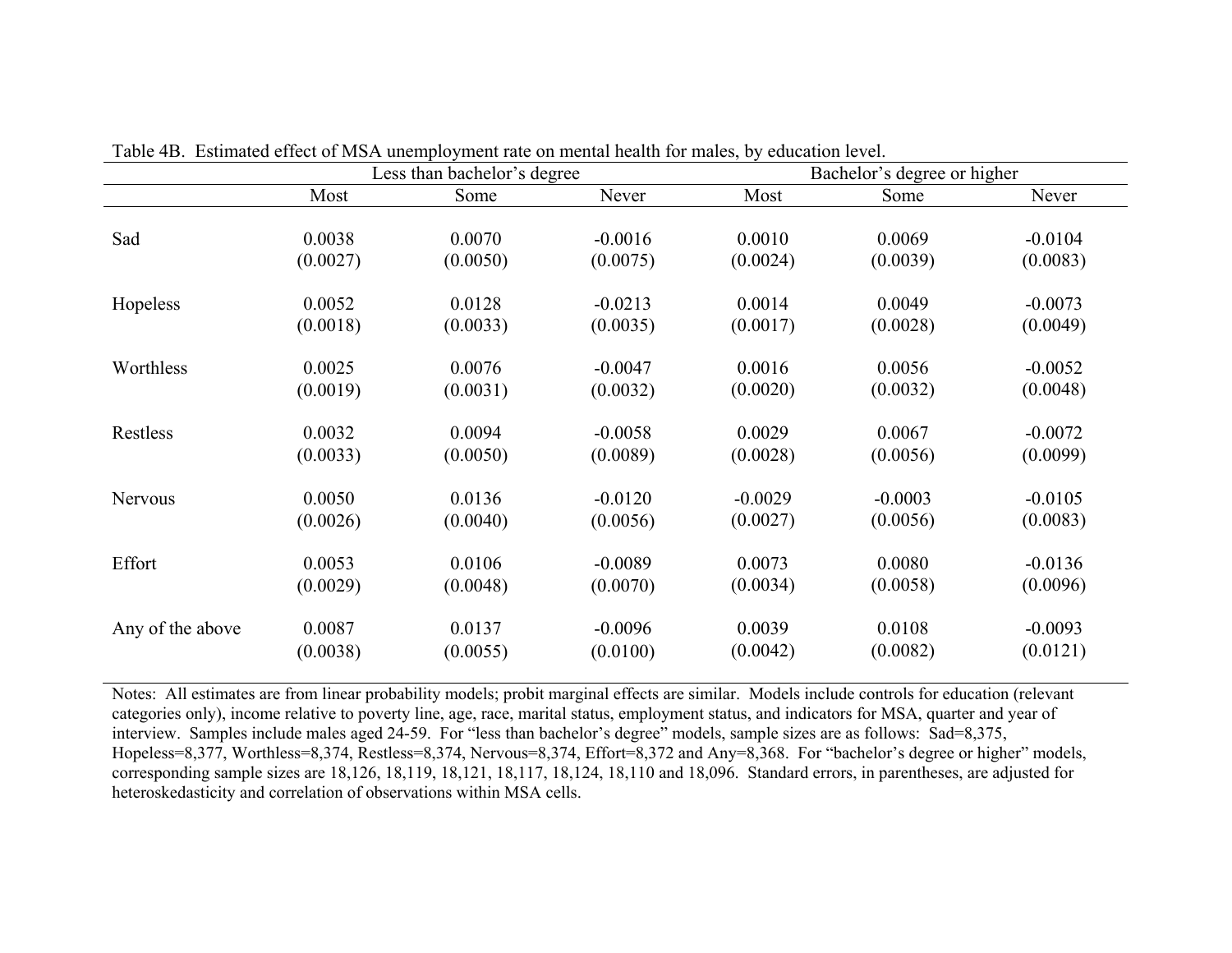Table 4B. Estimated effect of MSA unemployment rate on mental health for males, by education level.

| | Less than bachelor's degree | | | Bachelor's degree or higher | | |
|---|---|---|---|---|---|---|
| | Most | Some | Never | Most | Some | Never |
| Sad | 0.0038 | 0.0070 | -0.0016 | 0.0010 | 0.0069 | -0.0104 |
| | (0.0027) | (0.0050) | (0.0075) | (0.0024) | (0.0039) | (0.0083) |
| Hopeless | 0.0052 | 0.0128 | -0.0213 | 0.0014 | 0.0049 | -0.0073 |
| | (0.0018) | (0.0033) | (0.0035) | (0.0017) | (0.0028) | (0.0049) |
| Worthless | 0.0025 | 0.0076 | -0.0047 | 0.0016 | 0.0056 | -0.0052 |
| | (0.0019) | (0.0031) | (0.0032) | (0.0020) | (0.0032) | (0.0048) |
| Restless | 0.0032 | 0.0094 | -0.0058 | 0.0029 | 0.0067 | -0.0072 |
| | (0.0033) | (0.0050) | (0.0089) | (0.0028) | (0.0056) | (0.0099) |
| Nervous | 0.0050 | 0.0136 | -0.0120 | -0.0029 | -0.0003 | -0.0105 |
| | (0.0026) | (0.0040) | (0.0056) | (0.0027) | (0.0056) | (0.0083) |
| Effort | 0.0053 | 0.0106 | -0.0089 | 0.0073 | 0.0080 | -0.0136 |
| | (0.0029) | (0.0048) | (0.0070) | (0.0034) | (0.0058) | (0.0096) |
| Any of the above | 0.0087 | 0.0137 | -0.0096 | 0.0039 | 0.0108 | -0.0093 |
| | (0.0038) | (0.0055) | (0.0100) | (0.0042) | (0.0082) | (0.0121) |

Notes: All estimates are from linear probability models; probit marginal effects are similar. Models include controls for education (relevant categories only), income relative to poverty line, age, race, marital status, employment status, and indicators for MSA, quarter and year of interview. Samples include males aged 24-59. For "less than bachelor's degree" models, sample sizes are as follows: Sad=8,375, Hopeless=8,377, Worthless=8,374, Restless=8,374, Nervous=8,374, Effort=8,372 and Any=8,368. For "bachelor's degree or higher" models, corresponding sample sizes are 18,126, 18,119, 18,121, 18,117, 18,124, 18,110 and 18,096. Standard errors, in parentheses, are adjusted for heteroskedasticity and correlation of observations within MSA cells.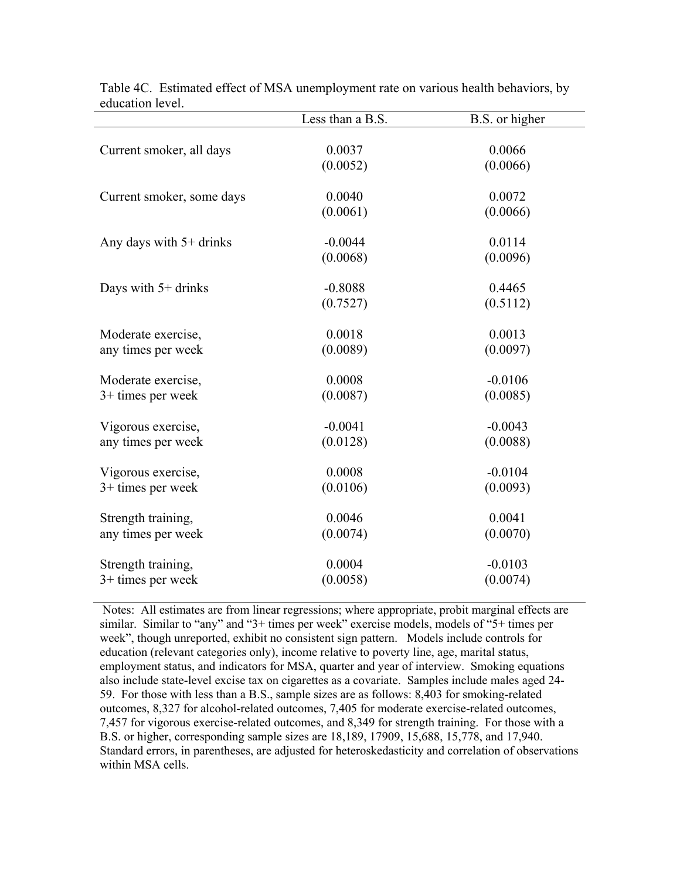Table 4C. Estimated effect of MSA unemployment rate on various health behaviors, by education level.

| | Less than a B.S. | B.S. or higher |
|---|---|---|
| Current smoker, all days | 0.0037 | 0.0066 |
| | (0.0052) | (0.0066) |
| Current smoker, some days | 0.0040 | 0.0072 |
| | (0.0061) | (0.0066) |
| Any days with 5+ drinks | -0.0044 | 0.0114 |
| | (0.0068) | (0.0096) |
| Days with 5+ drinks | -0.8088 | 0.4465 |
| | (0.7527) | (0.5112) |
| Moderate exercise, any times per week | 0.0018 | 0.0013 |
| | (0.0089) | (0.0097) |
| Moderate exercise, 3+ times per week | 0.0008 | -0.0106 |
| | (0.0087) | (0.0085) |
| Vigorous exercise, any times per week | -0.0041 | -0.0043 |
| | (0.0128) | (0.0088) |
| Vigorous exercise, 3+ times per week | 0.0008 | -0.0104 |
| | (0.0106) | (0.0093) |
| Strength training, any times per week | 0.0046 | 0.0041 |
| | (0.0074) | (0.0070) |
| Strength training, 3+ times per week | 0.0004 | -0.0103 |
| | (0.0058) | (0.0074) |

Notes: All estimates are from linear regressions; where appropriate, probit marginal effects are similar. Similar to "any" and "3+ times per week" exercise models, models of "5+ times per week", though unreported, exhibit no consistent sign pattern. Models include controls for education (relevant categories only), income relative to poverty line, age, marital status, employment status, and indicators for MSA, quarter and year of interview. Smoking equations also include state-level excise tax on cigarettes as a covariate. Samples include males aged 24-59. For those with less than a B.S., sample sizes are as follows: 8,403 for smoking-related outcomes, 8,327 for alcohol-related outcomes, 7,405 for moderate exercise-related outcomes, 7,457 for vigorous exercise-related outcomes, and 8,349 for strength training. For those with a B.S. or higher, corresponding sample sizes are 18,189, 17909, 15,688, 15,778, and 17,940. Standard errors, in parentheses, are adjusted for heteroskedasticity and correlation of observations within MSA cells.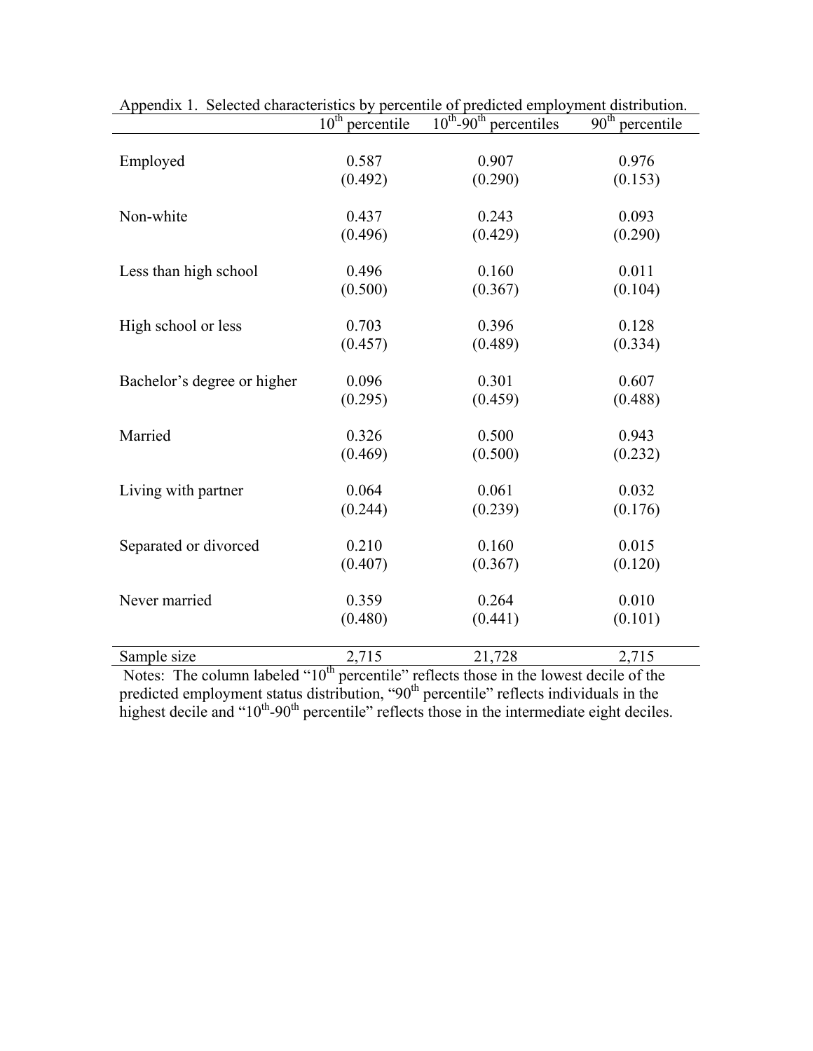Appendix 1. Selected characteristics by percentile of predicted employment distribution.

| | $10^{th}$ percentile | $10^{th}$-$90^{th}$ percentiles | $90^{th}$ percentile |
|---|---|---|---|
| Employed | 0.587 | 0.907 | 0.976 |
| | (0.492) | (0.290) | (0.153) |
| Non-white | 0.437 | 0.243 | 0.093 |
| | (0.496) | (0.429) | (0.290) |
| Less than high school | 0.496 | 0.160 | 0.011 |
| | (0.500) | (0.367) | (0.104) |
| High school or less | 0.703 | 0.396 | 0.128 |
| | (0.457) | (0.489) | (0.334) |
| Bachelor's degree or higher | 0.096 | 0.301 | 0.607 |
| | (0.295) | (0.459) | (0.488) |
| Married | 0.326 | 0.500 | 0.943 |
| | (0.469) | (0.500) | (0.232) |
| Living with partner | 0.064 | 0.061 | 0.032 |
| | (0.244) | (0.239) | (0.176) |
| Separated or divorced | 0.210 | 0.160 | 0.015 |
| | (0.407) | (0.367) | (0.120) |
| Never married | 0.359 | 0.264 | 0.010 |
| | (0.480) | (0.441) | (0.101) |
| Sample size | 2,715 | 21,728 | 2,715 |

Notes: The column labeled "$10^{th}$ percentile" reflects those in the lowest decile of the predicted employment status distribution, "$90^{th}$ percentile" reflects individuals in the highest decile and "$10^{th}$-$90^{th}$ percentile" reflects those in the intermediate eight deciles.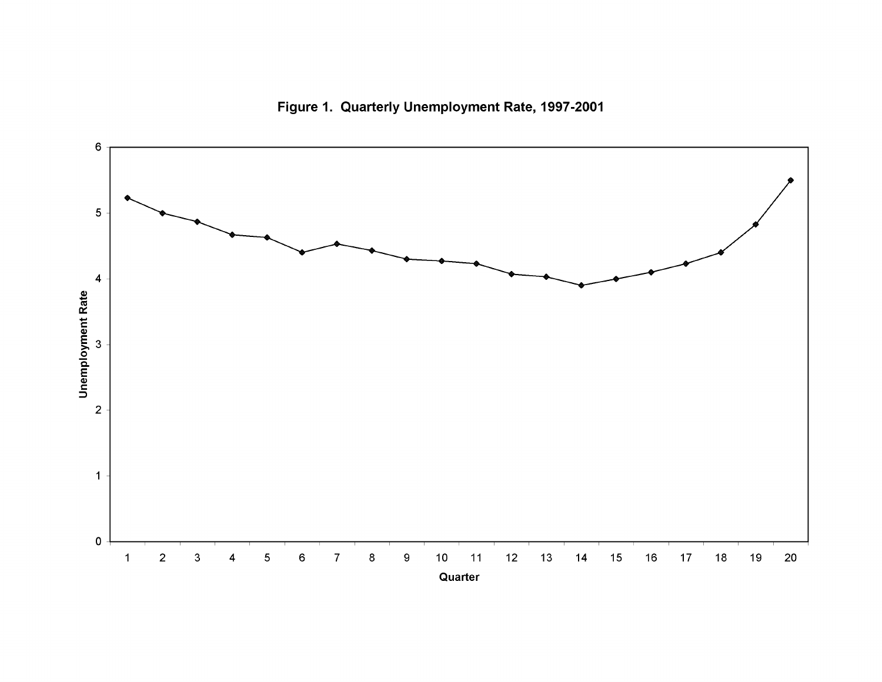**Figure 1. Quarterly Unemployment Rate, 1997-2001**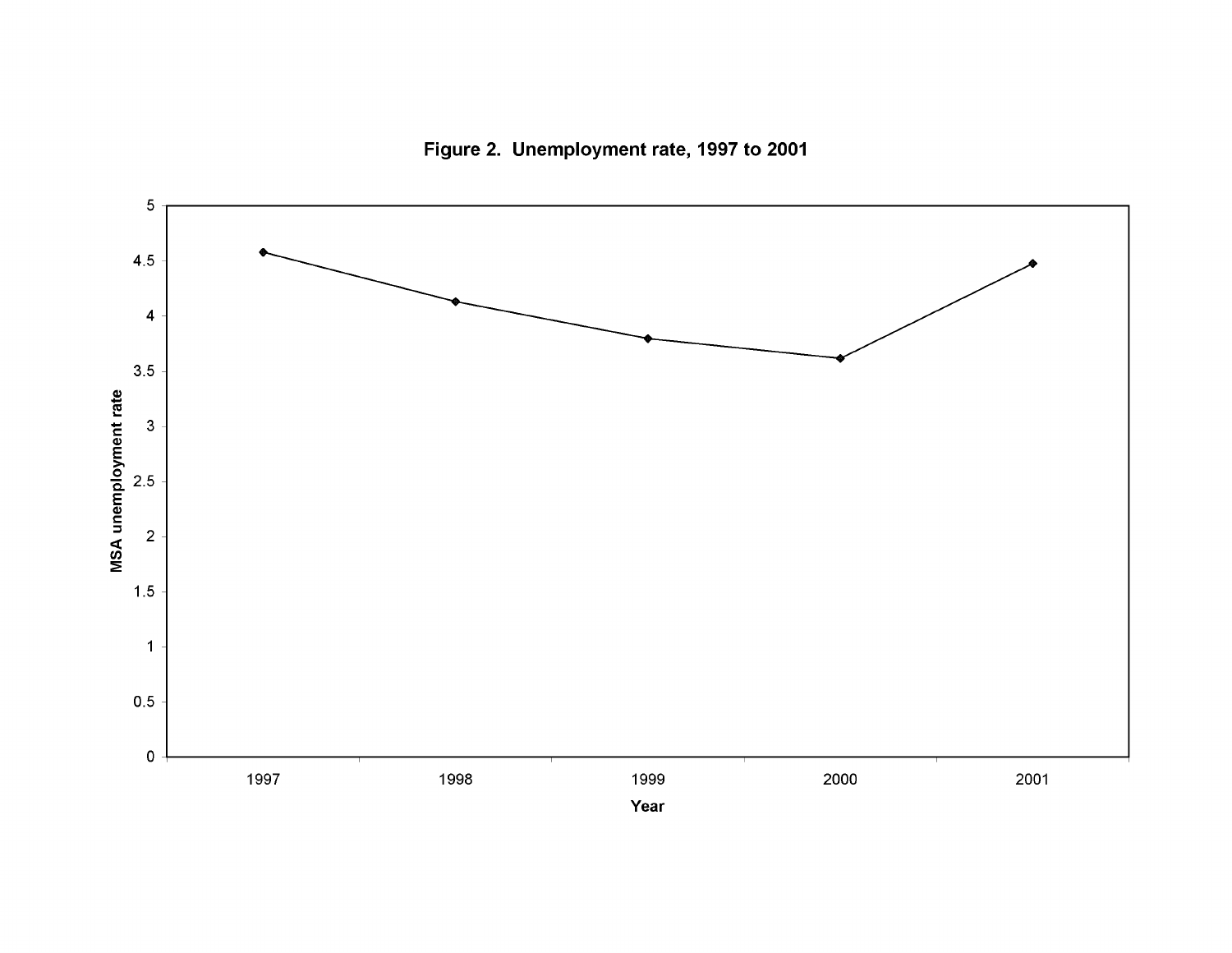**Figure 2. Unemployment rate, 1997 to 2001**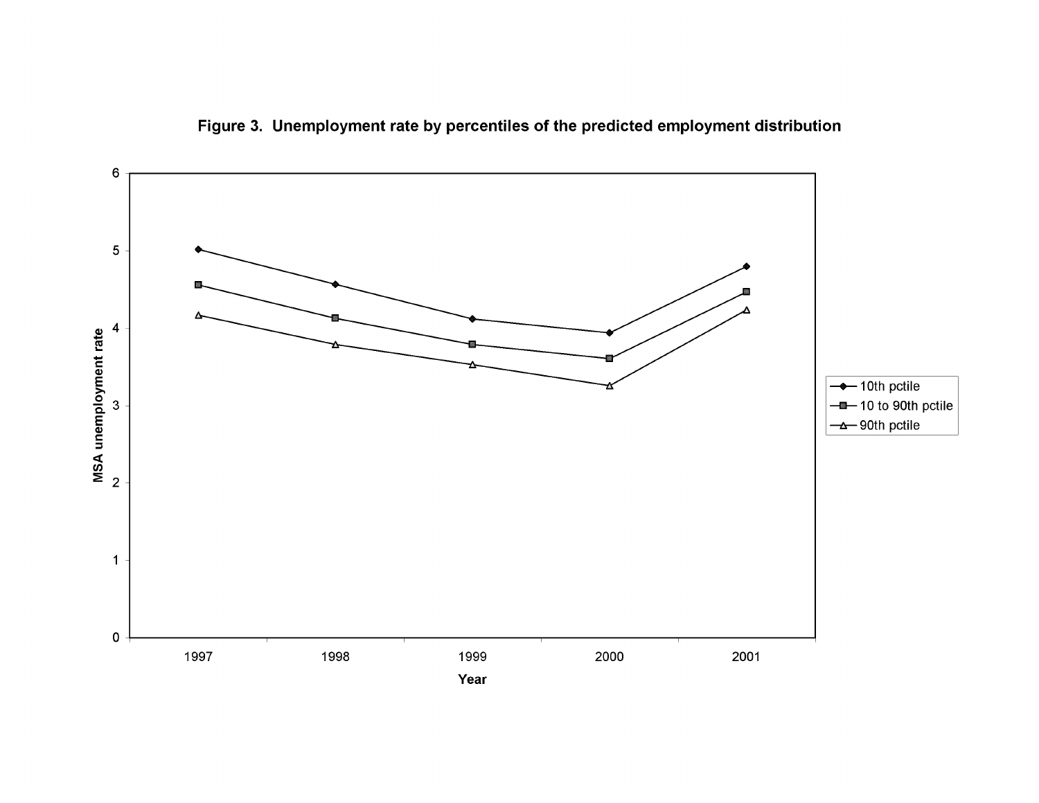**Figure 3. Unemployment rate by percentiles of the predicted employment distribution**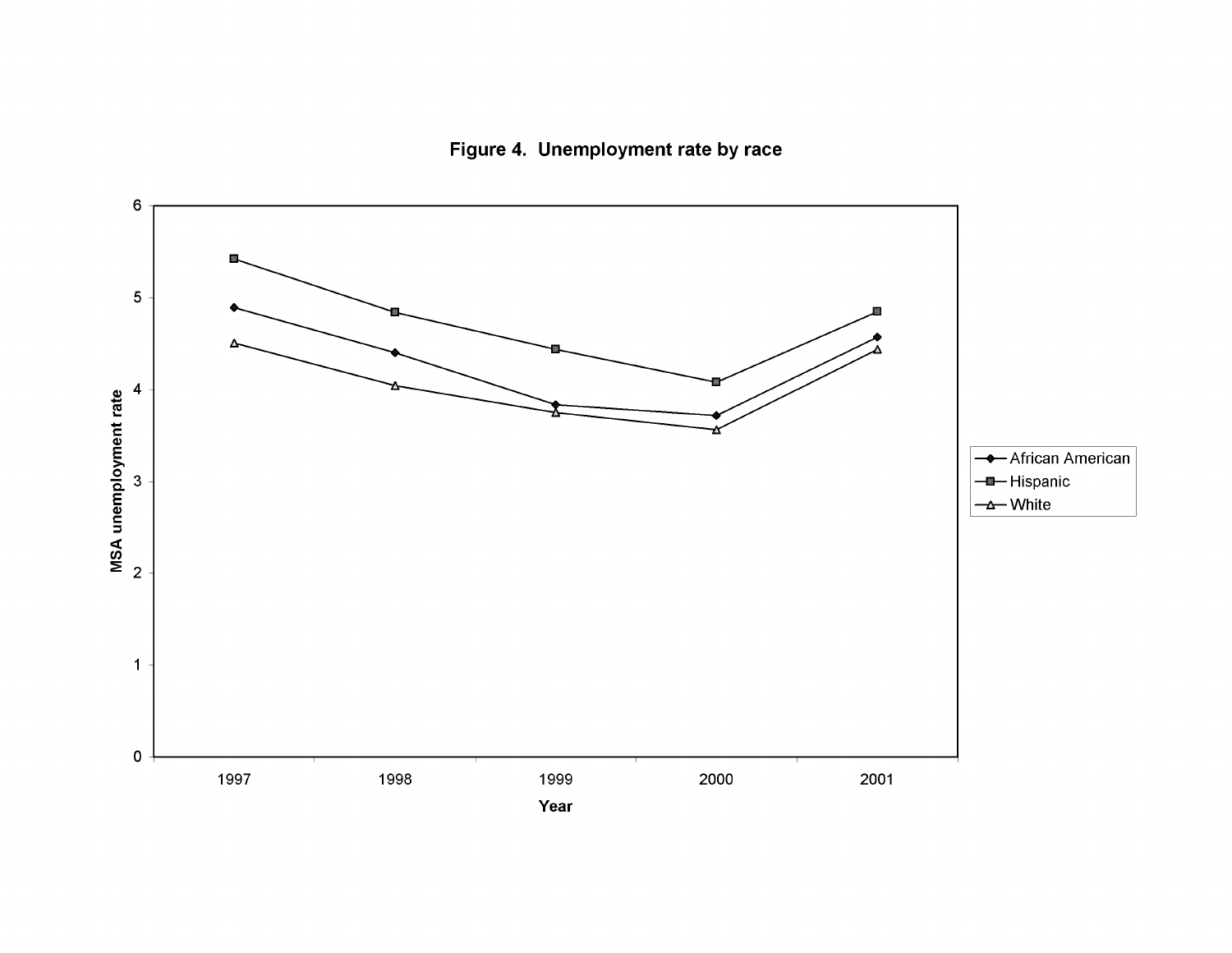**Figure 4. Unemployment rate by race**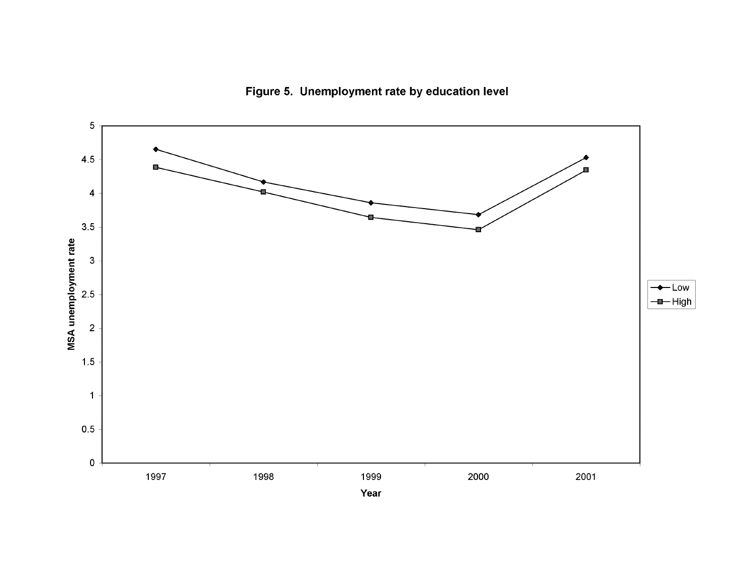**Figure 5. Unemployment rate by education level**

MSA unemployment rate

5
4.5
4
3.5
3
2.5
2
1.5
1
0.5
0

1997
1998
1999
2000
2001

Year

Low
High